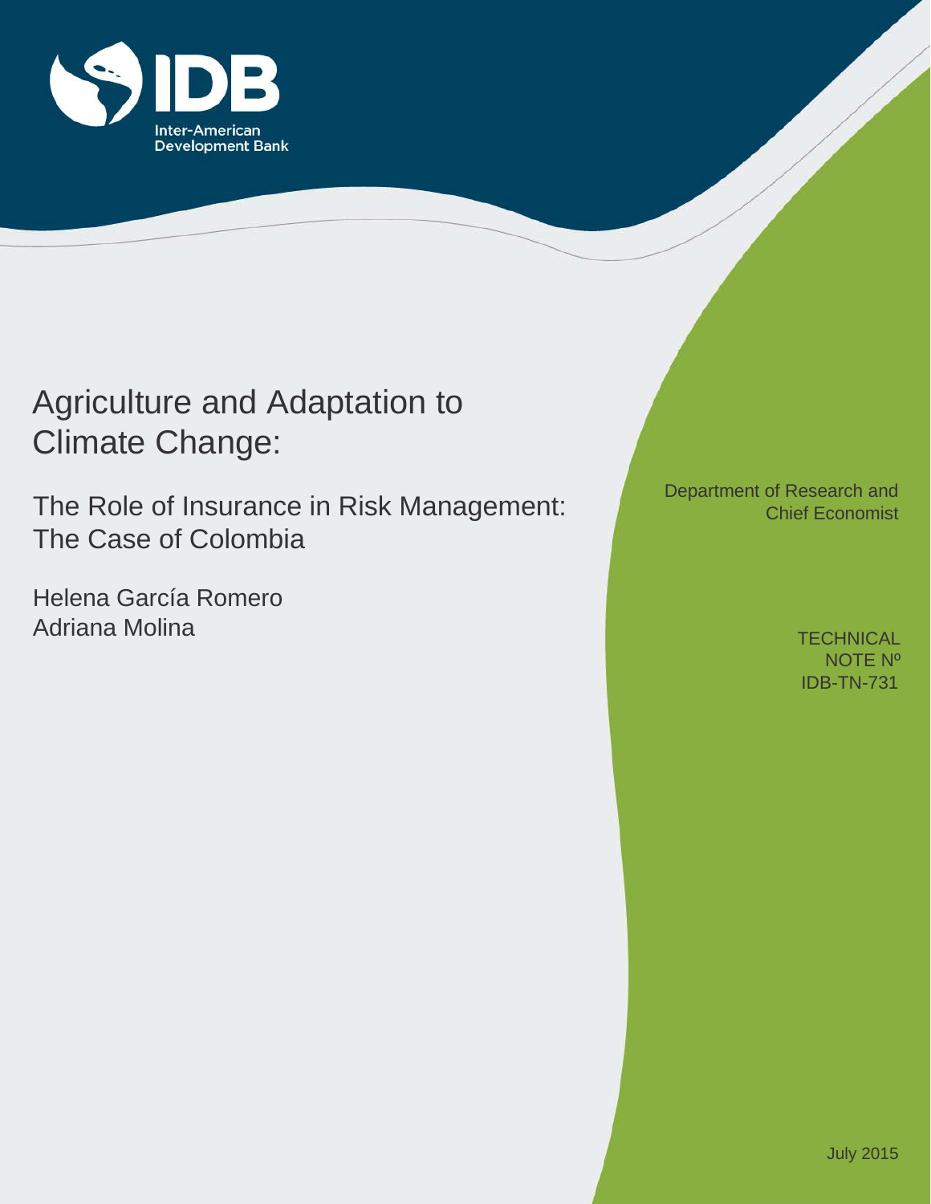IDB

Inter-American Development Bank

# Agriculture and Adaptation to Climate Change:

## The Role of Insurance in Risk Management: The Case of Colombia

Helena García Romero

Adriana Molina

Department of Research and Chief Economist

TECHNICAL NOTE Nº IDB-TN-731

July 2015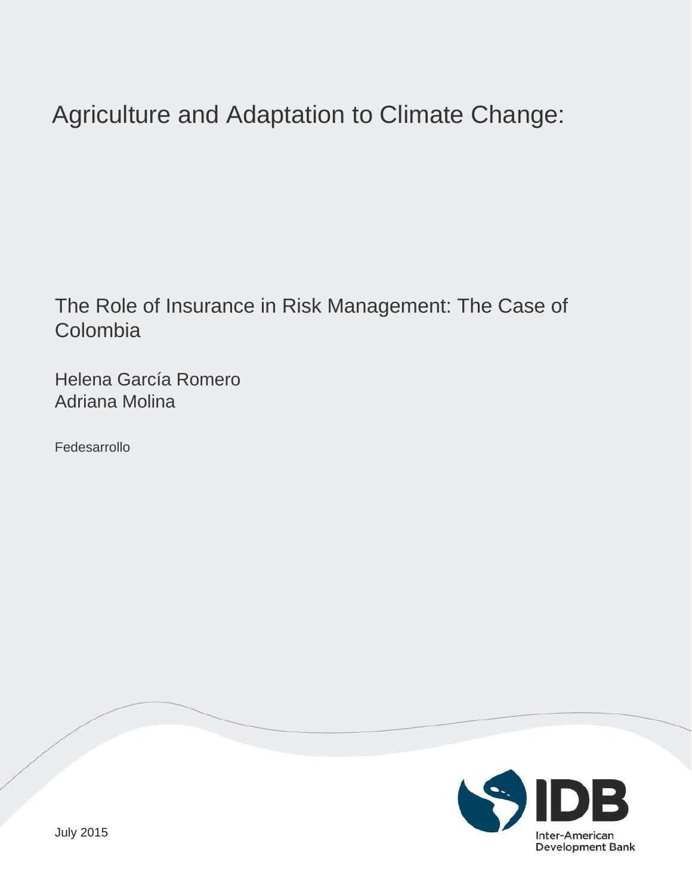# Agriculture and Adaptation to Climate Change:

## The Role of Insurance in Risk Management: The Case of Colombia

Helena García Romero
Adriana Molina

Fedesarrollo

Inter-American Development Bank

July 2015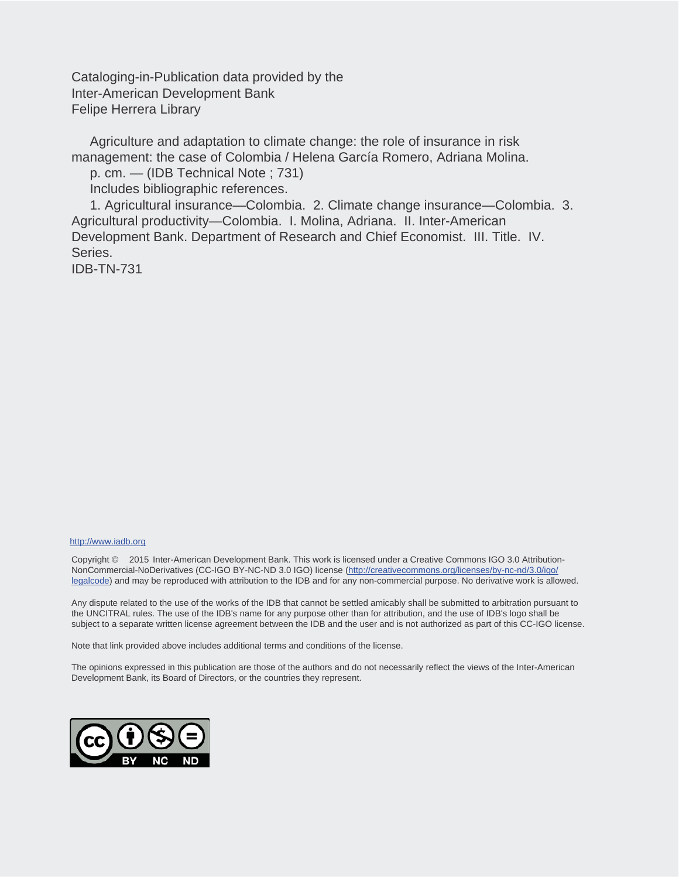Cataloging-in-Publication data provided by the
Inter-American Development Bank
Felipe Herrera Library

Agriculture and adaptation to climate change: the role of insurance in risk management: the case of Colombia / Helena García Romero, Adriana Molina.

p. cm. — (IDB Technical Note ; 731)

Includes bibliographic references.

1. Agricultural insurance—Colombia. 2. Climate change insurance—Colombia. 3. Agricultural productivity—Colombia. I. Molina, Adriana. II. Inter-American Development Bank. Department of Research and Chief Economist. III. Title. IV. Series.

IDB-TN-731

http://www.iadb.org

Copyright © 2015 Inter-American Development Bank. This work is licensed under a Creative Commons IGO 3.0 Attribution-NonCommercial-NoDerivatives (CC-IGO BY-NC-ND 3.0 IGO) license (http://creativecommons.org/licenses/by-nc-nd/3.0/igo/legalcode) and may be reproduced with attribution to the IDB and for any non-commercial purpose. No derivative work is allowed.

Any dispute related to the use of the works of the IDB that cannot be settled amicably shall be submitted to arbitration pursuant to the UNCITRAL rules. The use of the IDB's name for any purpose other than for attribution, and the use of IDB's logo shall be subject to a separate written license agreement between the IDB and the user and is not authorized as part of this CC-IGO license.

Note that link provided above includes additional terms and conditions of the license.

The opinions expressed in this publication are those of the authors and do not necessarily reflect the views of the Inter-American Development Bank, its Board of Directors, or the countries they represent.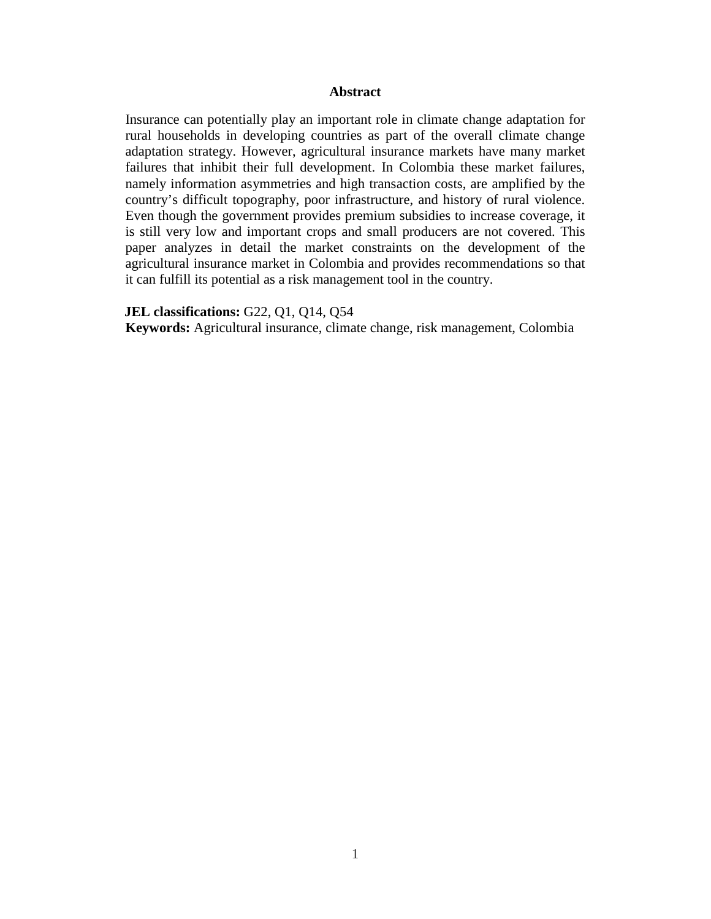## Abstract

Insurance can potentially play an important role in climate change adaptation for rural households in developing countries as part of the overall climate change adaptation strategy. However, agricultural insurance markets have many market failures that inhibit their full development. In Colombia these market failures, namely information asymmetries and high transaction costs, are amplified by the country's difficult topography, poor infrastructure, and history of rural violence. Even though the government provides premium subsidies to increase coverage, it is still very low and important crops and small producers are not covered. This paper analyzes in detail the market constraints on the development of the agricultural insurance market in Colombia and provides recommendations so that it can fulfill its potential as a risk management tool in the country.

**JEL classifications:** G22, Q1, Q14, Q54

**Keywords:** Agricultural insurance, climate change, risk management, Colombia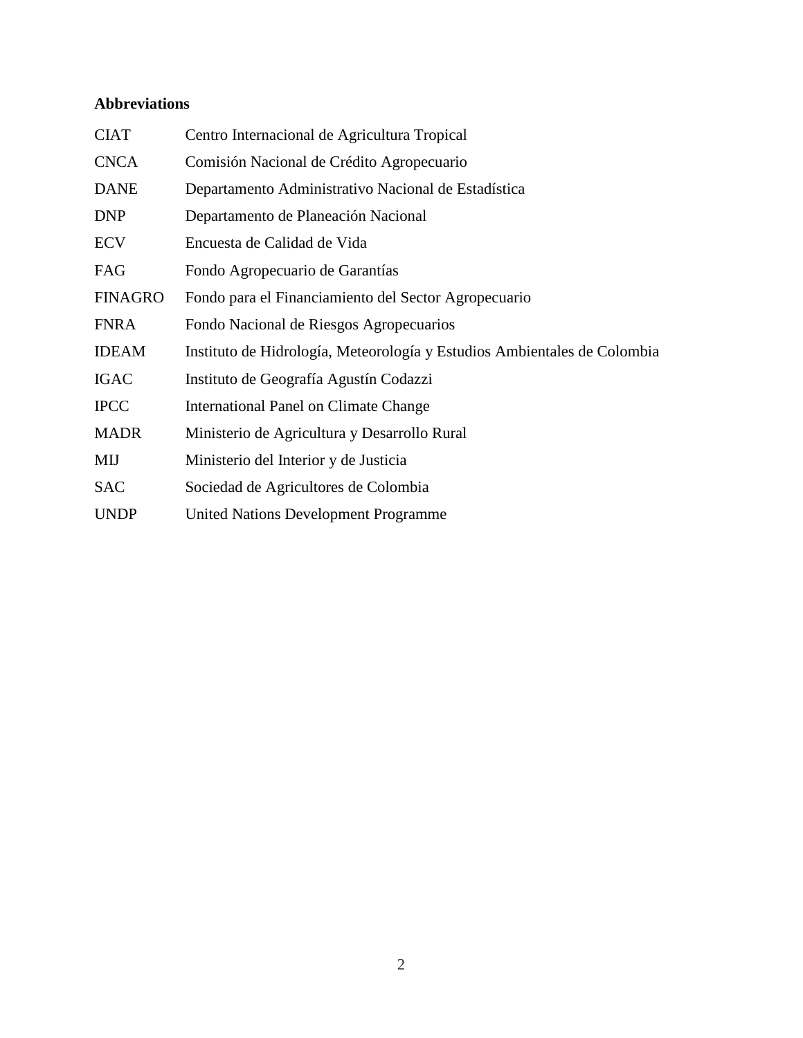**Abbreviations**

| | |
|---|---|
| CIAT | Centro Internacional de Agricultura Tropical |
| CNCA | Comisión Nacional de Crédito Agropecuario |
| DANE | Departamento Administrativo Nacional de Estadística |
| DNP | Departamento de Planeación Nacional |
| ECV | Encuesta de Calidad de Vida |
| FAG | Fondo Agropecuario de Garantías |
| FINAGRO | Fondo para el Financiamiento del Sector Agropecuario |
| FNRA | Fondo Nacional de Riesgos Agropecuarios |
| IDEAM | Instituto de Hidrología, Meteorología y Estudios Ambientales de Colombia |
| IGAC | Instituto de Geografía Agustín Codazzi |
| IPCC | International Panel on Climate Change |
| MADR | Ministerio de Agricultura y Desarrollo Rural |
| MIJ | Ministerio del Interior y de Justicia |
| SAC | Sociedad de Agricultores de Colombia |
| UNDP | United Nations Development Programme |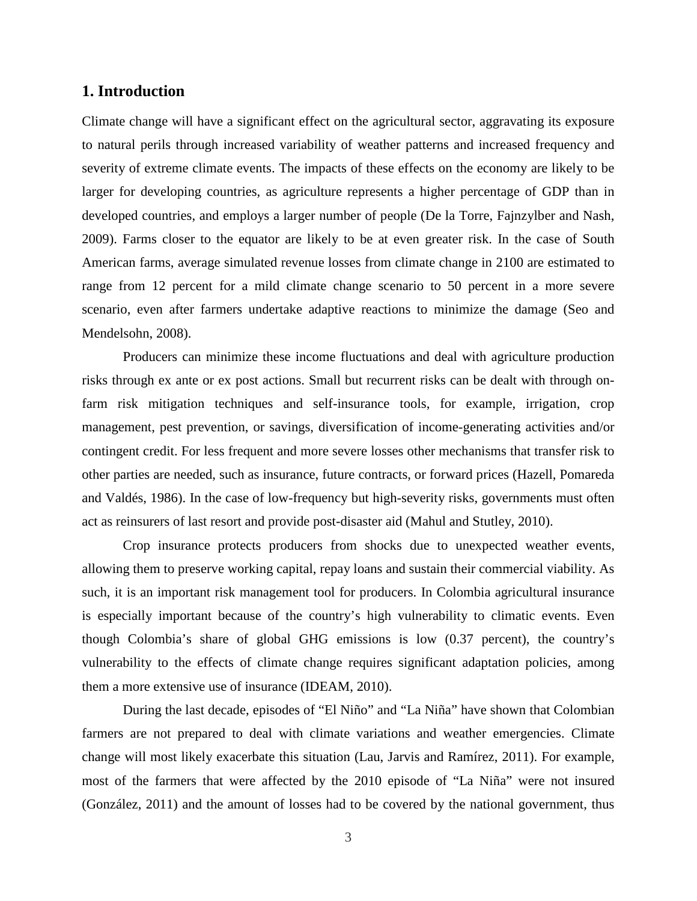## 1. Introduction

Climate change will have a significant effect on the agricultural sector, aggravating its exposure to natural perils through increased variability of weather patterns and increased frequency and severity of extreme climate events. The impacts of these effects on the economy are likely to be larger for developing countries, as agriculture represents a higher percentage of GDP than in developed countries, and employs a larger number of people (De la Torre, Fajnzylber and Nash, 2009). Farms closer to the equator are likely to be at even greater risk. In the case of South American farms, average simulated revenue losses from climate change in 2100 are estimated to range from 12 percent for a mild climate change scenario to 50 percent in a more severe scenario, even after farmers undertake adaptive reactions to minimize the damage (Seo and Mendelsohn, 2008).

Producers can minimize these income fluctuations and deal with agriculture production risks through ex ante or ex post actions. Small but recurrent risks can be dealt with through on-farm risk mitigation techniques and self-insurance tools, for example, irrigation, crop management, pest prevention, or savings, diversification of income-generating activities and/or contingent credit. For less frequent and more severe losses other mechanisms that transfer risk to other parties are needed, such as insurance, future contracts, or forward prices (Hazell, Pomareda and Valdés, 1986). In the case of low-frequency but high-severity risks, governments must often act as reinsurers of last resort and provide post-disaster aid (Mahul and Stutley, 2010).

Crop insurance protects producers from shocks due to unexpected weather events, allowing them to preserve working capital, repay loans and sustain their commercial viability. As such, it is an important risk management tool for producers. In Colombia agricultural insurance is especially important because of the country's high vulnerability to climatic events. Even though Colombia's share of global GHG emissions is low (0.37 percent), the country's vulnerability to the effects of climate change requires significant adaptation policies, among them a more extensive use of insurance (IDEAM, 2010).

During the last decade, episodes of "El Niño" and "La Niña" have shown that Colombian farmers are not prepared to deal with climate variations and weather emergencies. Climate change will most likely exacerbate this situation (Lau, Jarvis and Ramírez, 2011). For example, most of the farmers that were affected by the 2010 episode of "La Niña" were not insured (González, 2011) and the amount of losses had to be covered by the national government, thus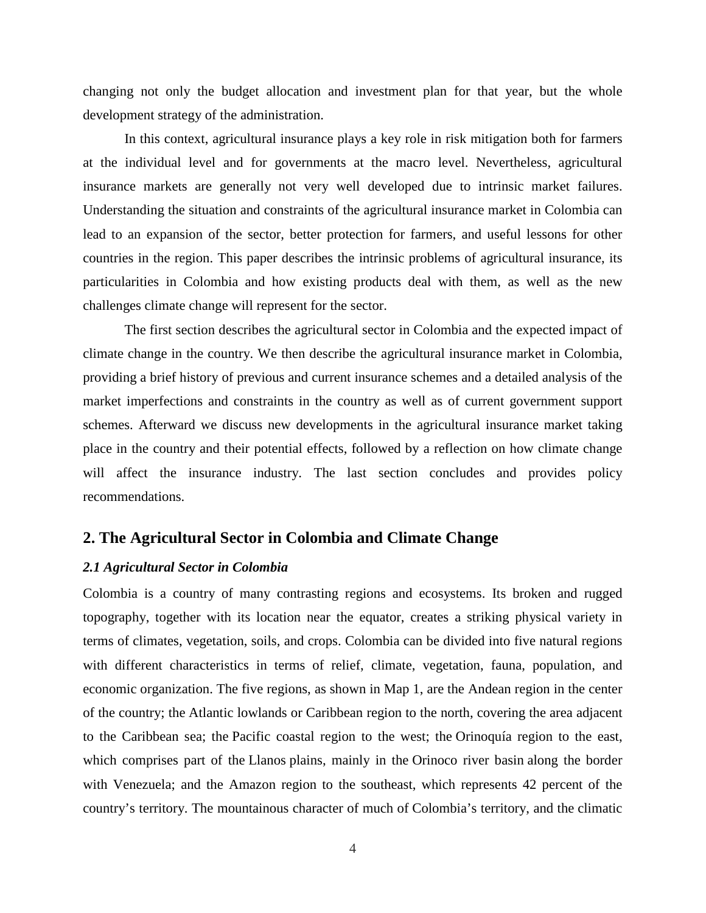changing not only the budget allocation and investment plan for that year, but the whole development strategy of the administration.

In this context, agricultural insurance plays a key role in risk mitigation both for farmers at the individual level and for governments at the macro level. Nevertheless, agricultural insurance markets are generally not very well developed due to intrinsic market failures. Understanding the situation and constraints of the agricultural insurance market in Colombia can lead to an expansion of the sector, better protection for farmers, and useful lessons for other countries in the region. This paper describes the intrinsic problems of agricultural insurance, its particularities in Colombia and how existing products deal with them, as well as the new challenges climate change will represent for the sector.

The first section describes the agricultural sector in Colombia and the expected impact of climate change in the country. We then describe the agricultural insurance market in Colombia, providing a brief history of previous and current insurance schemes and a detailed analysis of the market imperfections and constraints in the country as well as of current government support schemes. Afterward we discuss new developments in the agricultural insurance market taking place in the country and their potential effects, followed by a reflection on how climate change will affect the insurance industry. The last section concludes and provides policy recommendations.

## 2. The Agricultural Sector in Colombia and Climate Change

### *2.1 Agricultural Sector in Colombia*

Colombia is a country of many contrasting regions and ecosystems. Its broken and rugged topography, together with its location near the equator, creates a striking physical variety in terms of climates, vegetation, soils, and crops. Colombia can be divided into five natural regions with different characteristics in terms of relief, climate, vegetation, fauna, population, and economic organization. The five regions, as shown in Map 1, are the Andean region in the center of the country; the Atlantic lowlands or Caribbean region to the north, covering the area adjacent to the Caribbean sea; the Pacific coastal region to the west; the Orinoquía region to the east, which comprises part of the Llanos plains, mainly in the Orinoco river basin along the border with Venezuela; and the Amazon region to the southeast, which represents 42 percent of the country's territory. The mountainous character of much of Colombia's territory, and the climatic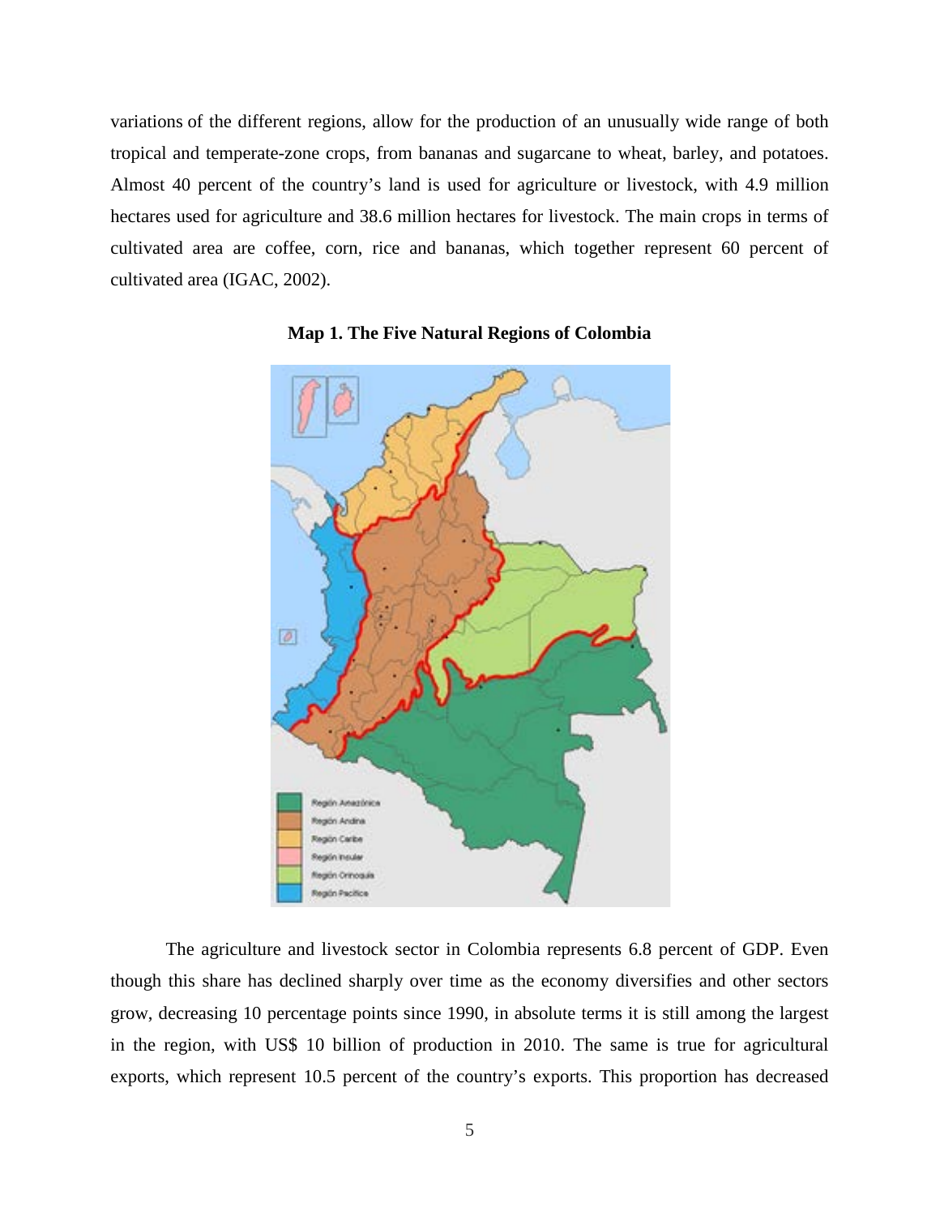variations of the different regions, allow for the production of an unusually wide range of both tropical and temperate-zone crops, from bananas and sugarcane to wheat, barley, and potatoes. Almost 40 percent of the country's land is used for agriculture or livestock, with 4.9 million hectares used for agriculture and 38.6 million hectares for livestock. The main crops in terms of cultivated area are coffee, corn, rice and bananas, which together represent 60 percent of cultivated area (IGAC, 2002).

**Map 1. The Five Natural Regions of Colombia**

The agriculture and livestock sector in Colombia represents 6.8 percent of GDP. Even though this share has declined sharply over time as the economy diversifies and other sectors grow, decreasing 10 percentage points since 1990, in absolute terms it is still among the largest in the region, with US$ 10 billion of production in 2010. The same is true for agricultural exports, which represent 10.5 percent of the country's exports. This proportion has decreased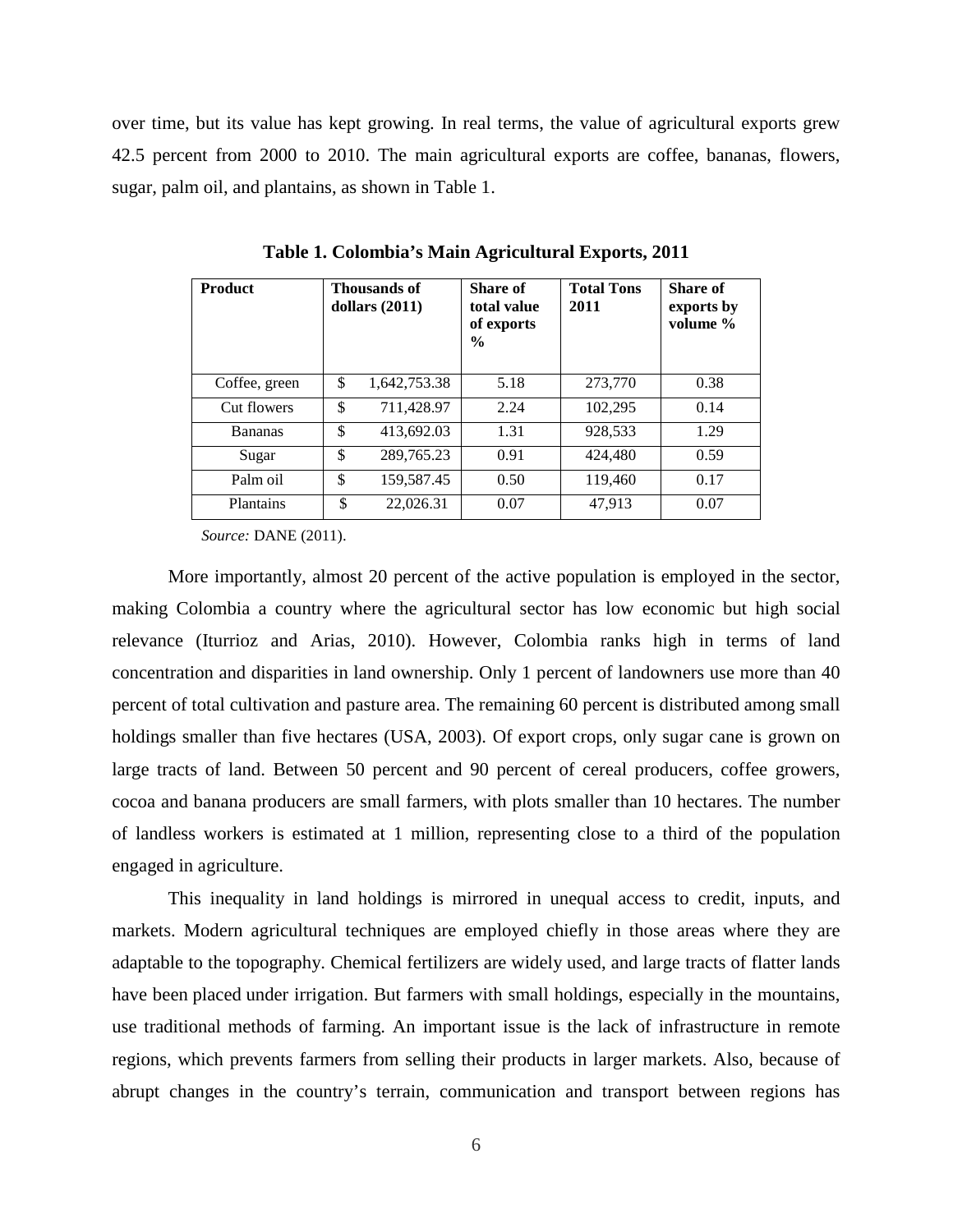over time, but its value has kept growing. In real terms, the value of agricultural exports grew 42.5 percent from 2000 to 2010. The main agricultural exports are coffee, bananas, flowers, sugar, palm oil, and plantains, as shown in Table 1.

**Table 1. Colombia's Main Agricultural Exports, 2011**

| Product | Thousands of dollars (2011) | Share of total value of exports % | Total Tons 2011 | Share of exports by volume % |
|---|---|---|---|---|
| Coffee, green | $ 1,642,753.38 | 5.18 | 273,770 | 0.38 |
| Cut flowers | $ 711,428.97 | 2.24 | 102,295 | 0.14 |
| Bananas | $ 413,692.03 | 1.31 | 928,533 | 1.29 |
| Sugar | $ 289,765.23 | 0.91 | 424,480 | 0.59 |
| Palm oil | $ 159,587.45 | 0.50 | 119,460 | 0.17 |
| Plantains | $ 22,026.31 | 0.07 | 47,913 | 0.07 |

*Source:* DANE (2011).

More importantly, almost 20 percent of the active population is employed in the sector, making Colombia a country where the agricultural sector has low economic but high social relevance (Iturrioz and Arias, 2010). However, Colombia ranks high in terms of land concentration and disparities in land ownership. Only 1 percent of landowners use more than 40 percent of total cultivation and pasture area. The remaining 60 percent is distributed among small holdings smaller than five hectares (USA, 2003). Of export crops, only sugar cane is grown on large tracts of land. Between 50 percent and 90 percent of cereal producers, coffee growers, cocoa and banana producers are small farmers, with plots smaller than 10 hectares. The number of landless workers is estimated at 1 million, representing close to a third of the population engaged in agriculture.

This inequality in land holdings is mirrored in unequal access to credit, inputs, and markets. Modern agricultural techniques are employed chiefly in those areas where they are adaptable to the topography. Chemical fertilizers are widely used, and large tracts of flatter lands have been placed under irrigation. But farmers with small holdings, especially in the mountains, use traditional methods of farming. An important issue is the lack of infrastructure in remote regions, which prevents farmers from selling their products in larger markets. Also, because of abrupt changes in the country's terrain, communication and transport between regions has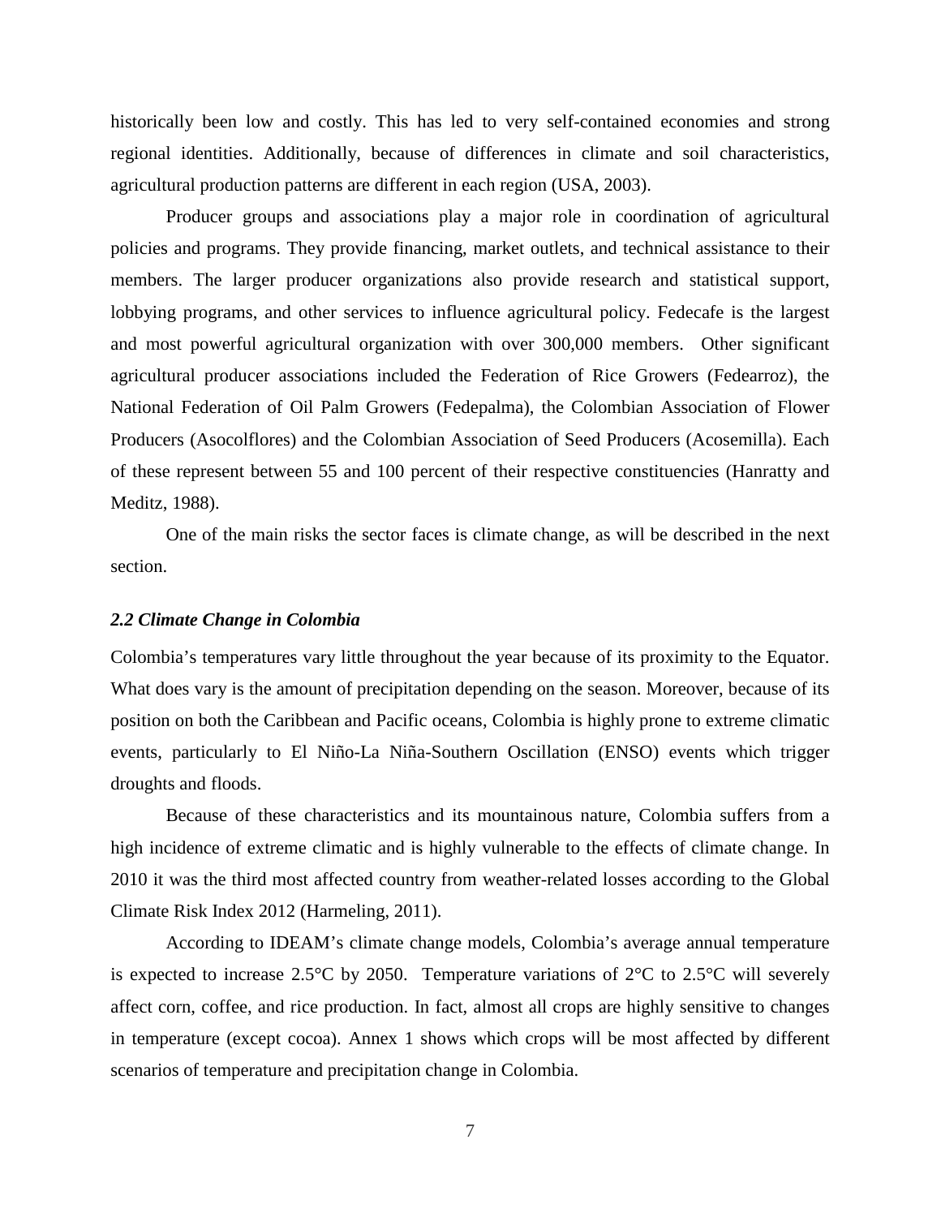historically been low and costly. This has led to very self-contained economies and strong regional identities. Additionally, because of differences in climate and soil characteristics, agricultural production patterns are different in each region (USA, 2003).

Producer groups and associations play a major role in coordination of agricultural policies and programs. They provide financing, market outlets, and technical assistance to their members. The larger producer organizations also provide research and statistical support, lobbying programs, and other services to influence agricultural policy. Fedecafe is the largest and most powerful agricultural organization with over 300,000 members. Other significant agricultural producer associations included the Federation of Rice Growers (Fedearroz), the National Federation of Oil Palm Growers (Fedepalma), the Colombian Association of Flower Producers (Asocolflores) and the Colombian Association of Seed Producers (Acosemilla). Each of these represent between 55 and 100 percent of their respective constituencies (Hanratty and Meditz, 1988).

One of the main risks the sector faces is climate change, as will be described in the next section.

### *2.2 Climate Change in Colombia*

Colombia's temperatures vary little throughout the year because of its proximity to the Equator. What does vary is the amount of precipitation depending on the season. Moreover, because of its position on both the Caribbean and Pacific oceans, Colombia is highly prone to extreme climatic events, particularly to El Niño-La Niña-Southern Oscillation (ENSO) events which trigger droughts and floods.

Because of these characteristics and its mountainous nature, Colombia suffers from a high incidence of extreme climatic and is highly vulnerable to the effects of climate change. In 2010 it was the third most affected country from weather-related losses according to the Global Climate Risk Index 2012 (Harmeling, 2011).

According to IDEAM's climate change models, Colombia's average annual temperature is expected to increase 2.5°C by 2050. Temperature variations of 2°C to 2.5°C will severely affect corn, coffee, and rice production. In fact, almost all crops are highly sensitive to changes in temperature (except cocoa). Annex 1 shows which crops will be most affected by different scenarios of temperature and precipitation change in Colombia.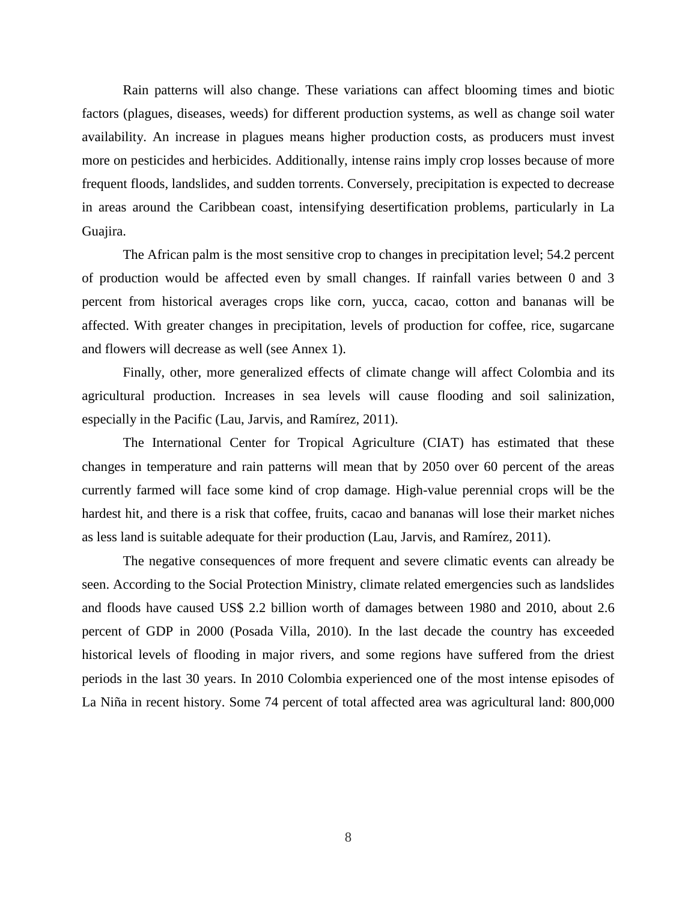Rain patterns will also change. These variations can affect blooming times and biotic factors (plagues, diseases, weeds) for different production systems, as well as change soil water availability. An increase in plagues means higher production costs, as producers must invest more on pesticides and herbicides. Additionally, intense rains imply crop losses because of more frequent floods, landslides, and sudden torrents. Conversely, precipitation is expected to decrease in areas around the Caribbean coast, intensifying desertification problems, particularly in La Guajira.

The African palm is the most sensitive crop to changes in precipitation level; 54.2 percent of production would be affected even by small changes. If rainfall varies between 0 and 3 percent from historical averages crops like corn, yucca, cacao, cotton and bananas will be affected. With greater changes in precipitation, levels of production for coffee, rice, sugarcane and flowers will decrease as well (see Annex 1).

Finally, other, more generalized effects of climate change will affect Colombia and its agricultural production. Increases in sea levels will cause flooding and soil salinization, especially in the Pacific (Lau, Jarvis, and Ramírez, 2011).

The International Center for Tropical Agriculture (CIAT) has estimated that these changes in temperature and rain patterns will mean that by 2050 over 60 percent of the areas currently farmed will face some kind of crop damage. High-value perennial crops will be the hardest hit, and there is a risk that coffee, fruits, cacao and bananas will lose their market niches as less land is suitable adequate for their production (Lau, Jarvis, and Ramírez, 2011).

The negative consequences of more frequent and severe climatic events can already be seen. According to the Social Protection Ministry, climate related emergencies such as landslides and floods have caused US$ 2.2 billion worth of damages between 1980 and 2010, about 2.6 percent of GDP in 2000 (Posada Villa, 2010). In the last decade the country has exceeded historical levels of flooding in major rivers, and some regions have suffered from the driest periods in the last 30 years. In 2010 Colombia experienced one of the most intense episodes of La Niña in recent history. Some 74 percent of total affected area was agricultural land: 800,000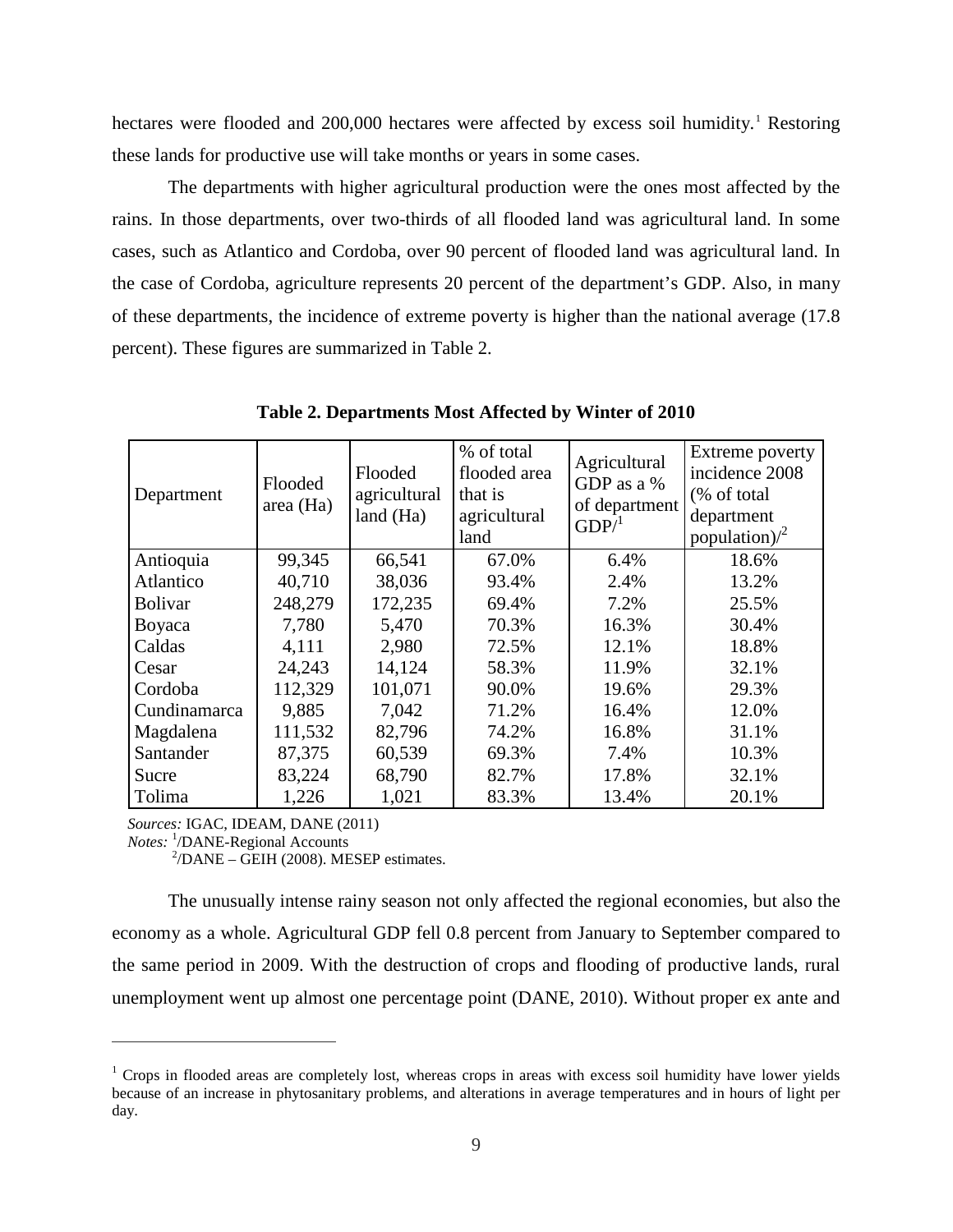hectares were flooded and 200,000 hectares were affected by excess soil humidity.[1] Restoring these lands for productive use will take months or years in some cases.

The departments with higher agricultural production were the ones most affected by the rains. In those departments, over two-thirds of all flooded land was agricultural land. In some cases, such as Atlantico and Cordoba, over 90 percent of flooded land was agricultural land. In the case of Cordoba, agriculture represents 20 percent of the department's GDP. Also, in many of these departments, the incidence of extreme poverty is higher than the national average (17.8 percent). These figures are summarized in Table 2.

**Table 2. Departments Most Affected by Winter of 2010**

| Department | Flooded area (Ha) | Flooded agricultural land (Ha) | % of total flooded area that is agricultural land | Agricultural GDP as a % of department GDP/[1] | Extreme poverty incidence 2008 (% of total department population)/[2] |
|---|---|---|---|---|---|
| Antioquia | 99,345 | 66,541 | 67.0% | 6.4% | 18.6% |
| Atlantico | 40,710 | 38,036 | 93.4% | 2.4% | 13.2% |
| Bolivar | 248,279 | 172,235 | 69.4% | 7.2% | 25.5% |
| Boyaca | 7,780 | 5,470 | 70.3% | 16.3% | 30.4% |
| Caldas | 4,111 | 2,980 | 72.5% | 12.1% | 18.8% |
| Cesar | 24,243 | 14,124 | 58.3% | 11.9% | 32.1% |
| Cordoba | 112,329 | 101,071 | 90.0% | 19.6% | 29.3% |
| Cundinamarca | 9,885 | 7,042 | 71.2% | 16.4% | 12.0% |
| Magdalena | 111,532 | 82,796 | 74.2% | 16.8% | 31.1% |
| Santander | 87,375 | 60,539 | 69.3% | 7.4% | 10.3% |
| Sucre | 83,224 | 68,790 | 82.7% | 17.8% | 32.1% |
| Tolima | 1,226 | 1,021 | 83.3% | 13.4% | 20.1% |

*Sources:* IGAC, IDEAM, DANE (2011)
*Notes:* [1]/DANE-Regional Accounts
[2]/DANE – GEIH (2008). MESEP estimates.

The unusually intense rainy season not only affected the regional economies, but also the economy as a whole. Agricultural GDP fell 0.8 percent from January to September compared to the same period in 2009. With the destruction of crops and flooding of productive lands, rural unemployment went up almost one percentage point (DANE, 2010). Without proper ex ante and

[1] Crops in flooded areas are completely lost, whereas crops in areas with excess soil humidity have lower yields because of an increase in phytosanitary problems, and alterations in average temperatures and in hours of light per day.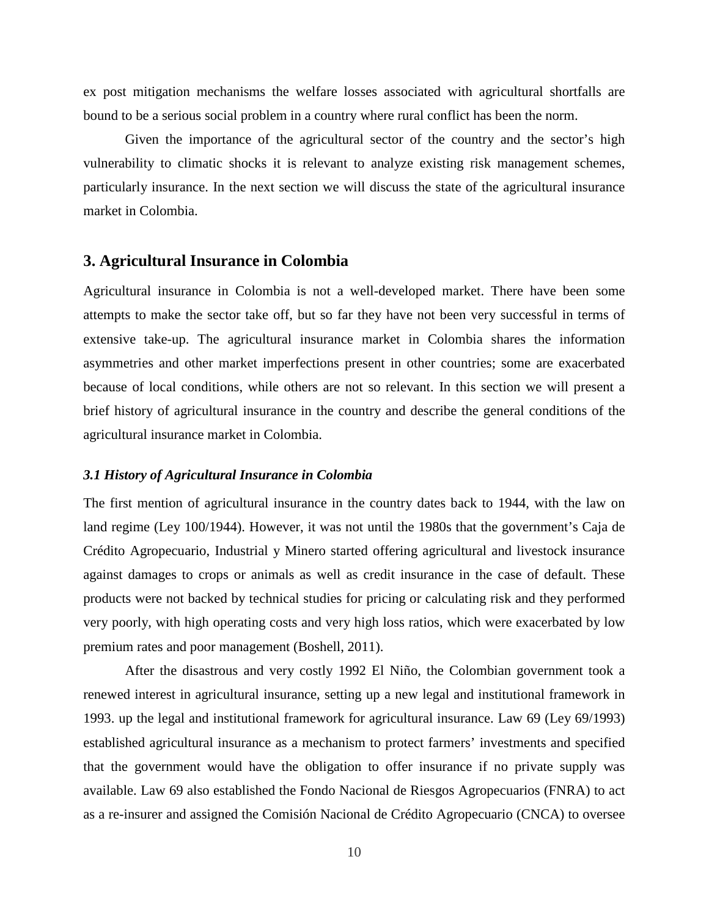ex post mitigation mechanisms the welfare losses associated with agricultural shortfalls are bound to be a serious social problem in a country where rural conflict has been the norm.

Given the importance of the agricultural sector of the country and the sector's high vulnerability to climatic shocks it is relevant to analyze existing risk management schemes, particularly insurance. In the next section we will discuss the state of the agricultural insurance market in Colombia.

## 3. Agricultural Insurance in Colombia

Agricultural insurance in Colombia is not a well-developed market. There have been some attempts to make the sector take off, but so far they have not been very successful in terms of extensive take-up. The agricultural insurance market in Colombia shares the information asymmetries and other market imperfections present in other countries; some are exacerbated because of local conditions, while others are not so relevant. In this section we will present a brief history of agricultural insurance in the country and describe the general conditions of the agricultural insurance market in Colombia.

### *3.1 History of Agricultural Insurance in Colombia*

The first mention of agricultural insurance in the country dates back to 1944, with the law on land regime (Ley 100/1944). However, it was not until the 1980s that the government's Caja de Crédito Agropecuario, Industrial y Minero started offering agricultural and livestock insurance against damages to crops or animals as well as credit insurance in the case of default. These products were not backed by technical studies for pricing or calculating risk and they performed very poorly, with high operating costs and very high loss ratios, which were exacerbated by low premium rates and poor management (Boshell, 2011).

After the disastrous and very costly 1992 El Niño, the Colombian government took a renewed interest in agricultural insurance, setting up a new legal and institutional framework in 1993. up the legal and institutional framework for agricultural insurance. Law 69 (Ley 69/1993) established agricultural insurance as a mechanism to protect farmers' investments and specified that the government would have the obligation to offer insurance if no private supply was available. Law 69 also established the Fondo Nacional de Riesgos Agropecuarios (FNRA) to act as a re-insurer and assigned the Comisión Nacional de Crédito Agropecuario (CNCA) to oversee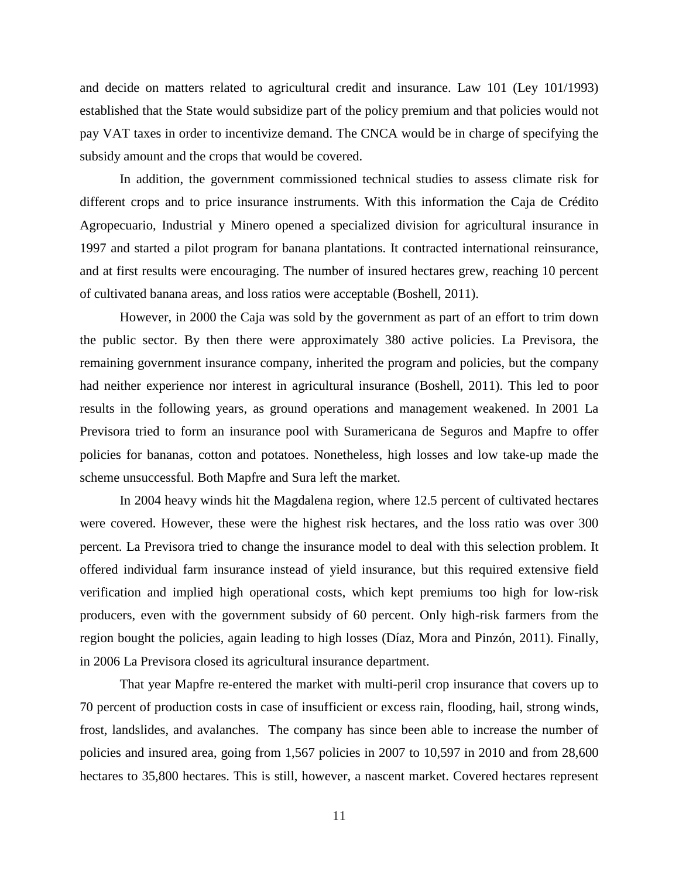and decide on matters related to agricultural credit and insurance. Law 101 (Ley 101/1993) established that the State would subsidize part of the policy premium and that policies would not pay VAT taxes in order to incentivize demand. The CNCA would be in charge of specifying the subsidy amount and the crops that would be covered.

In addition, the government commissioned technical studies to assess climate risk for different crops and to price insurance instruments. With this information the Caja de Crédito Agropecuario, Industrial y Minero opened a specialized division for agricultural insurance in 1997 and started a pilot program for banana plantations. It contracted international reinsurance, and at first results were encouraging. The number of insured hectares grew, reaching 10 percent of cultivated banana areas, and loss ratios were acceptable (Boshell, 2011).

However, in 2000 the Caja was sold by the government as part of an effort to trim down the public sector. By then there were approximately 380 active policies. La Previsora, the remaining government insurance company, inherited the program and policies, but the company had neither experience nor interest in agricultural insurance (Boshell, 2011). This led to poor results in the following years, as ground operations and management weakened. In 2001 La Previsora tried to form an insurance pool with Suramericana de Seguros and Mapfre to offer policies for bananas, cotton and potatoes. Nonetheless, high losses and low take-up made the scheme unsuccessful. Both Mapfre and Sura left the market.

In 2004 heavy winds hit the Magdalena region, where 12.5 percent of cultivated hectares were covered. However, these were the highest risk hectares, and the loss ratio was over 300 percent. La Previsora tried to change the insurance model to deal with this selection problem. It offered individual farm insurance instead of yield insurance, but this required extensive field verification and implied high operational costs, which kept premiums too high for low-risk producers, even with the government subsidy of 60 percent. Only high-risk farmers from the region bought the policies, again leading to high losses (Díaz, Mora and Pinzón, 2011). Finally, in 2006 La Previsora closed its agricultural insurance department.

That year Mapfre re-entered the market with multi-peril crop insurance that covers up to 70 percent of production costs in case of insufficient or excess rain, flooding, hail, strong winds, frost, landslides, and avalanches. The company has since been able to increase the number of policies and insured area, going from 1,567 policies in 2007 to 10,597 in 2010 and from 28,600 hectares to 35,800 hectares. This is still, however, a nascent market. Covered hectares represent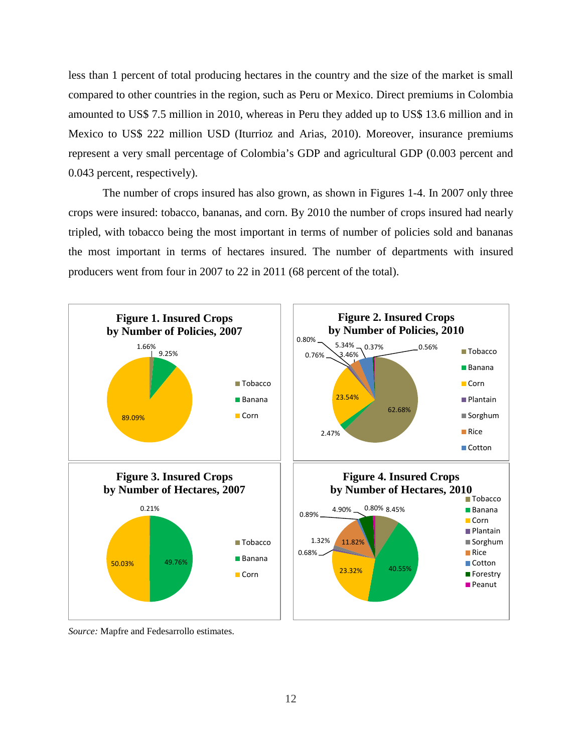less than 1 percent of total producing hectares in the country and the size of the market is small compared to other countries in the region, such as Peru or Mexico. Direct premiums in Colombia amounted to US$ 7.5 million in 2010, whereas in Peru they added up to US$ 13.6 million and in Mexico to US$ 222 million USD (Iturrioz and Arias, 2010). Moreover, insurance premiums represent a very small percentage of Colombia's GDP and agricultural GDP (0.003 percent and 0.043 percent, respectively).

The number of crops insured has also grown, as shown in Figures 1-4. In 2007 only three crops were insured: tobacco, bananas, and corn. By 2010 the number of crops insured had nearly tripled, with tobacco being the most important in terms of number of policies sold and bananas the most important in terms of hectares insured. The number of departments with insured producers went from four in 2007 to 22 in 2011 (68 percent of the total).

**Figure 1. Insured Crops by Number of Policies, 2007**

| Crop | Share |
|---|---|
| Tobacco | 1.66% |
| Banana | 9.25% |
| Corn | 89.09% |

**Figure 2. Insured Crops by Number of Policies, 2010**

| Crop | Share |
|---|---|
| Tobacco | 62.68% |
| Banana | 2.47% |
| Corn | 23.54% |
| Plantain | 0.76% |
| Sorghum | 0.80% |
| Rice | 3.46% |
| Cotton | 5.34% |
| | 0.37% |
| | 0.56% |

**Figure 3. Insured Crops by Number of Hectares, 2007**

| Crop | Share |
|---|---|
| Tobacco | 0.21% |
| Banana | 49.76% |
| Corn | 50.03% |

**Figure 4. Insured Crops by Number of Hectares, 2010**

| Crop | Share |
|---|---|
| Tobacco | 8.45% |
| Banana | 40.55% |
| Corn | 23.32% |
| Plantain | 0.68% |
| Sorghum | 1.32% |
| Rice | 11.82% |
| Cotton | 0.89% |
| Forestry | 4.90% |
| Peanut | 0.80% |

*Source:* Mapfre and Fedesarrollo estimates.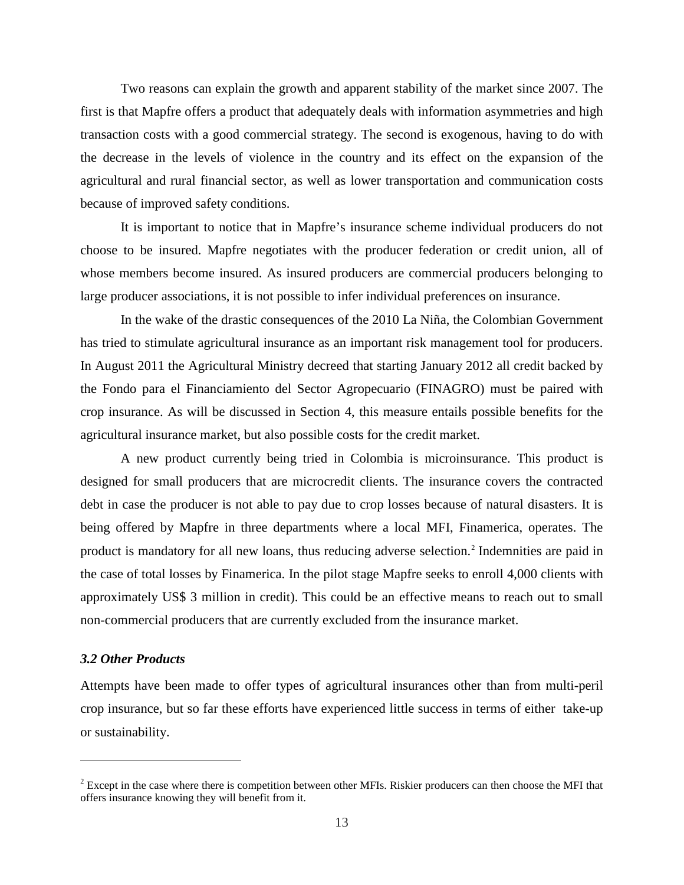Two reasons can explain the growth and apparent stability of the market since 2007. The first is that Mapfre offers a product that adequately deals with information asymmetries and high transaction costs with a good commercial strategy. The second is exogenous, having to do with the decrease in the levels of violence in the country and its effect on the expansion of the agricultural and rural financial sector, as well as lower transportation and communication costs because of improved safety conditions.

It is important to notice that in Mapfre's insurance scheme individual producers do not choose to be insured. Mapfre negotiates with the producer federation or credit union, all of whose members become insured. As insured producers are commercial producers belonging to large producer associations, it is not possible to infer individual preferences on insurance.

In the wake of the drastic consequences of the 2010 La Niña, the Colombian Government has tried to stimulate agricultural insurance as an important risk management tool for producers. In August 2011 the Agricultural Ministry decreed that starting January 2012 all credit backed by the Fondo para el Financiamiento del Sector Agropecuario (FINAGRO) must be paired with crop insurance. As will be discussed in Section 4, this measure entails possible benefits for the agricultural insurance market, but also possible costs for the credit market.

A new product currently being tried in Colombia is microinsurance. This product is designed for small producers that are microcredit clients. The insurance covers the contracted debt in case the producer is not able to pay due to crop losses because of natural disasters. It is being offered by Mapfre in three departments where a local MFI, Finamerica, operates. The product is mandatory for all new loans, thus reducing adverse selection.[2] Indemnities are paid in the case of total losses by Finamerica. In the pilot stage Mapfre seeks to enroll 4,000 clients with approximately US$ 3 million in credit). This could be an effective means to reach out to small non-commercial producers that are currently excluded from the insurance market.

### *3.2 Other Products*

Attempts have been made to offer types of agricultural insurances other than from multi-peril crop insurance, but so far these efforts have experienced little success in terms of either take-up or sustainability.

---

[2] Except in the case where there is competition between other MFIs. Riskier producers can then choose the MFI that offers insurance knowing they will benefit from it.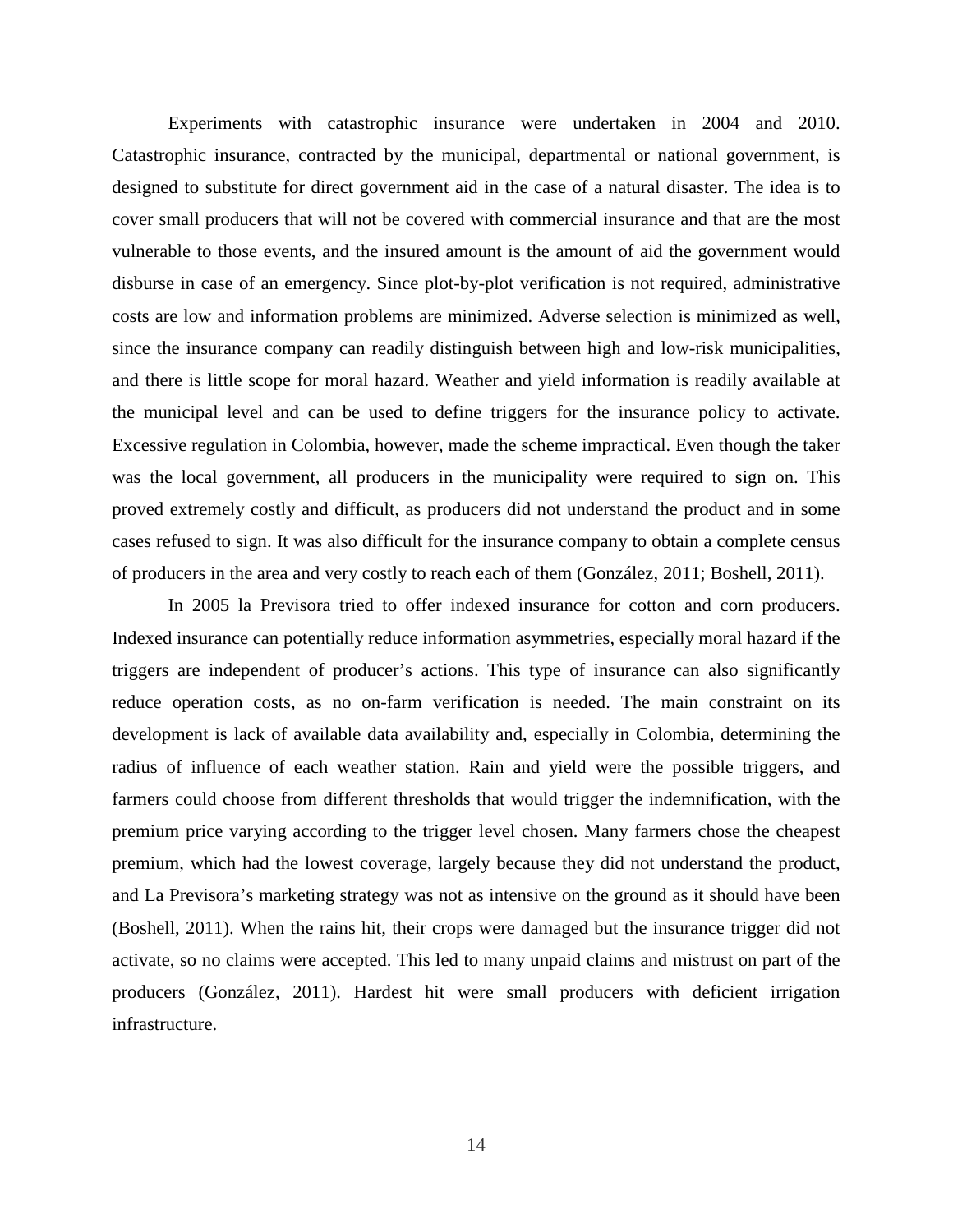Experiments with catastrophic insurance were undertaken in 2004 and 2010. Catastrophic insurance, contracted by the municipal, departmental or national government, is designed to substitute for direct government aid in the case of a natural disaster. The idea is to cover small producers that will not be covered with commercial insurance and that are the most vulnerable to those events, and the insured amount is the amount of aid the government would disburse in case of an emergency. Since plot-by-plot verification is not required, administrative costs are low and information problems are minimized. Adverse selection is minimized as well, since the insurance company can readily distinguish between high and low-risk municipalities, and there is little scope for moral hazard. Weather and yield information is readily available at the municipal level and can be used to define triggers for the insurance policy to activate. Excessive regulation in Colombia, however, made the scheme impractical. Even though the taker was the local government, all producers in the municipality were required to sign on. This proved extremely costly and difficult, as producers did not understand the product and in some cases refused to sign. It was also difficult for the insurance company to obtain a complete census of producers in the area and very costly to reach each of them (González, 2011; Boshell, 2011).

In 2005 la Previsora tried to offer indexed insurance for cotton and corn producers. Indexed insurance can potentially reduce information asymmetries, especially moral hazard if the triggers are independent of producer's actions. This type of insurance can also significantly reduce operation costs, as no on-farm verification is needed. The main constraint on its development is lack of available data availability and, especially in Colombia, determining the radius of influence of each weather station. Rain and yield were the possible triggers, and farmers could choose from different thresholds that would trigger the indemnification, with the premium price varying according to the trigger level chosen. Many farmers chose the cheapest premium, which had the lowest coverage, largely because they did not understand the product, and La Previsora's marketing strategy was not as intensive on the ground as it should have been (Boshell, 2011). When the rains hit, their crops were damaged but the insurance trigger did not activate, so no claims were accepted. This led to many unpaid claims and mistrust on part of the producers (González, 2011). Hardest hit were small producers with deficient irrigation infrastructure.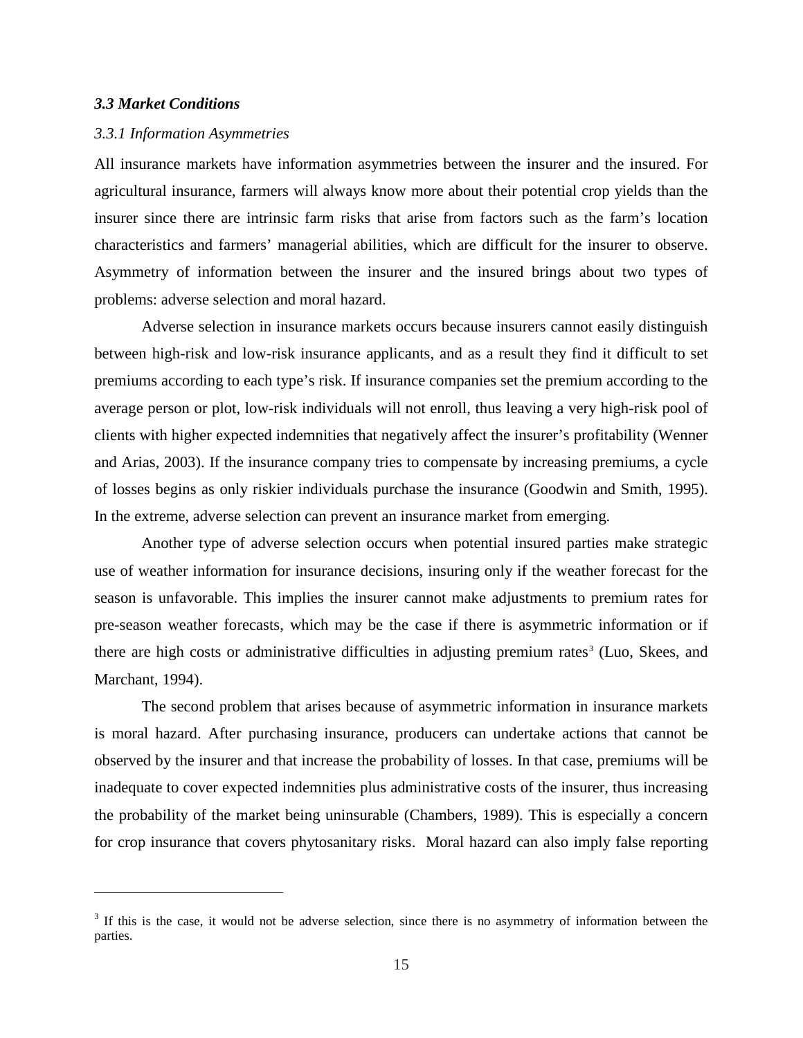### *3.3 Market Conditions*

*3.3.1 Information Asymmetries*

All insurance markets have information asymmetries between the insurer and the insured. For agricultural insurance, farmers will always know more about their potential crop yields than the insurer since there are intrinsic farm risks that arise from factors such as the farm's location characteristics and farmers' managerial abilities, which are difficult for the insurer to observe. Asymmetry of information between the insurer and the insured brings about two types of problems: adverse selection and moral hazard.

Adverse selection in insurance markets occurs because insurers cannot easily distinguish between high-risk and low-risk insurance applicants, and as a result they find it difficult to set premiums according to each type's risk. If insurance companies set the premium according to the average person or plot, low-risk individuals will not enroll, thus leaving a very high-risk pool of clients with higher expected indemnities that negatively affect the insurer's profitability (Wenner and Arias, 2003). If the insurance company tries to compensate by increasing premiums, a cycle of losses begins as only riskier individuals purchase the insurance (Goodwin and Smith, 1995). In the extreme, adverse selection can prevent an insurance market from emerging.

Another type of adverse selection occurs when potential insured parties make strategic use of weather information for insurance decisions, insuring only if the weather forecast for the season is unfavorable. This implies the insurer cannot make adjustments to premium rates for pre-season weather forecasts, which may be the case if there is asymmetric information or if there are high costs or administrative difficulties in adjusting premium rates[3] (Luo, Skees, and Marchant, 1994).

The second problem that arises because of asymmetric information in insurance markets is moral hazard. After purchasing insurance, producers can undertake actions that cannot be observed by the insurer and that increase the probability of losses. In that case, premiums will be inadequate to cover expected indemnities plus administrative costs of the insurer, thus increasing the probability of the market being uninsurable (Chambers, 1989). This is especially a concern for crop insurance that covers phytosanitary risks. Moral hazard can also imply false reporting

---

[3] If this is the case, it would not be adverse selection, since there is no asymmetry of information between the parties.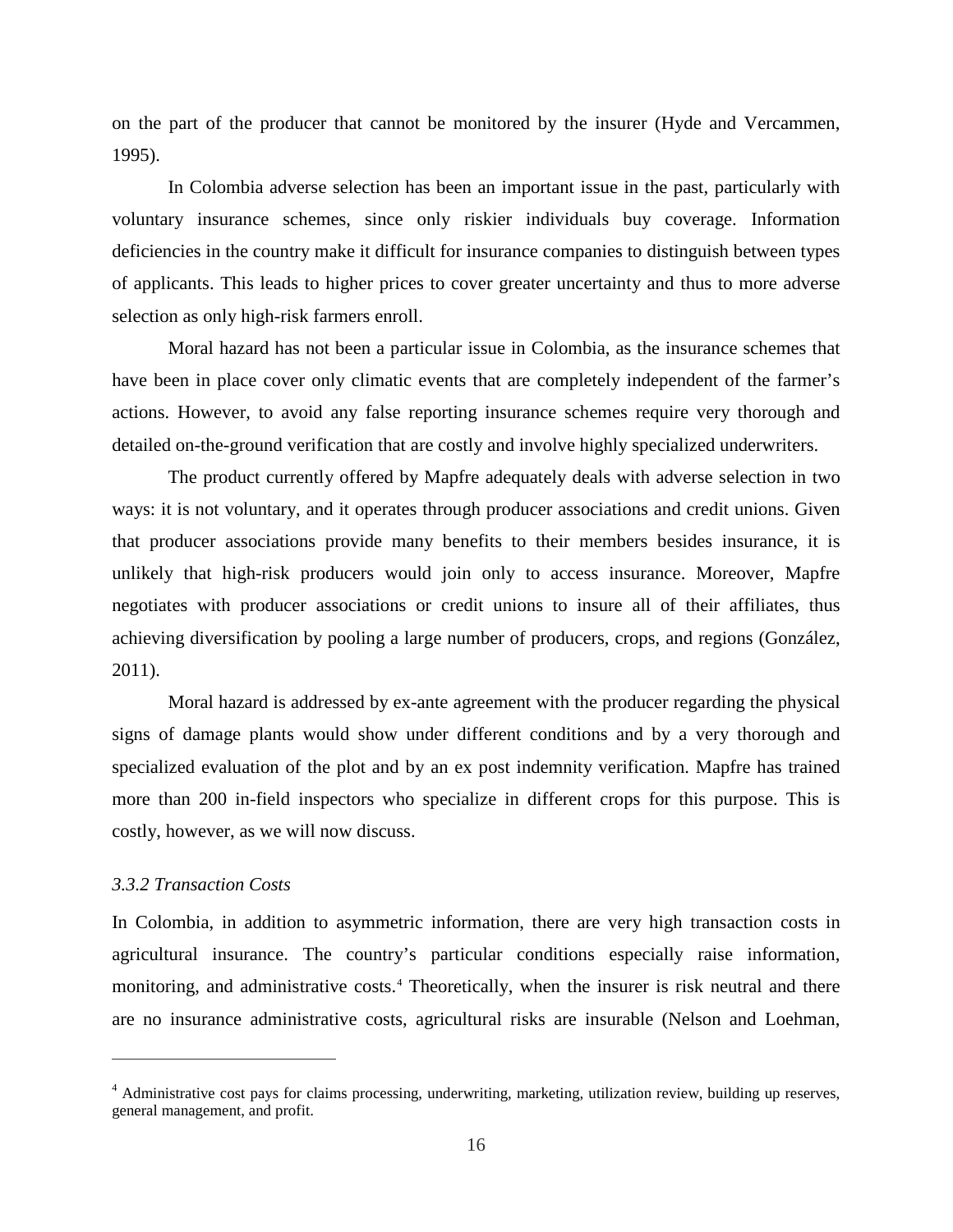on the part of the producer that cannot be monitored by the insurer (Hyde and Vercammen, 1995).

In Colombia adverse selection has been an important issue in the past, particularly with voluntary insurance schemes, since only riskier individuals buy coverage. Information deficiencies in the country make it difficult for insurance companies to distinguish between types of applicants. This leads to higher prices to cover greater uncertainty and thus to more adverse selection as only high-risk farmers enroll.

Moral hazard has not been a particular issue in Colombia, as the insurance schemes that have been in place cover only climatic events that are completely independent of the farmer's actions. However, to avoid any false reporting insurance schemes require very thorough and detailed on-the-ground verification that are costly and involve highly specialized underwriters.

The product currently offered by Mapfre adequately deals with adverse selection in two ways: it is not voluntary, and it operates through producer associations and credit unions. Given that producer associations provide many benefits to their members besides insurance, it is unlikely that high-risk producers would join only to access insurance. Moreover, Mapfre negotiates with producer associations or credit unions to insure all of their affiliates, thus achieving diversification by pooling a large number of producers, crops, and regions (González, 2011).

Moral hazard is addressed by ex-ante agreement with the producer regarding the physical signs of damage plants would show under different conditions and by a very thorough and specialized evaluation of the plot and by an ex post indemnity verification. Mapfre has trained more than 200 in-field inspectors who specialize in different crops for this purpose. This is costly, however, as we will now discuss.

### *3.3.2 Transaction Costs*

In Colombia, in addition to asymmetric information, there are very high transaction costs in agricultural insurance. The country's particular conditions especially raise information, monitoring, and administrative costs.[4] Theoretically, when the insurer is risk neutral and there are no insurance administrative costs, agricultural risks are insurable (Nelson and Loehman,

[4] Administrative cost pays for claims processing, underwriting, marketing, utilization review, building up reserves, general management, and profit.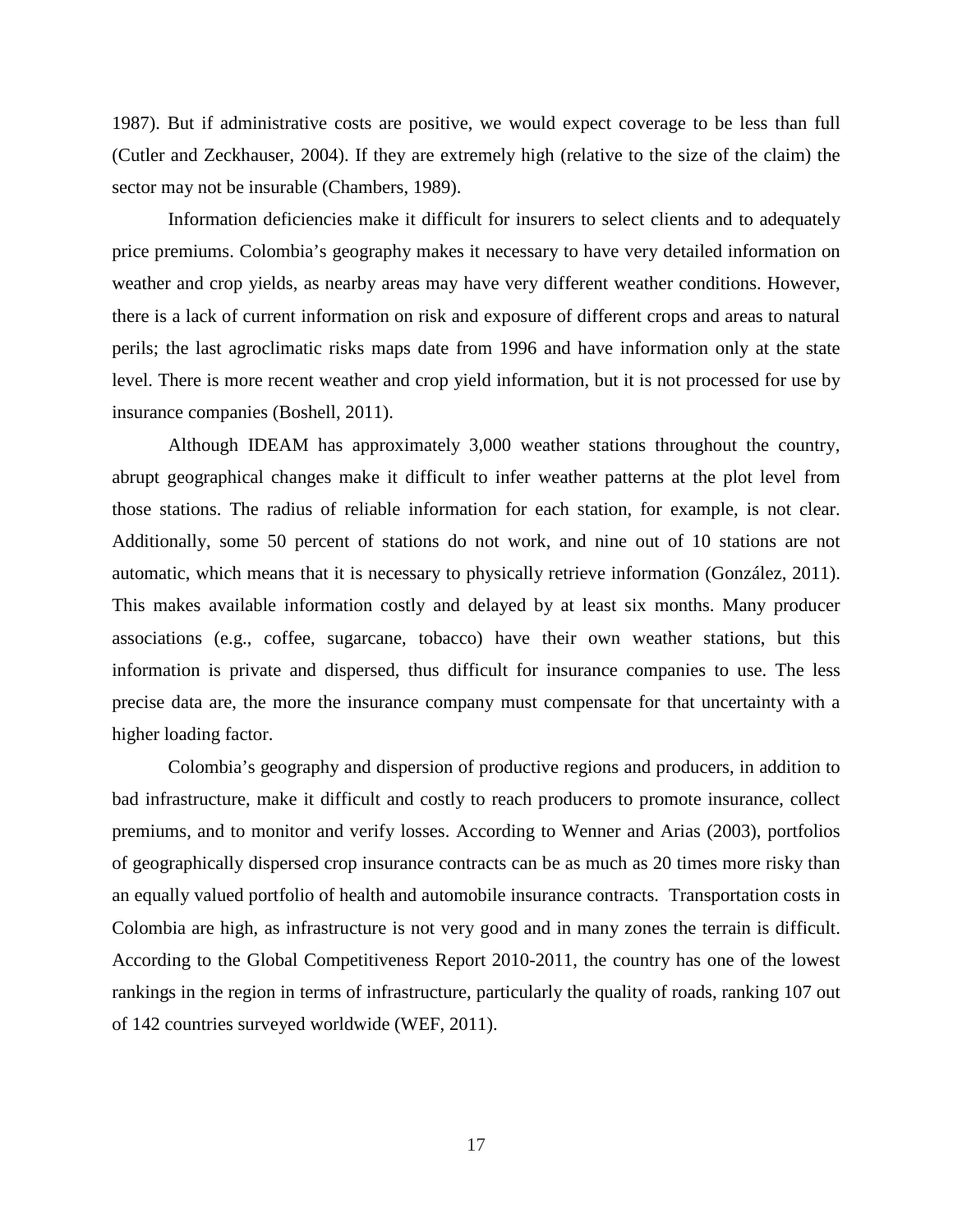1987). But if administrative costs are positive, we would expect coverage to be less than full (Cutler and Zeckhauser, 2004). If they are extremely high (relative to the size of the claim) the sector may not be insurable (Chambers, 1989).

Information deficiencies make it difficult for insurers to select clients and to adequately price premiums. Colombia's geography makes it necessary to have very detailed information on weather and crop yields, as nearby areas may have very different weather conditions. However, there is a lack of current information on risk and exposure of different crops and areas to natural perils; the last agroclimatic risks maps date from 1996 and have information only at the state level. There is more recent weather and crop yield information, but it is not processed for use by insurance companies (Boshell, 2011).

Although IDEAM has approximately 3,000 weather stations throughout the country, abrupt geographical changes make it difficult to infer weather patterns at the plot level from those stations. The radius of reliable information for each station, for example, is not clear. Additionally, some 50 percent of stations do not work, and nine out of 10 stations are not automatic, which means that it is necessary to physically retrieve information (González, 2011). This makes available information costly and delayed by at least six months. Many producer associations (e.g., coffee, sugarcane, tobacco) have their own weather stations, but this information is private and dispersed, thus difficult for insurance companies to use. The less precise data are, the more the insurance company must compensate for that uncertainty with a higher loading factor.

Colombia's geography and dispersion of productive regions and producers, in addition to bad infrastructure, make it difficult and costly to reach producers to promote insurance, collect premiums, and to monitor and verify losses. According to Wenner and Arias (2003), portfolios of geographically dispersed crop insurance contracts can be as much as 20 times more risky than an equally valued portfolio of health and automobile insurance contracts. Transportation costs in Colombia are high, as infrastructure is not very good and in many zones the terrain is difficult. According to the Global Competitiveness Report 2010-2011, the country has one of the lowest rankings in the region in terms of infrastructure, particularly the quality of roads, ranking 107 out of 142 countries surveyed worldwide (WEF, 2011).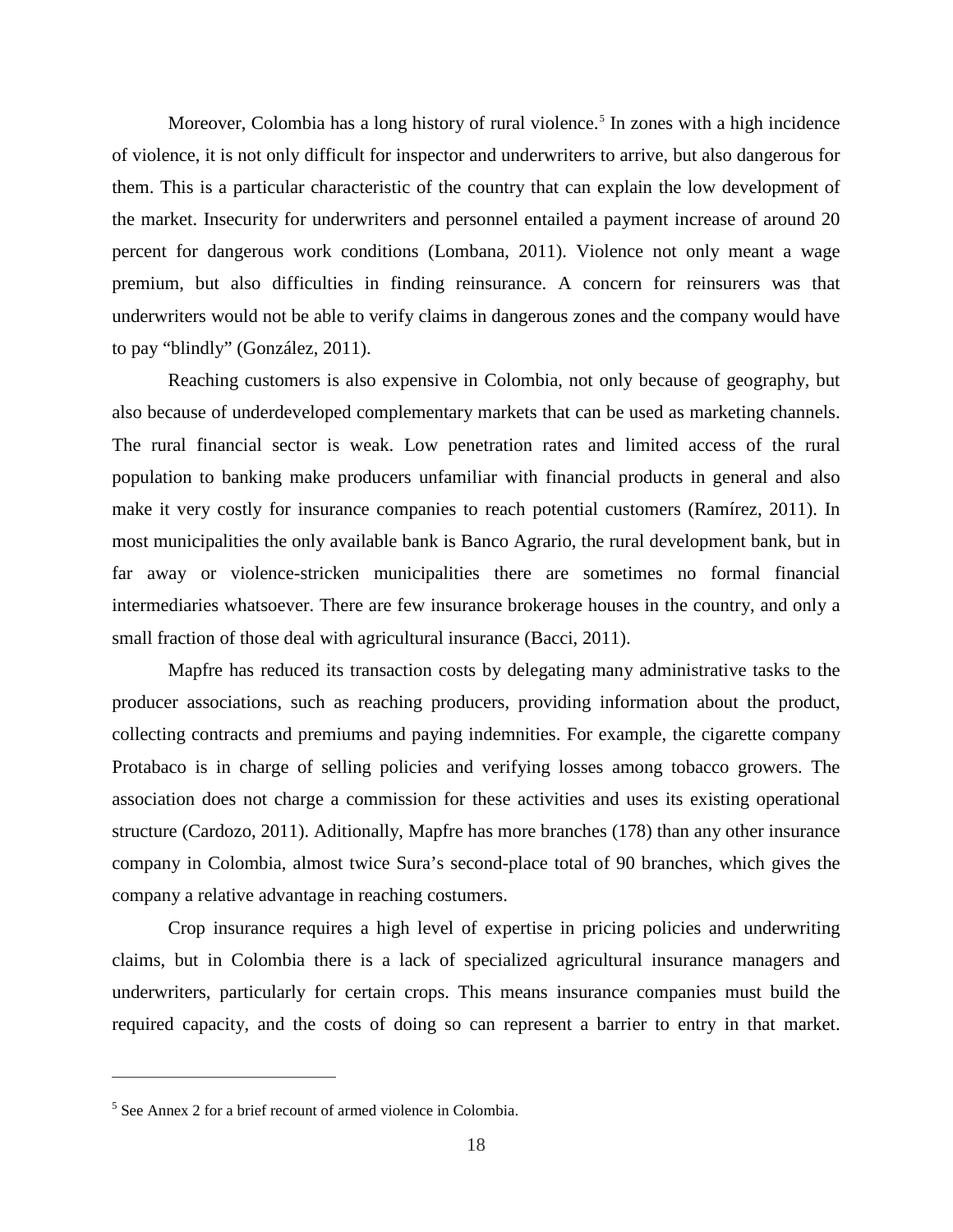Moreover, Colombia has a long history of rural violence.[5] In zones with a high incidence of violence, it is not only difficult for inspector and underwriters to arrive, but also dangerous for them. This is a particular characteristic of the country that can explain the low development of the market. Insecurity for underwriters and personnel entailed a payment increase of around 20 percent for dangerous work conditions (Lombana, 2011). Violence not only meant a wage premium, but also difficulties in finding reinsurance. A concern for reinsurers was that underwriters would not be able to verify claims in dangerous zones and the company would have to pay "blindly" (González, 2011).

Reaching customers is also expensive in Colombia, not only because of geography, but also because of underdeveloped complementary markets that can be used as marketing channels. The rural financial sector is weak. Low penetration rates and limited access of the rural population to banking make producers unfamiliar with financial products in general and also make it very costly for insurance companies to reach potential customers (Ramírez, 2011). In most municipalities the only available bank is Banco Agrario, the rural development bank, but in far away or violence-stricken municipalities there are sometimes no formal financial intermediaries whatsoever. There are few insurance brokerage houses in the country, and only a small fraction of those deal with agricultural insurance (Bacci, 2011).

Mapfre has reduced its transaction costs by delegating many administrative tasks to the producer associations, such as reaching producers, providing information about the product, collecting contracts and premiums and paying indemnities. For example, the cigarette company Protabaco is in charge of selling policies and verifying losses among tobacco growers. The association does not charge a commission for these activities and uses its existing operational structure (Cardozo, 2011). Aditionally, Mapfre has more branches (178) than any other insurance company in Colombia, almost twice Sura's second-place total of 90 branches, which gives the company a relative advantage in reaching costumers.

Crop insurance requires a high level of expertise in pricing policies and underwriting claims, but in Colombia there is a lack of specialized agricultural insurance managers and underwriters, particularly for certain crops. This means insurance companies must build the required capacity, and the costs of doing so can represent a barrier to entry in that market.

[5] See Annex 2 for a brief recount of armed violence in Colombia.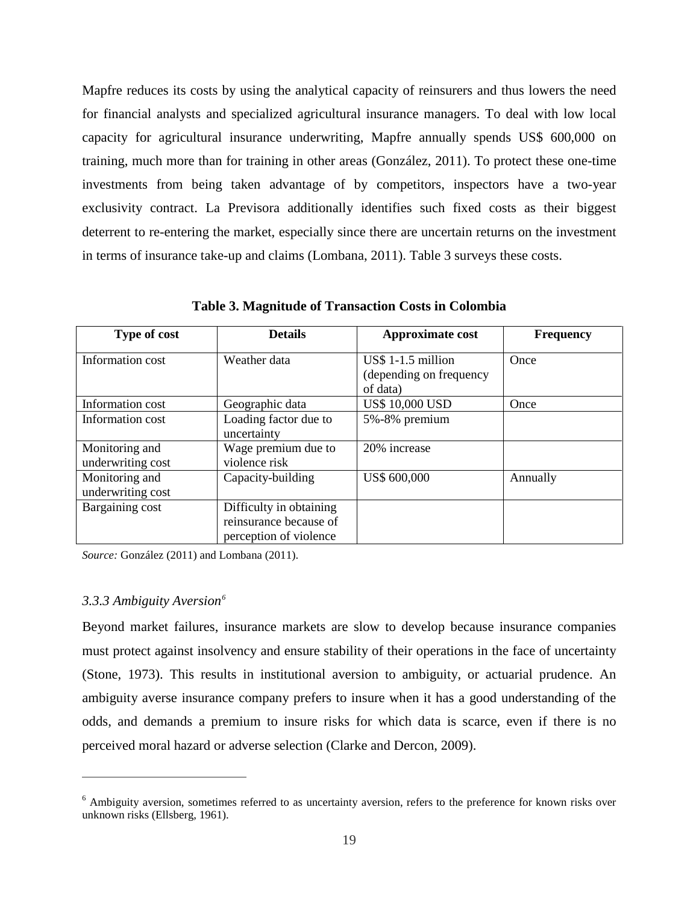Mapfre reduces its costs by using the analytical capacity of reinsurers and thus lowers the need for financial analysts and specialized agricultural insurance managers. To deal with low local capacity for agricultural insurance underwriting, Mapfre annually spends US$ 600,000 on training, much more than for training in other areas (González, 2011). To protect these one-time investments from being taken advantage of by competitors, inspectors have a two-year exclusivity contract. La Previsora additionally identifies such fixed costs as their biggest deterrent to re-entering the market, especially since there are uncertain returns on the investment in terms of insurance take-up and claims (Lombana, 2011). Table 3 surveys these costs.

**Table 3. Magnitude of Transaction Costs in Colombia**

| Type of cost | Details | Approximate cost | Frequency |
|---|---|---|---|
| Information cost | Weather data | US$ 1-1.5 million (depending on frequency of data) | Once |
| Information cost | Geographic data | US$ 10,000 USD | Once |
| Information cost | Loading factor due to uncertainty | 5%-8% premium | |
| Monitoring and underwriting cost | Wage premium due to violence risk | 20% increase | |
| Monitoring and underwriting cost | Capacity-building | US$ 600,000 | Annually |
| Bargaining cost | Difficulty in obtaining reinsurance because of perception of violence | | |

*Source:* González (2011) and Lombana (2011).

### *3.3.3 Ambiguity Aversion*[6]

Beyond market failures, insurance markets are slow to develop because insurance companies must protect against insolvency and ensure stability of their operations in the face of uncertainty (Stone, 1973). This results in institutional aversion to ambiguity, or actuarial prudence. An ambiguity averse insurance company prefers to insure when it has a good understanding of the odds, and demands a premium to insure risks for which data is scarce, even if there is no perceived moral hazard or adverse selection (Clarke and Dercon, 2009).

[6] Ambiguity aversion, sometimes referred to as uncertainty aversion, refers to the preference for known risks over unknown risks (Ellsberg, 1961).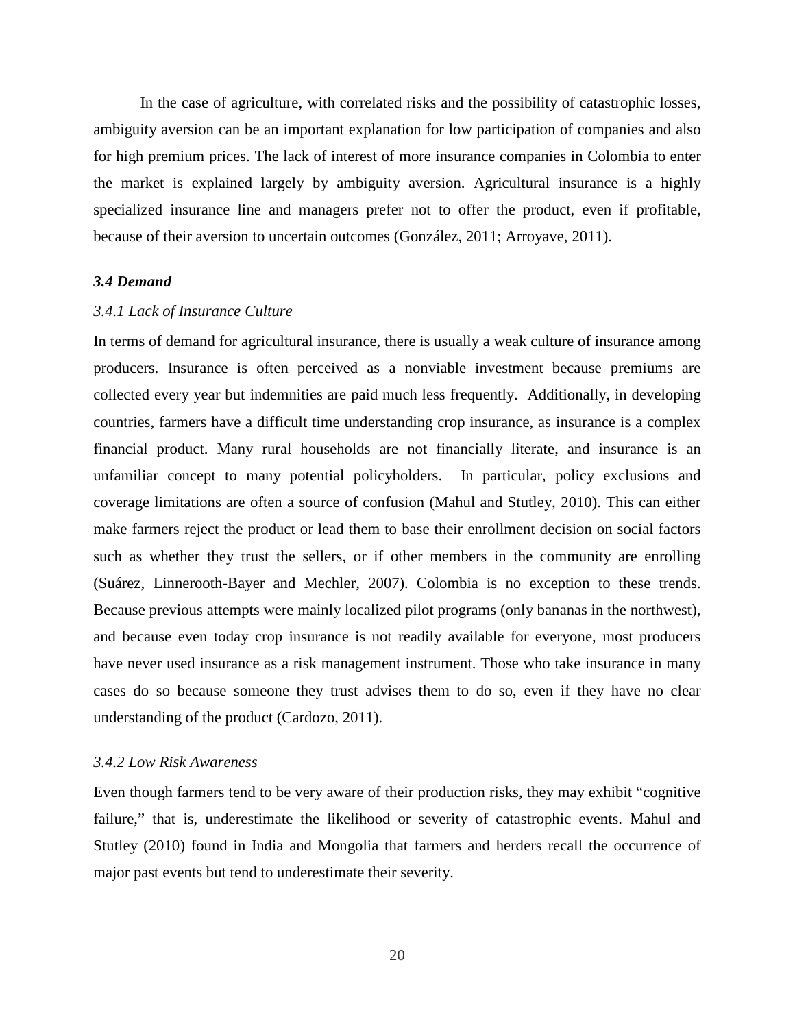In the case of agriculture, with correlated risks and the possibility of catastrophic losses, ambiguity aversion can be an important explanation for low participation of companies and also for high premium prices. The lack of interest of more insurance companies in Colombia to enter the market is explained largely by ambiguity aversion. Agricultural insurance is a highly specialized insurance line and managers prefer not to offer the product, even if profitable, because of their aversion to uncertain outcomes (González, 2011; Arroyave, 2011).

### *3.4 Demand*

#### *3.4.1 Lack of Insurance Culture*

In terms of demand for agricultural insurance, there is usually a weak culture of insurance among producers. Insurance is often perceived as a nonviable investment because premiums are collected every year but indemnities are paid much less frequently. Additionally, in developing countries, farmers have a difficult time understanding crop insurance, as insurance is a complex financial product. Many rural households are not financially literate, and insurance is an unfamiliar concept to many potential policyholders. In particular, policy exclusions and coverage limitations are often a source of confusion (Mahul and Stutley, 2010). This can either make farmers reject the product or lead them to base their enrollment decision on social factors such as whether they trust the sellers, or if other members in the community are enrolling (Suárez, Linnerooth-Bayer and Mechler, 2007). Colombia is no exception to these trends. Because previous attempts were mainly localized pilot programs (only bananas in the northwest), and because even today crop insurance is not readily available for everyone, most producers have never used insurance as a risk management instrument. Those who take insurance in many cases do so because someone they trust advises them to do so, even if they have no clear understanding of the product (Cardozo, 2011).

#### *3.4.2 Low Risk Awareness*

Even though farmers tend to be very aware of their production risks, they may exhibit "cognitive failure," that is, underestimate the likelihood or severity of catastrophic events. Mahul and Stutley (2010) found in India and Mongolia that farmers and herders recall the occurrence of major past events but tend to underestimate their severity.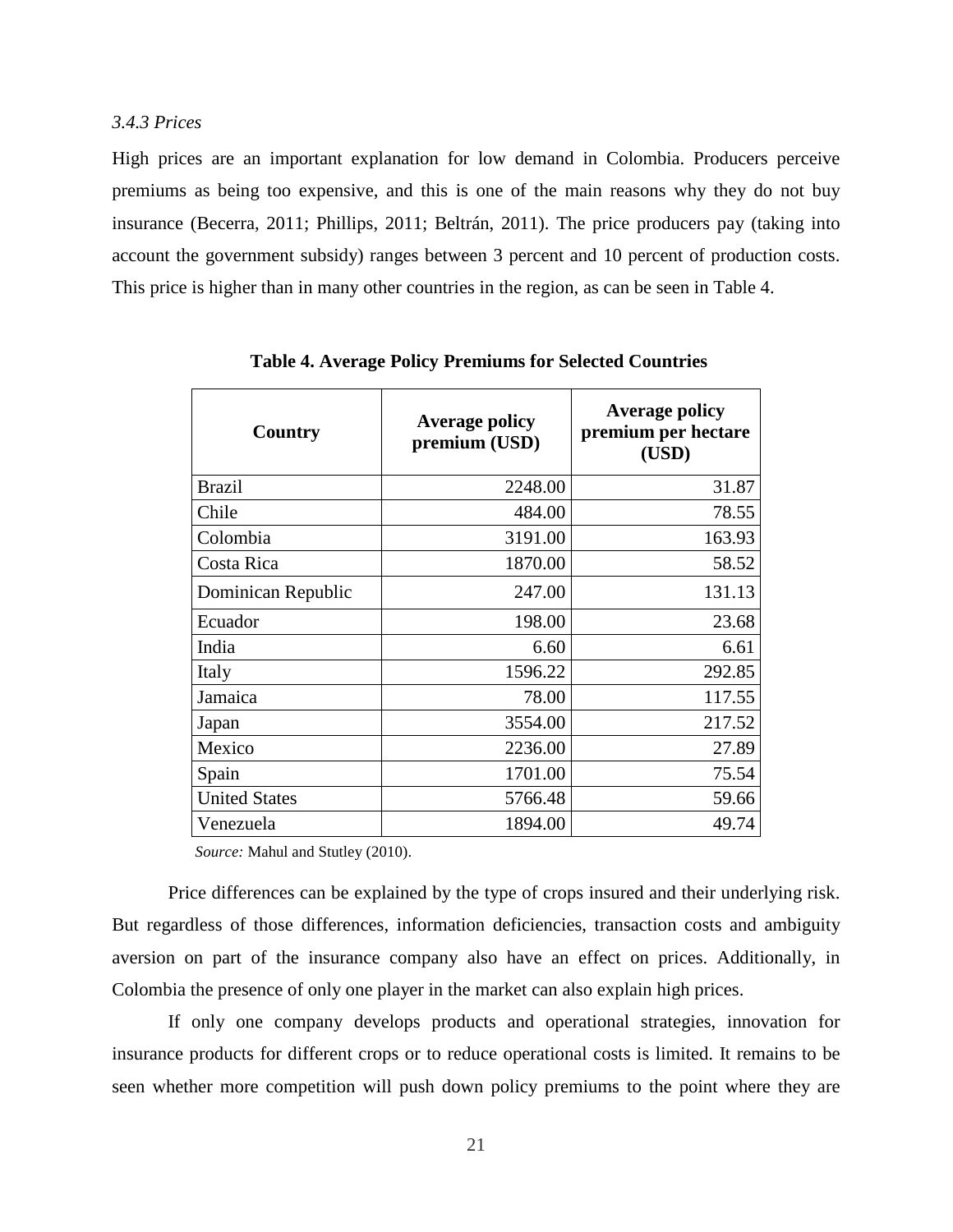### *3.4.3 Prices*

High prices are an important explanation for low demand in Colombia. Producers perceive premiums as being too expensive, and this is one of the main reasons why they do not buy insurance (Becerra, 2011; Phillips, 2011; Beltrán, 2011). The price producers pay (taking into account the government subsidy) ranges between 3 percent and 10 percent of production costs. This price is higher than in many other countries in the region, as can be seen in Table 4.

**Table 4. Average Policy Premiums for Selected Countries**

| Country | Average policy premium (USD) | Average policy premium per hectare (USD) |
|---|---:|---:|
| Brazil | 2248.00 | 31.87 |
| Chile | 484.00 | 78.55 |
| Colombia | 3191.00 | 163.93 |
| Costa Rica | 1870.00 | 58.52 |
| Dominican Republic | 247.00 | 131.13 |
| Ecuador | 198.00 | 23.68 |
| India | 6.60 | 6.61 |
| Italy | 1596.22 | 292.85 |
| Jamaica | 78.00 | 117.55 |
| Japan | 3554.00 | 217.52 |
| Mexico | 2236.00 | 27.89 |
| Spain | 1701.00 | 75.54 |
| United States | 5766.48 | 59.66 |
| Venezuela | 1894.00 | 49.74 |

*Source:* Mahul and Stutley (2010).

Price differences can be explained by the type of crops insured and their underlying risk. But regardless of those differences, information deficiencies, transaction costs and ambiguity aversion on part of the insurance company also have an effect on prices. Additionally, in Colombia the presence of only one player in the market can also explain high prices.

If only one company develops products and operational strategies, innovation for insurance products for different crops or to reduce operational costs is limited. It remains to be seen whether more competition will push down policy premiums to the point where they are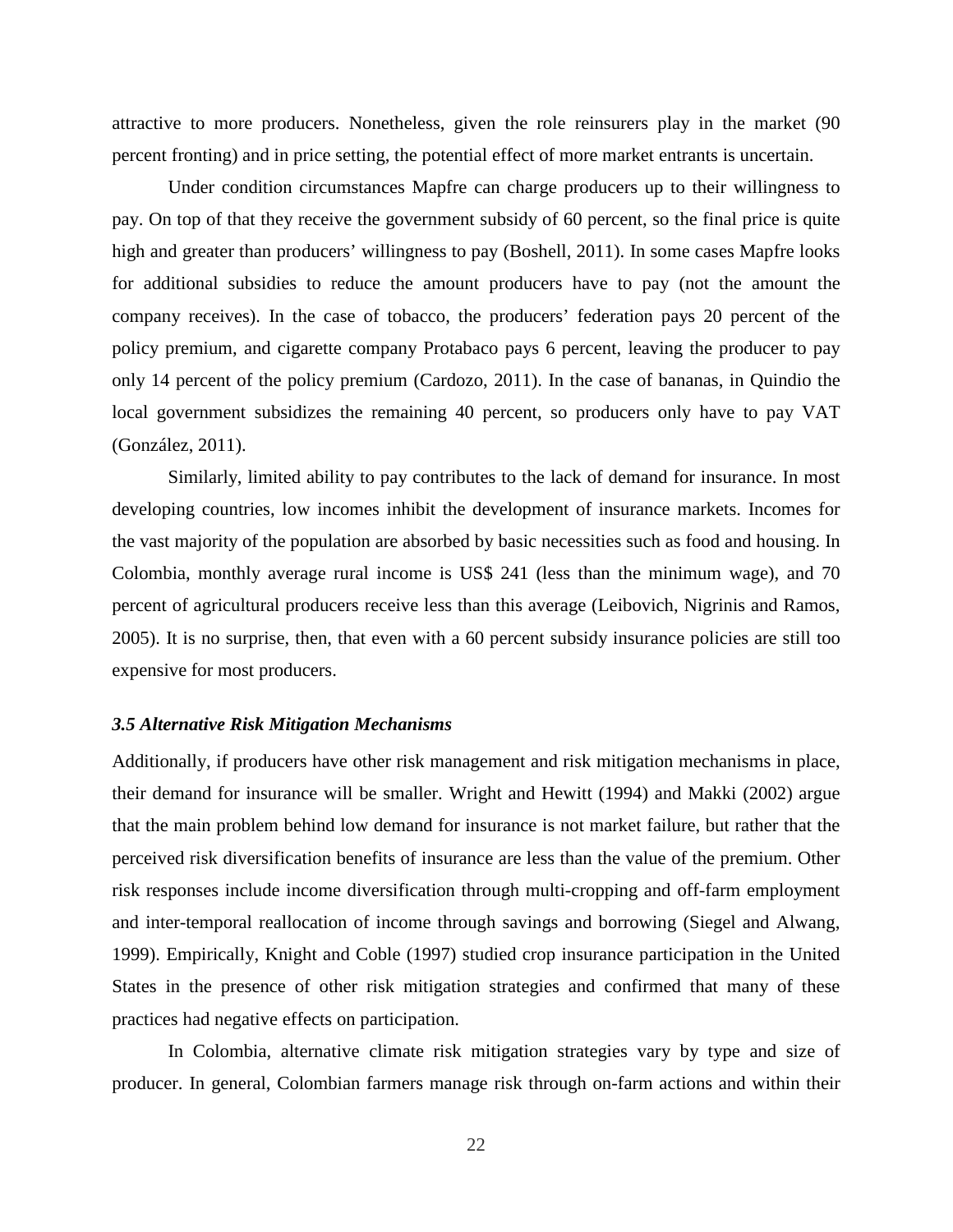attractive to more producers. Nonetheless, given the role reinsurers play in the market (90 percent fronting) and in price setting, the potential effect of more market entrants is uncertain.

Under condition circumstances Mapfre can charge producers up to their willingness to pay. On top of that they receive the government subsidy of 60 percent, so the final price is quite high and greater than producers' willingness to pay (Boshell, 2011). In some cases Mapfre looks for additional subsidies to reduce the amount producers have to pay (not the amount the company receives). In the case of tobacco, the producers' federation pays 20 percent of the policy premium, and cigarette company Protabaco pays 6 percent, leaving the producer to pay only 14 percent of the policy premium (Cardozo, 2011). In the case of bananas, in Quindio the local government subsidizes the remaining 40 percent, so producers only have to pay VAT (González, 2011).

Similarly, limited ability to pay contributes to the lack of demand for insurance. In most developing countries, low incomes inhibit the development of insurance markets. Incomes for the vast majority of the population are absorbed by basic necessities such as food and housing. In Colombia, monthly average rural income is US$ 241 (less than the minimum wage), and 70 percent of agricultural producers receive less than this average (Leibovich, Nigrinis and Ramos, 2005). It is no surprise, then, that even with a 60 percent subsidy insurance policies are still too expensive for most producers.

### *3.5 Alternative Risk Mitigation Mechanisms*

Additionally, if producers have other risk management and risk mitigation mechanisms in place, their demand for insurance will be smaller. Wright and Hewitt (1994) and Makki (2002) argue that the main problem behind low demand for insurance is not market failure, but rather that the perceived risk diversification benefits of insurance are less than the value of the premium. Other risk responses include income diversification through multi-cropping and off-farm employment and inter-temporal reallocation of income through savings and borrowing (Siegel and Alwang, 1999). Empirically, Knight and Coble (1997) studied crop insurance participation in the United States in the presence of other risk mitigation strategies and confirmed that many of these practices had negative effects on participation.

In Colombia, alternative climate risk mitigation strategies vary by type and size of producer. In general, Colombian farmers manage risk through on-farm actions and within their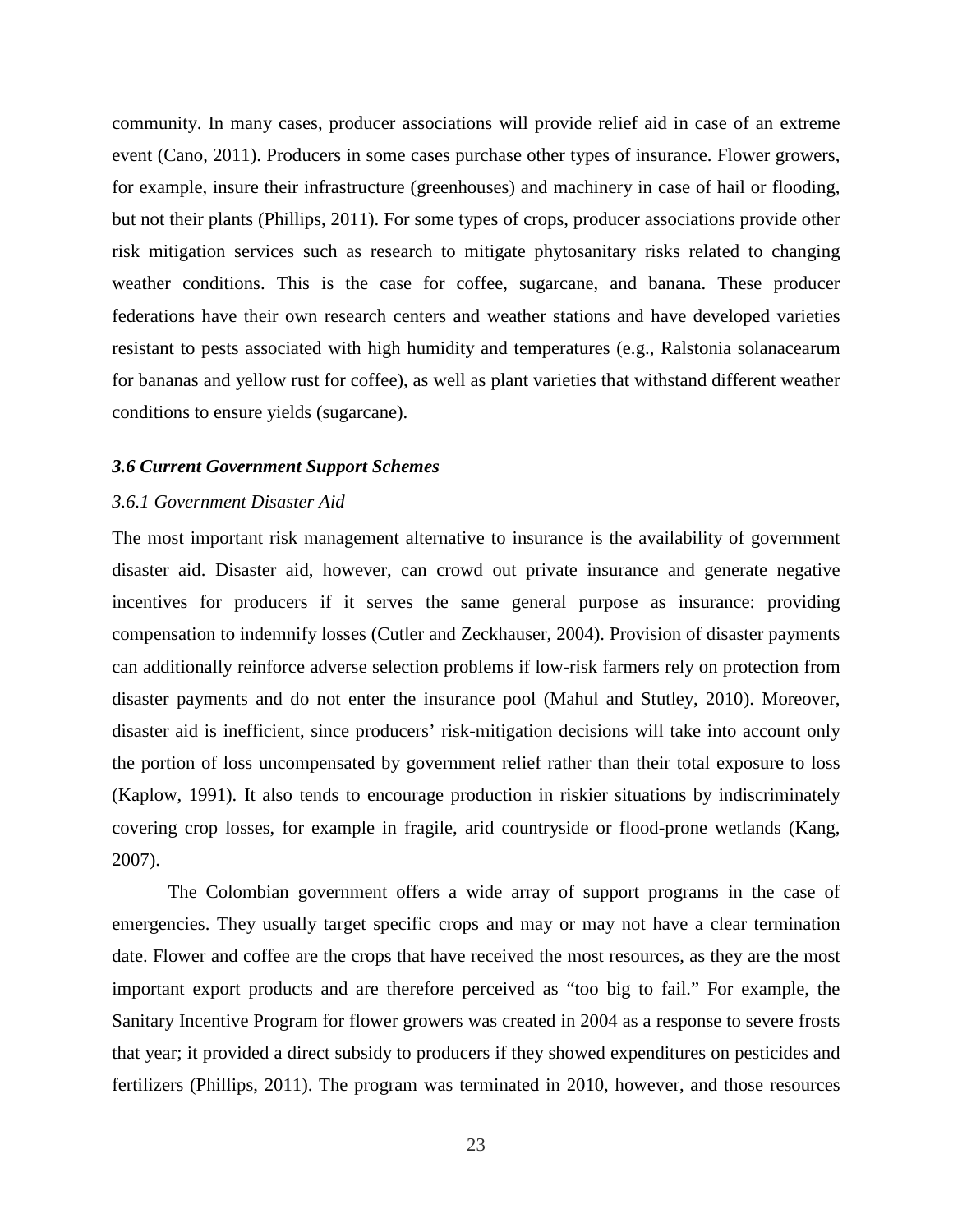community. In many cases, producer associations will provide relief aid in case of an extreme event (Cano, 2011). Producers in some cases purchase other types of insurance. Flower growers, for example, insure their infrastructure (greenhouses) and machinery in case of hail or flooding, but not their plants (Phillips, 2011). For some types of crops, producer associations provide other risk mitigation services such as research to mitigate phytosanitary risks related to changing weather conditions. This is the case for coffee, sugarcane, and banana. These producer federations have their own research centers and weather stations and have developed varieties resistant to pests associated with high humidity and temperatures (e.g., Ralstonia solanacearum for bananas and yellow rust for coffee), as well as plant varieties that withstand different weather conditions to ensure yields (sugarcane).

### *3.6 Current Government Support Schemes*

#### *3.6.1 Government Disaster Aid*

The most important risk management alternative to insurance is the availability of government disaster aid. Disaster aid, however, can crowd out private insurance and generate negative incentives for producers if it serves the same general purpose as insurance: providing compensation to indemnify losses (Cutler and Zeckhauser, 2004). Provision of disaster payments can additionally reinforce adverse selection problems if low-risk farmers rely on protection from disaster payments and do not enter the insurance pool (Mahul and Stutley, 2010). Moreover, disaster aid is inefficient, since producers' risk-mitigation decisions will take into account only the portion of loss uncompensated by government relief rather than their total exposure to loss (Kaplow, 1991). It also tends to encourage production in riskier situations by indiscriminately covering crop losses, for example in fragile, arid countryside or flood-prone wetlands (Kang, 2007).

The Colombian government offers a wide array of support programs in the case of emergencies. They usually target specific crops and may or may not have a clear termination date. Flower and coffee are the crops that have received the most resources, as they are the most important export products and are therefore perceived as "too big to fail." For example, the Sanitary Incentive Program for flower growers was created in 2004 as a response to severe frosts that year; it provided a direct subsidy to producers if they showed expenditures on pesticides and fertilizers (Phillips, 2011). The program was terminated in 2010, however, and those resources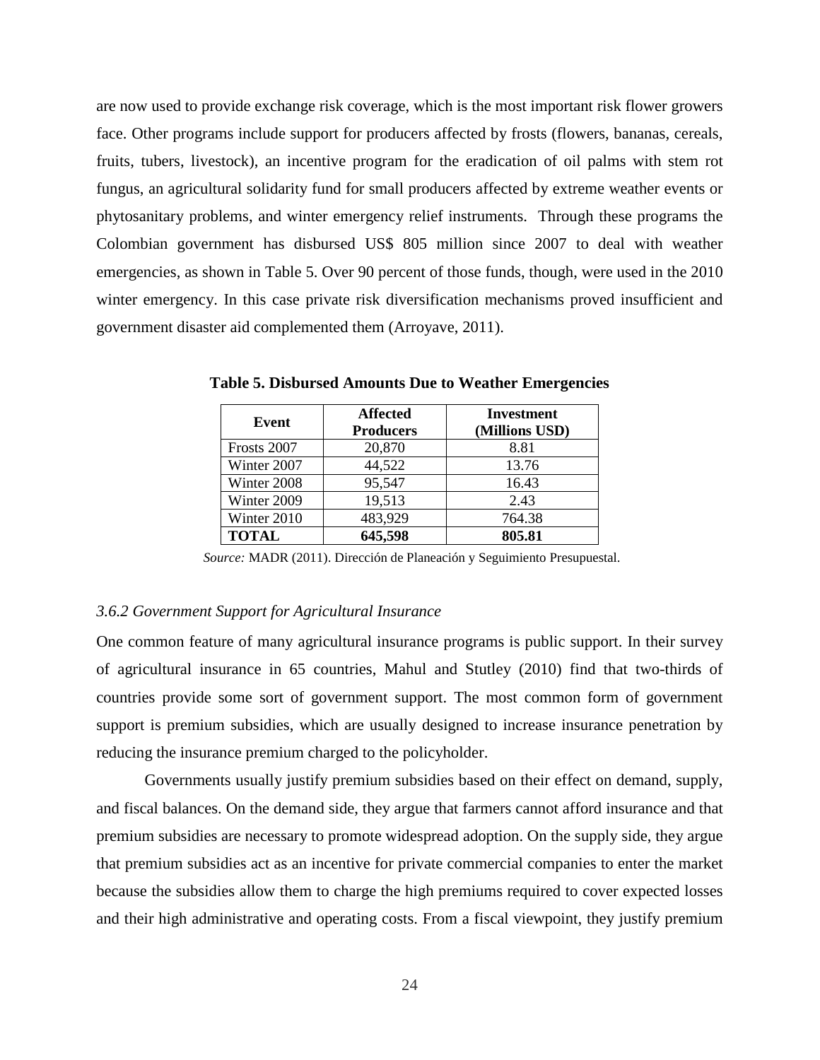are now used to provide exchange risk coverage, which is the most important risk flower growers face. Other programs include support for producers affected by frosts (flowers, bananas, cereals, fruits, tubers, livestock), an incentive program for the eradication of oil palms with stem rot fungus, an agricultural solidarity fund for small producers affected by extreme weather events or phytosanitary problems, and winter emergency relief instruments. Through these programs the Colombian government has disbursed US$ 805 million since 2007 to deal with weather emergencies, as shown in Table 5. Over 90 percent of those funds, though, were used in the 2010 winter emergency. In this case private risk diversification mechanisms proved insufficient and government disaster aid complemented them (Arroyave, 2011).

**Table 5. Disbursed Amounts Due to Weather Emergencies**

| Event | Affected Producers | Investment (Millions USD) |
|---|---|---|
| Frosts 2007 | 20,870 | 8.81 |
| Winter 2007 | 44,522 | 13.76 |
| Winter 2008 | 95,547 | 16.43 |
| Winter 2009 | 19,513 | 2.43 |
| Winter 2010 | 483,929 | 764.38 |
| **TOTAL** | **645,598** | **805.81** |

*Source:* MADR (2011). Dirección de Planeación y Seguimiento Presupuestal.

### *3.6.2 Government Support for Agricultural Insurance*

One common feature of many agricultural insurance programs is public support. In their survey of agricultural insurance in 65 countries, Mahul and Stutley (2010) find that two-thirds of countries provide some sort of government support. The most common form of government support is premium subsidies, which are usually designed to increase insurance penetration by reducing the insurance premium charged to the policyholder.

Governments usually justify premium subsidies based on their effect on demand, supply, and fiscal balances. On the demand side, they argue that farmers cannot afford insurance and that premium subsidies are necessary to promote widespread adoption. On the supply side, they argue that premium subsidies act as an incentive for private commercial companies to enter the market because the subsidies allow them to charge the high premiums required to cover expected losses and their high administrative and operating costs. From a fiscal viewpoint, they justify premium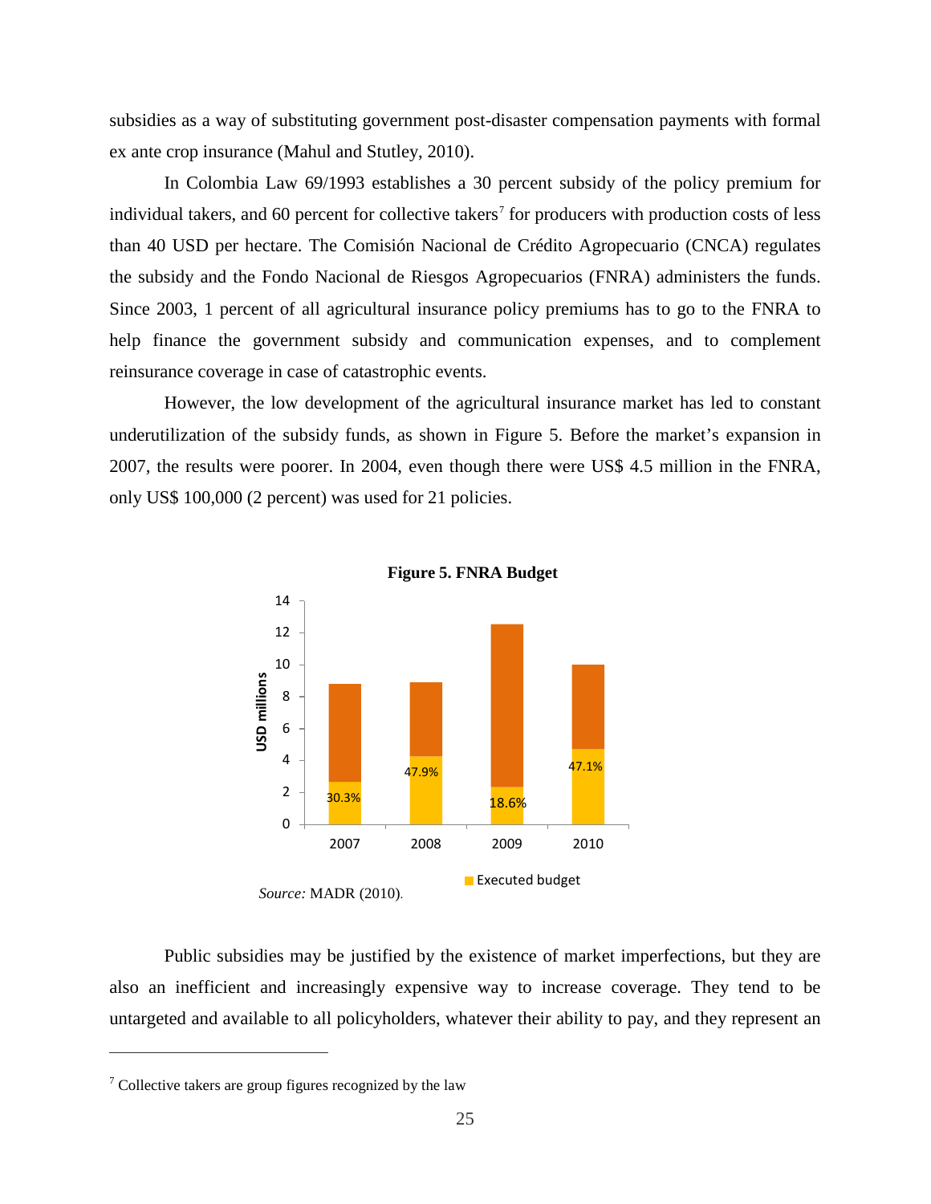subsidies as a way of substituting government post-disaster compensation payments with formal ex ante crop insurance (Mahul and Stutley, 2010).

In Colombia Law 69/1993 establishes a 30 percent subsidy of the policy premium for individual takers, and 60 percent for collective takers[7] for producers with production costs of less than 40 USD per hectare. The Comisión Nacional de Crédito Agropecuario (CNCA) regulates the subsidy and the Fondo Nacional de Riesgos Agropecuarios (FNRA) administers the funds. Since 2003, 1 percent of all agricultural insurance policy premiums has to go to the FNRA to help finance the government subsidy and communication expenses, and to complement reinsurance coverage in case of catastrophic events.

However, the low development of the agricultural insurance market has led to constant underutilization of the subsidy funds, as shown in Figure 5. Before the market's expansion in 2007, the results were poorer. In 2004, even though there were US$ 4.5 million in the FNRA, only US$ 100,000 (2 percent) was used for 21 policies.

**Figure 5. FNRA Budget**

*Source:* MADR (2010).

Public subsidies may be justified by the existence of market imperfections, but they are also an inefficient and increasingly expensive way to increase coverage. They tend to be untargeted and available to all policyholders, whatever their ability to pay, and they represent an

[7] Collective takers are group figures recognized by the law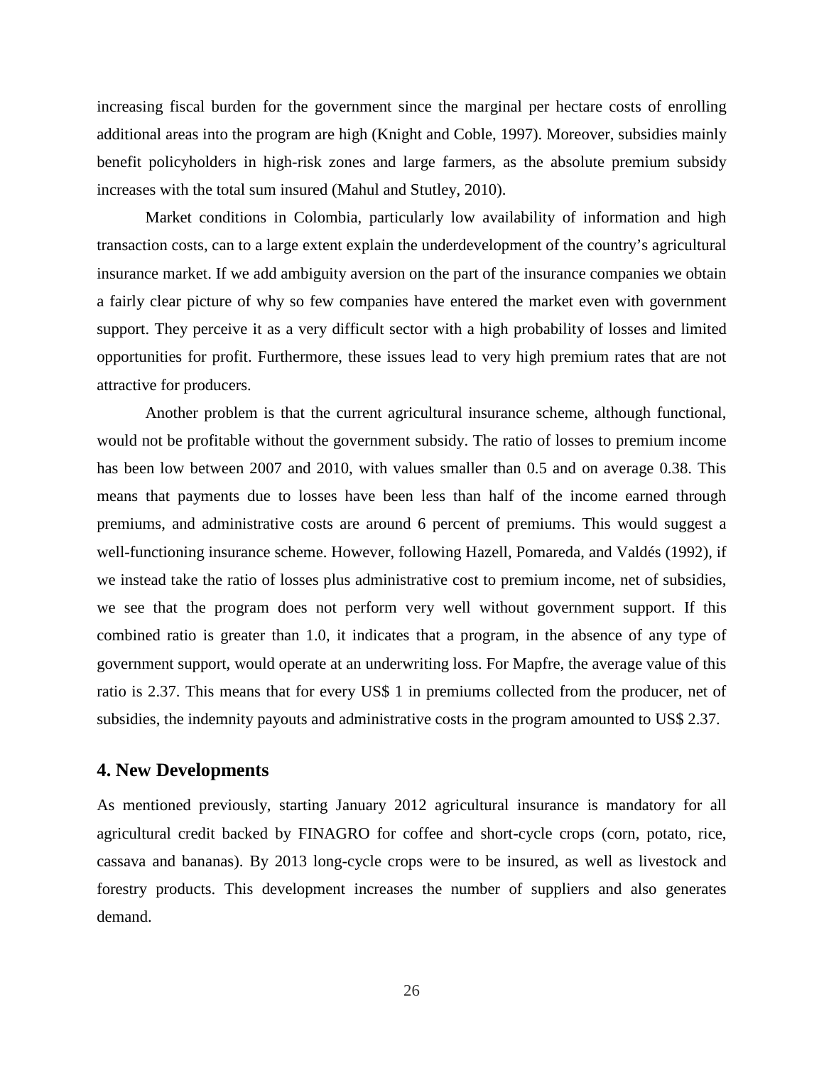increasing fiscal burden for the government since the marginal per hectare costs of enrolling additional areas into the program are high (Knight and Coble, 1997). Moreover, subsidies mainly benefit policyholders in high-risk zones and large farmers, as the absolute premium subsidy increases with the total sum insured (Mahul and Stutley, 2010).

Market conditions in Colombia, particularly low availability of information and high transaction costs, can to a large extent explain the underdevelopment of the country's agricultural insurance market. If we add ambiguity aversion on the part of the insurance companies we obtain a fairly clear picture of why so few companies have entered the market even with government support. They perceive it as a very difficult sector with a high probability of losses and limited opportunities for profit. Furthermore, these issues lead to very high premium rates that are not attractive for producers.

Another problem is that the current agricultural insurance scheme, although functional, would not be profitable without the government subsidy. The ratio of losses to premium income has been low between 2007 and 2010, with values smaller than 0.5 and on average 0.38. This means that payments due to losses have been less than half of the income earned through premiums, and administrative costs are around 6 percent of premiums. This would suggest a well-functioning insurance scheme. However, following Hazell, Pomareda, and Valdés (1992), if we instead take the ratio of losses plus administrative cost to premium income, net of subsidies, we see that the program does not perform very well without government support. If this combined ratio is greater than 1.0, it indicates that a program, in the absence of any type of government support, would operate at an underwriting loss. For Mapfre, the average value of this ratio is 2.37. This means that for every US$ 1 in premiums collected from the producer, net of subsidies, the indemnity payouts and administrative costs in the program amounted to US$ 2.37.

## 4. New Developments

As mentioned previously, starting January 2012 agricultural insurance is mandatory for all agricultural credit backed by FINAGRO for coffee and short-cycle crops (corn, potato, rice, cassava and bananas). By 2013 long-cycle crops were to be insured, as well as livestock and forestry products. This development increases the number of suppliers and also generates demand.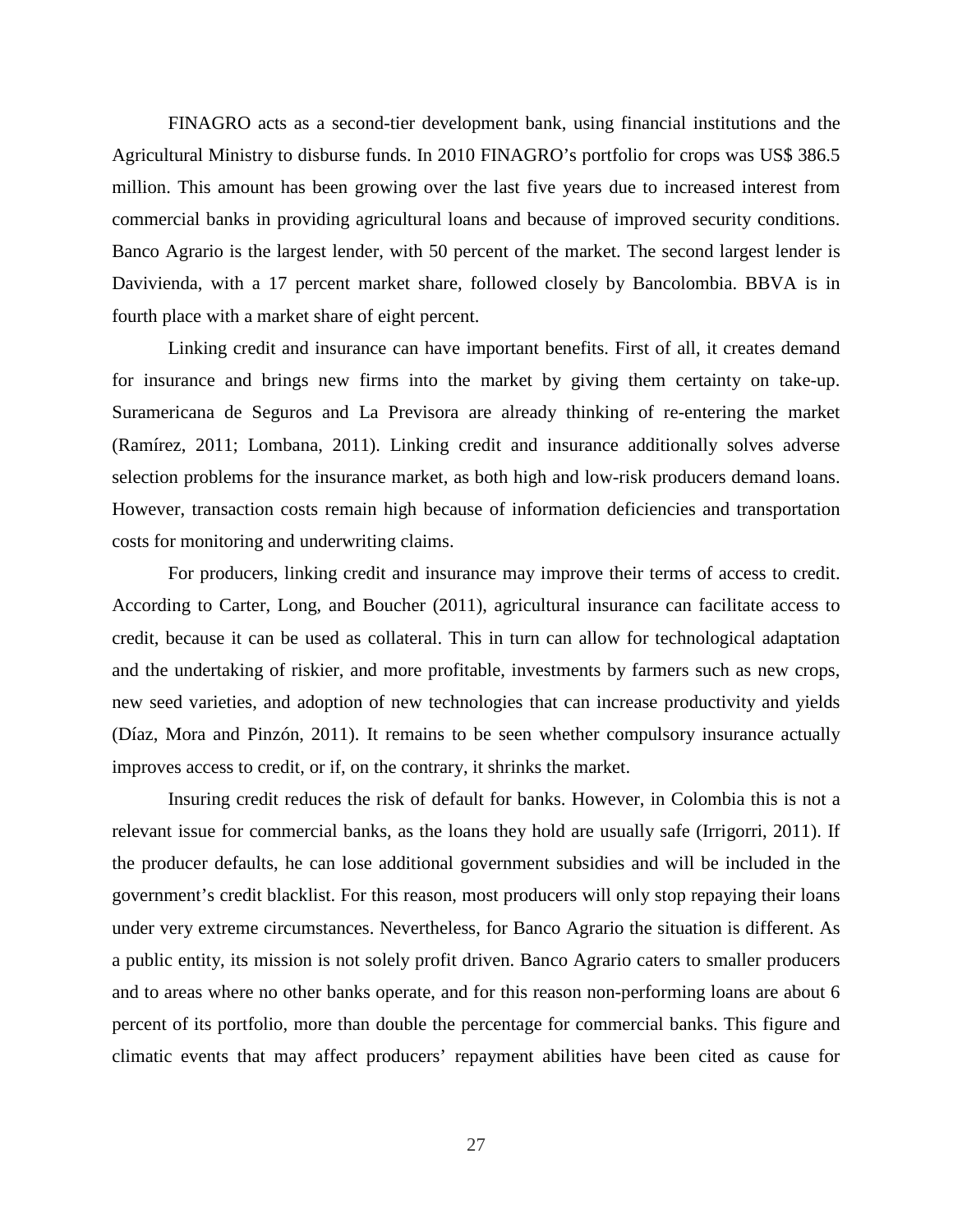FINAGRO acts as a second-tier development bank, using financial institutions and the Agricultural Ministry to disburse funds. In 2010 FINAGRO's portfolio for crops was US$ 386.5 million. This amount has been growing over the last five years due to increased interest from commercial banks in providing agricultural loans and because of improved security conditions. Banco Agrario is the largest lender, with 50 percent of the market. The second largest lender is Davivienda, with a 17 percent market share, followed closely by Bancolombia. BBVA is in fourth place with a market share of eight percent.

Linking credit and insurance can have important benefits. First of all, it creates demand for insurance and brings new firms into the market by giving them certainty on take-up. Suramericana de Seguros and La Previsora are already thinking of re-entering the market (Ramírez, 2011; Lombana, 2011). Linking credit and insurance additionally solves adverse selection problems for the insurance market, as both high and low-risk producers demand loans. However, transaction costs remain high because of information deficiencies and transportation costs for monitoring and underwriting claims.

For producers, linking credit and insurance may improve their terms of access to credit. According to Carter, Long, and Boucher (2011), agricultural insurance can facilitate access to credit, because it can be used as collateral. This in turn can allow for technological adaptation and the undertaking of riskier, and more profitable, investments by farmers such as new crops, new seed varieties, and adoption of new technologies that can increase productivity and yields (Díaz, Mora and Pinzón, 2011). It remains to be seen whether compulsory insurance actually improves access to credit, or if, on the contrary, it shrinks the market.

Insuring credit reduces the risk of default for banks. However, in Colombia this is not a relevant issue for commercial banks, as the loans they hold are usually safe (Irrigorri, 2011). If the producer defaults, he can lose additional government subsidies and will be included in the government's credit blacklist. For this reason, most producers will only stop repaying their loans under very extreme circumstances. Nevertheless, for Banco Agrario the situation is different. As a public entity, its mission is not solely profit driven. Banco Agrario caters to smaller producers and to areas where no other banks operate, and for this reason non-performing loans are about 6 percent of its portfolio, more than double the percentage for commercial banks. This figure and climatic events that may affect producers' repayment abilities have been cited as cause for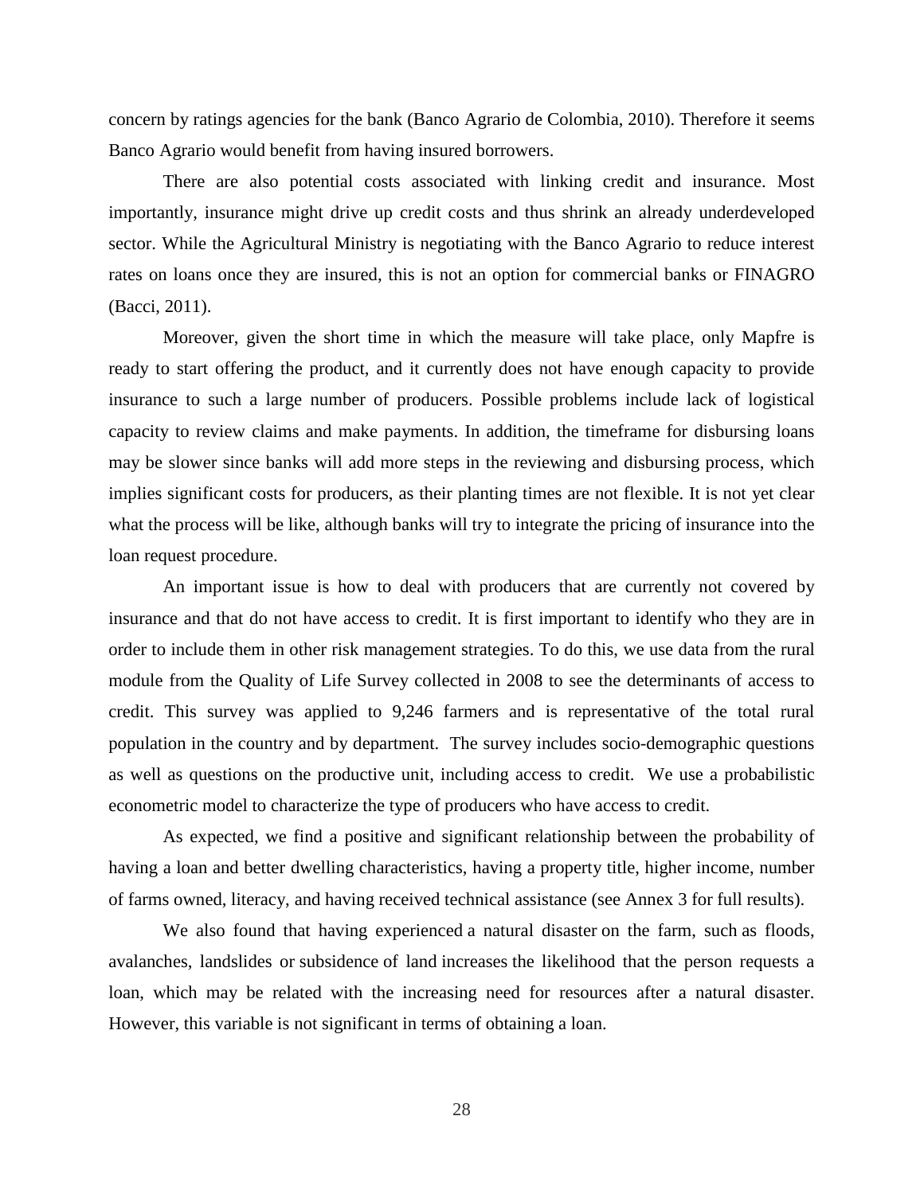concern by ratings agencies for the bank (Banco Agrario de Colombia, 2010). Therefore it seems Banco Agrario would benefit from having insured borrowers.

There are also potential costs associated with linking credit and insurance. Most importantly, insurance might drive up credit costs and thus shrink an already underdeveloped sector. While the Agricultural Ministry is negotiating with the Banco Agrario to reduce interest rates on loans once they are insured, this is not an option for commercial banks or FINAGRO (Bacci, 2011).

Moreover, given the short time in which the measure will take place, only Mapfre is ready to start offering the product, and it currently does not have enough capacity to provide insurance to such a large number of producers. Possible problems include lack of logistical capacity to review claims and make payments. In addition, the timeframe for disbursing loans may be slower since banks will add more steps in the reviewing and disbursing process, which implies significant costs for producers, as their planting times are not flexible. It is not yet clear what the process will be like, although banks will try to integrate the pricing of insurance into the loan request procedure.

An important issue is how to deal with producers that are currently not covered by insurance and that do not have access to credit. It is first important to identify who they are in order to include them in other risk management strategies. To do this, we use data from the rural module from the Quality of Life Survey collected in 2008 to see the determinants of access to credit. This survey was applied to 9,246 farmers and is representative of the total rural population in the country and by department. The survey includes socio-demographic questions as well as questions on the productive unit, including access to credit. We use a probabilistic econometric model to characterize the type of producers who have access to credit.

As expected, we find a positive and significant relationship between the probability of having a loan and better dwelling characteristics, having a property title, higher income, number of farms owned, literacy, and having received technical assistance (see Annex 3 for full results).

We also found that having experienced a natural disaster on the farm, such as floods, avalanches, landslides or subsidence of land increases the likelihood that the person requests a loan, which may be related with the increasing need for resources after a natural disaster. However, this variable is not significant in terms of obtaining a loan.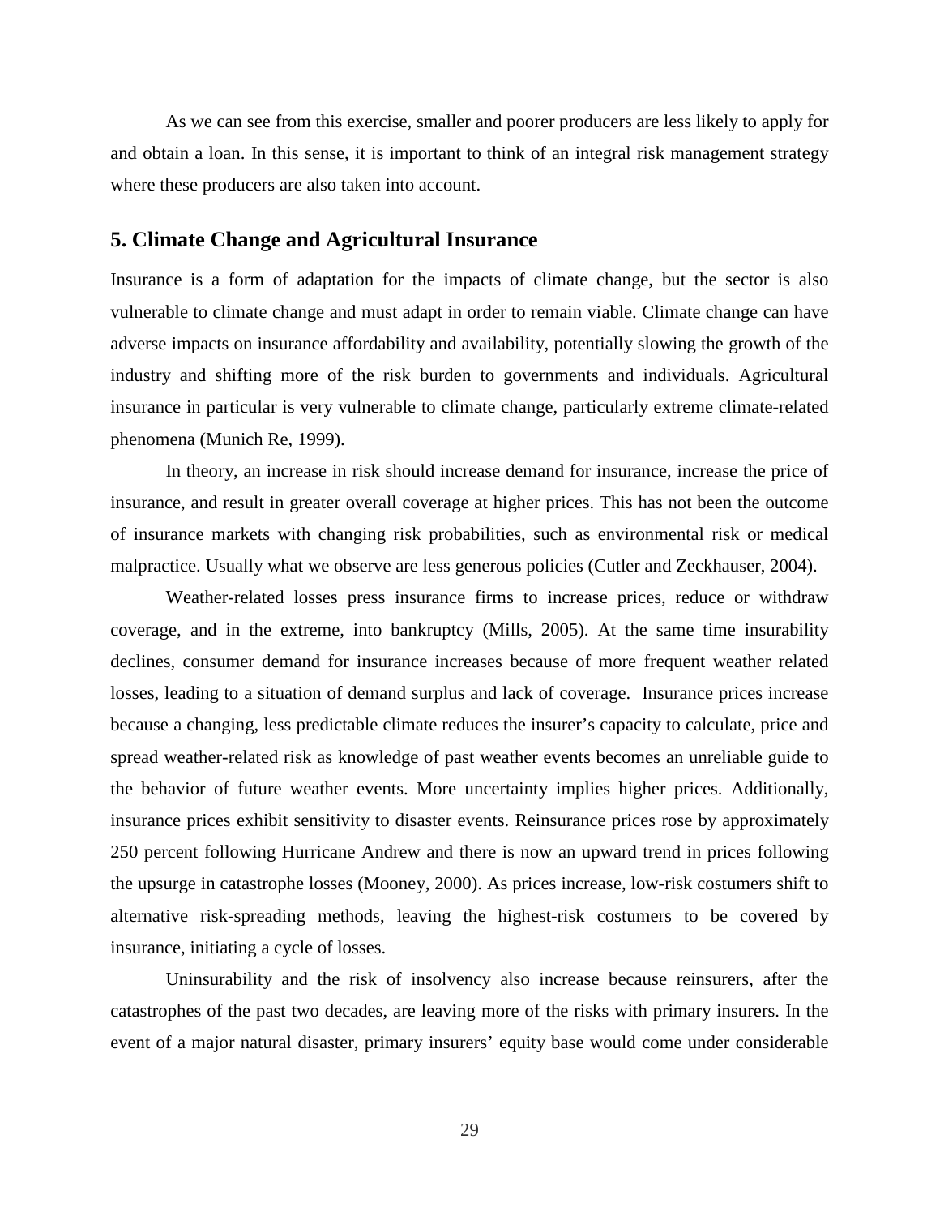As we can see from this exercise, smaller and poorer producers are less likely to apply for and obtain a loan. In this sense, it is important to think of an integral risk management strategy where these producers are also taken into account.

## 5. Climate Change and Agricultural Insurance

Insurance is a form of adaptation for the impacts of climate change, but the sector is also vulnerable to climate change and must adapt in order to remain viable. Climate change can have adverse impacts on insurance affordability and availability, potentially slowing the growth of the industry and shifting more of the risk burden to governments and individuals. Agricultural insurance in particular is very vulnerable to climate change, particularly extreme climate-related phenomena (Munich Re, 1999).

In theory, an increase in risk should increase demand for insurance, increase the price of insurance, and result in greater overall coverage at higher prices. This has not been the outcome of insurance markets with changing risk probabilities, such as environmental risk or medical malpractice. Usually what we observe are less generous policies (Cutler and Zeckhauser, 2004).

Weather-related losses press insurance firms to increase prices, reduce or withdraw coverage, and in the extreme, into bankruptcy (Mills, 2005). At the same time insurability declines, consumer demand for insurance increases because of more frequent weather related losses, leading to a situation of demand surplus and lack of coverage. Insurance prices increase because a changing, less predictable climate reduces the insurer's capacity to calculate, price and spread weather-related risk as knowledge of past weather events becomes an unreliable guide to the behavior of future weather events. More uncertainty implies higher prices. Additionally, insurance prices exhibit sensitivity to disaster events. Reinsurance prices rose by approximately 250 percent following Hurricane Andrew and there is now an upward trend in prices following the upsurge in catastrophe losses (Mooney, 2000). As prices increase, low-risk costumers shift to alternative risk-spreading methods, leaving the highest-risk costumers to be covered by insurance, initiating a cycle of losses.

Uninsurability and the risk of insolvency also increase because reinsurers, after the catastrophes of the past two decades, are leaving more of the risks with primary insurers. In the event of a major natural disaster, primary insurers' equity base would come under considerable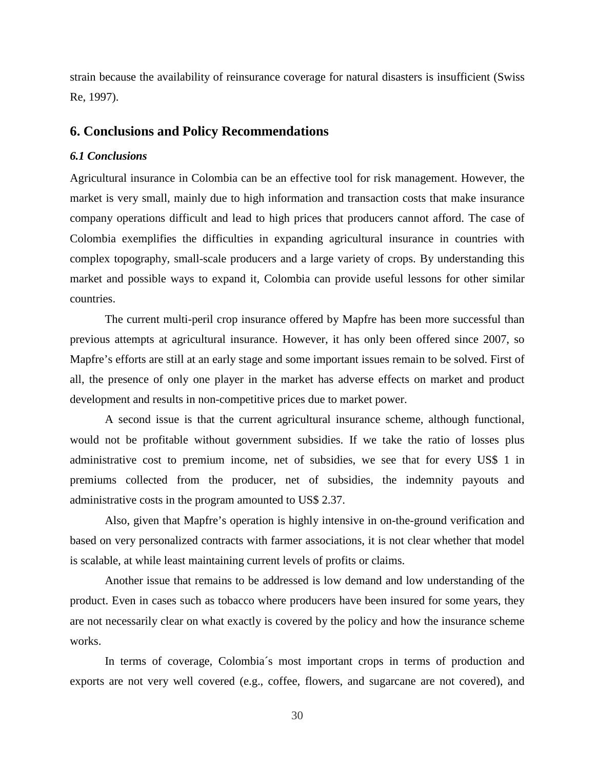strain because the availability of reinsurance coverage for natural disasters is insufficient (Swiss Re, 1997).

## 6. Conclusions and Policy Recommendations

### *6.1 Conclusions*

Agricultural insurance in Colombia can be an effective tool for risk management. However, the market is very small, mainly due to high information and transaction costs that make insurance company operations difficult and lead to high prices that producers cannot afford. The case of Colombia exemplifies the difficulties in expanding agricultural insurance in countries with complex topography, small-scale producers and a large variety of crops. By understanding this market and possible ways to expand it, Colombia can provide useful lessons for other similar countries.

The current multi-peril crop insurance offered by Mapfre has been more successful than previous attempts at agricultural insurance. However, it has only been offered since 2007, so Mapfre's efforts are still at an early stage and some important issues remain to be solved. First of all, the presence of only one player in the market has adverse effects on market and product development and results in non-competitive prices due to market power.

A second issue is that the current agricultural insurance scheme, although functional, would not be profitable without government subsidies. If we take the ratio of losses plus administrative cost to premium income, net of subsidies, we see that for every US$ 1 in premiums collected from the producer, net of subsidies, the indemnity payouts and administrative costs in the program amounted to US$ 2.37.

Also, given that Mapfre's operation is highly intensive in on-the-ground verification and based on very personalized contracts with farmer associations, it is not clear whether that model is scalable, at while least maintaining current levels of profits or claims.

Another issue that remains to be addressed is low demand and low understanding of the product. Even in cases such as tobacco where producers have been insured for some years, they are not necessarily clear on what exactly is covered by the policy and how the insurance scheme works.

In terms of coverage, Colombia´s most important crops in terms of production and exports are not very well covered (e.g., coffee, flowers, and sugarcane are not covered), and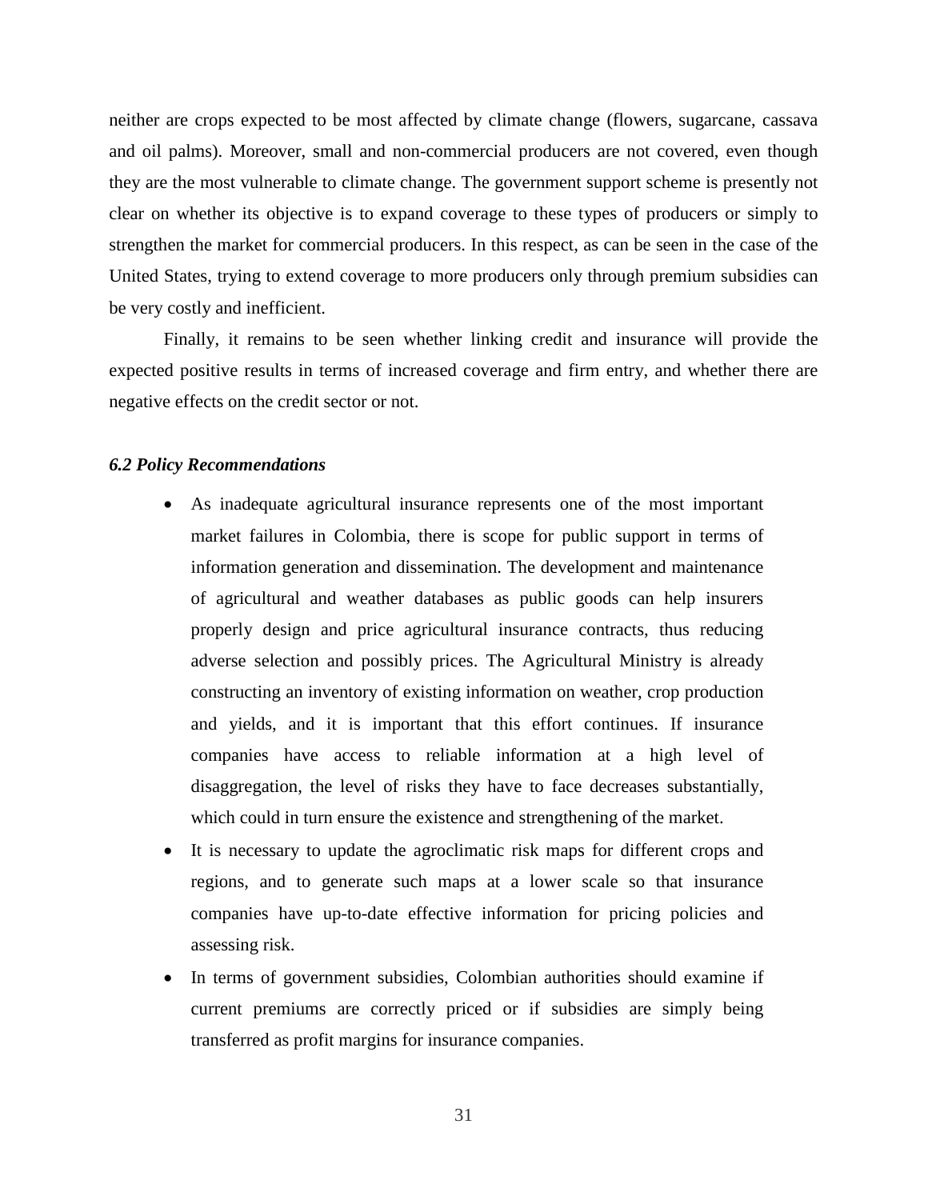neither are crops expected to be most affected by climate change (flowers, sugarcane, cassava and oil palms). Moreover, small and non-commercial producers are not covered, even though they are the most vulnerable to climate change. The government support scheme is presently not clear on whether its objective is to expand coverage to these types of producers or simply to strengthen the market for commercial producers. In this respect, as can be seen in the case of the United States, trying to extend coverage to more producers only through premium subsidies can be very costly and inefficient.

Finally, it remains to be seen whether linking credit and insurance will provide the expected positive results in terms of increased coverage and firm entry, and whether there are negative effects on the credit sector or not.

### *6.2 Policy Recommendations*

- As inadequate agricultural insurance represents one of the most important market failures in Colombia, there is scope for public support in terms of information generation and dissemination. The development and maintenance of agricultural and weather databases as public goods can help insurers properly design and price agricultural insurance contracts, thus reducing adverse selection and possibly prices. The Agricultural Ministry is already constructing an inventory of existing information on weather, crop production and yields, and it is important that this effort continues. If insurance companies have access to reliable information at a high level of disaggregation, the level of risks they have to face decreases substantially, which could in turn ensure the existence and strengthening of the market.
- It is necessary to update the agroclimatic risk maps for different crops and regions, and to generate such maps at a lower scale so that insurance companies have up-to-date effective information for pricing policies and assessing risk.
- In terms of government subsidies, Colombian authorities should examine if current premiums are correctly priced or if subsidies are simply being transferred as profit margins for insurance companies.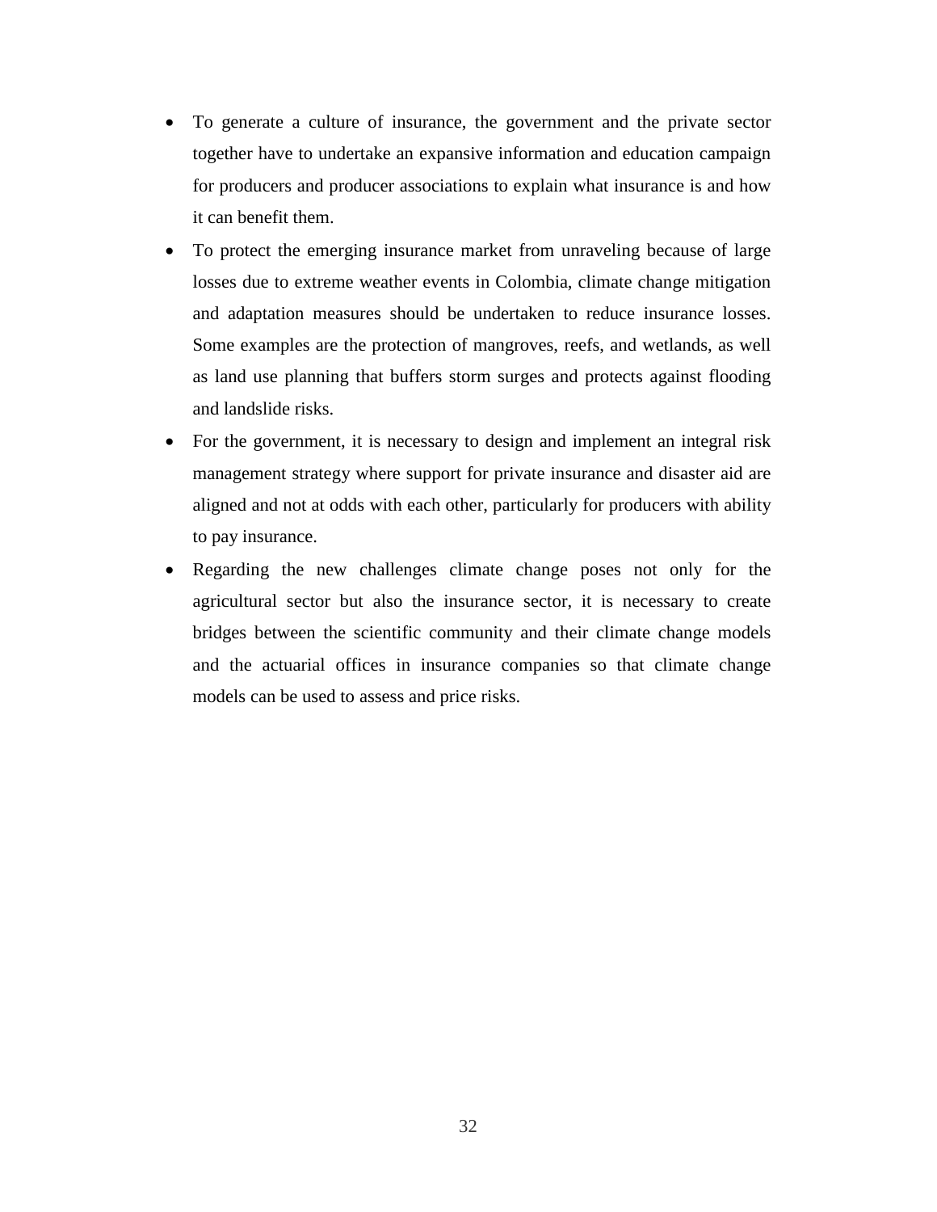- To generate a culture of insurance, the government and the private sector together have to undertake an expansive information and education campaign for producers and producer associations to explain what insurance is and how it can benefit them.
- To protect the emerging insurance market from unraveling because of large losses due to extreme weather events in Colombia, climate change mitigation and adaptation measures should be undertaken to reduce insurance losses. Some examples are the protection of mangroves, reefs, and wetlands, as well as land use planning that buffers storm surges and protects against flooding and landslide risks.
- For the government, it is necessary to design and implement an integral risk management strategy where support for private insurance and disaster aid are aligned and not at odds with each other, particularly for producers with ability to pay insurance.
- Regarding the new challenges climate change poses not only for the agricultural sector but also the insurance sector, it is necessary to create bridges between the scientific community and their climate change models and the actuarial offices in insurance companies so that climate change models can be used to assess and price risks.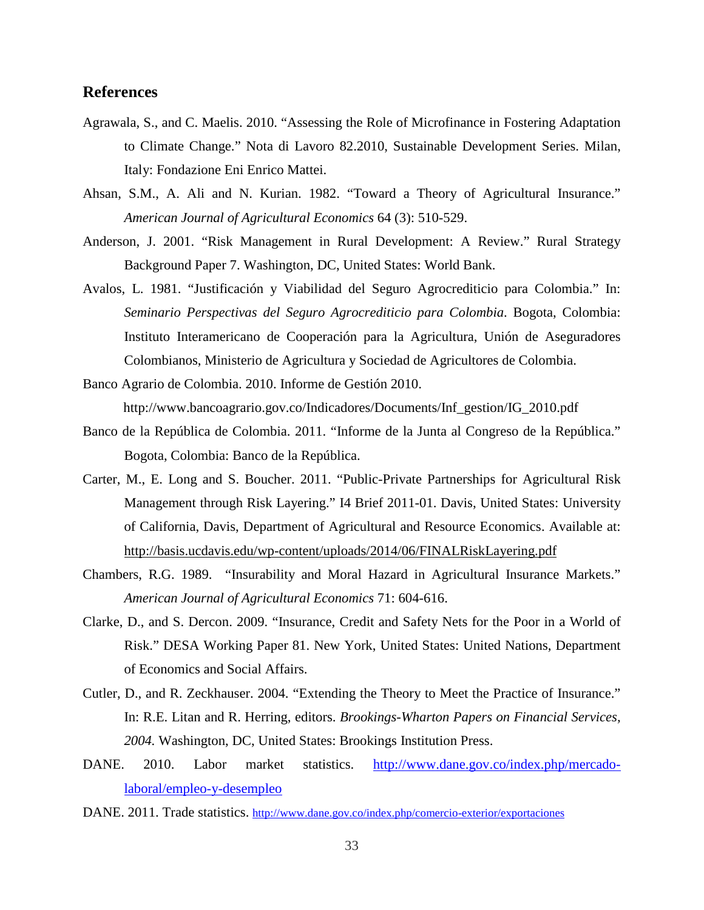## References

Agrawala, S., and C. Maelis. 2010. "Assessing the Role of Microfinance in Fostering Adaptation to Climate Change." Nota di Lavoro 82.2010, Sustainable Development Series. Milan, Italy: Fondazione Eni Enrico Mattei.

Ahsan, S.M., A. Ali and N. Kurian. 1982. "Toward a Theory of Agricultural Insurance." *American Journal of Agricultural Economics* 64 (3): 510-529.

Anderson, J. 2001. "Risk Management in Rural Development: A Review." Rural Strategy Background Paper 7. Washington, DC, United States: World Bank.

Avalos, L. 1981. "Justificación y Viabilidad del Seguro Agrocrediticio para Colombia." In: *Seminario Perspectivas del Seguro Agrocrediticio para Colombia*. Bogota, Colombia: Instituto Interamericano de Cooperación para la Agricultura, Unión de Aseguradores Colombianos, Ministerio de Agricultura y Sociedad de Agricultores de Colombia.

Banco Agrario de Colombia. 2010. Informe de Gestión 2010. http://www.bancoagrario.gov.co/Indicadores/Documents/Inf_gestion/IG_2010.pdf

Banco de la República de Colombia. 2011. "Informe de la Junta al Congreso de la República." Bogota, Colombia: Banco de la República.

Carter, M., E. Long and S. Boucher. 2011. "Public-Private Partnerships for Agricultural Risk Management through Risk Layering." I4 Brief 2011-01. Davis, United States: University of California, Davis, Department of Agricultural and Resource Economics. Available at: http://basis.ucdavis.edu/wp-content/uploads/2014/06/FINALRiskLayering.pdf

Chambers, R.G. 1989. "Insurability and Moral Hazard in Agricultural Insurance Markets." *American Journal of Agricultural Economics* 71: 604-616.

Clarke, D., and S. Dercon. 2009. "Insurance, Credit and Safety Nets for the Poor in a World of Risk." DESA Working Paper 81. New York, United States: United Nations, Department of Economics and Social Affairs.

Cutler, D., and R. Zeckhauser. 2004. "Extending the Theory to Meet the Practice of Insurance." In: R.E. Litan and R. Herring, editors. *Brookings-Wharton Papers on Financial Services, 2004.* Washington, DC, United States: Brookings Institution Press.

DANE. 2010. Labor market statistics. http://www.dane.gov.co/index.php/mercado-laboral/empleo-y-desempleo

DANE. 2011. Trade statistics. http://www.dane.gov.co/index.php/comercio-exterior/exportaciones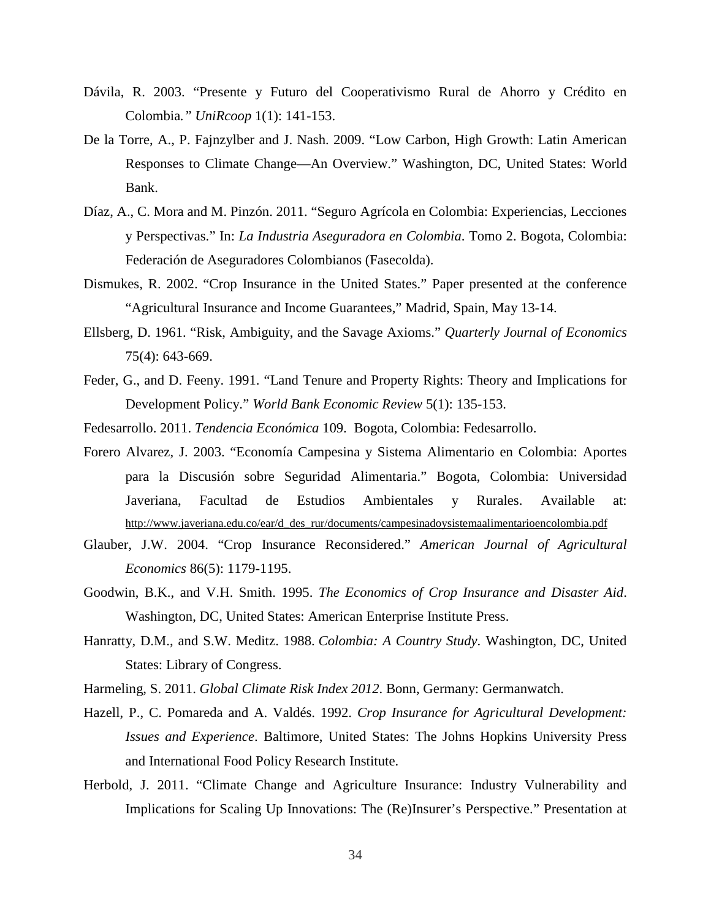Dávila, R. 2003. "Presente y Futuro del Cooperativismo Rural de Ahorro y Crédito en Colombia*." UniRcoop* 1(1): 141-153.

De la Torre, A., P. Fajnzylber and J. Nash. 2009. "Low Carbon, High Growth: Latin American Responses to Climate Change—An Overview." Washington, DC, United States: World Bank.

Díaz, A., C. Mora and M. Pinzón. 2011. "Seguro Agrícola en Colombia: Experiencias, Lecciones y Perspectivas." In: *La Industria Aseguradora en Colombia*. Tomo 2. Bogota, Colombia: Federación de Aseguradores Colombianos (Fasecolda).

Dismukes, R. 2002. "Crop Insurance in the United States." Paper presented at the conference "Agricultural Insurance and Income Guarantees," Madrid, Spain, May 13-14.

Ellsberg, D. 1961. "Risk, Ambiguity, and the Savage Axioms." *Quarterly Journal of Economics* 75(4): 643-669.

Feder, G., and D. Feeny. 1991. "Land Tenure and Property Rights: Theory and Implications for Development Policy." *World Bank Economic Review* 5(1): 135-153.

Fedesarrollo. 2011. *Tendencia Económica* 109. Bogota, Colombia: Fedesarrollo.

Forero Alvarez, J. 2003. "Economía Campesina y Sistema Alimentario en Colombia: Aportes para la Discusión sobre Seguridad Alimentaria." Bogota, Colombia: Universidad Javeriana, Facultad de Estudios Ambientales y Rurales. Available at: http://www.javeriana.edu.co/ear/d_des_rur/documents/campesinadoysistemaalimentarioencolombia.pdf

Glauber, J.W. 2004. "Crop Insurance Reconsidered." *American Journal of Agricultural Economics* 86(5): 1179-1195.

Goodwin, B.K., and V.H. Smith. 1995. *The Economics of Crop Insurance and Disaster Aid*. Washington, DC, United States: American Enterprise Institute Press.

Hanratty, D.M., and S.W. Meditz. 1988. *Colombia: A Country Study*. Washington, DC, United States: Library of Congress.

Harmeling, S. 2011. *Global Climate Risk Index 2012*. Bonn, Germany: Germanwatch.

Hazell, P., C. Pomareda and A. Valdés. 1992. *Crop Insurance for Agricultural Development: Issues and Experience*. Baltimore, United States: The Johns Hopkins University Press and International Food Policy Research Institute.

Herbold, J. 2011. "Climate Change and Agriculture Insurance: Industry Vulnerability and Implications for Scaling Up Innovations: The (Re)Insurer's Perspective." Presentation at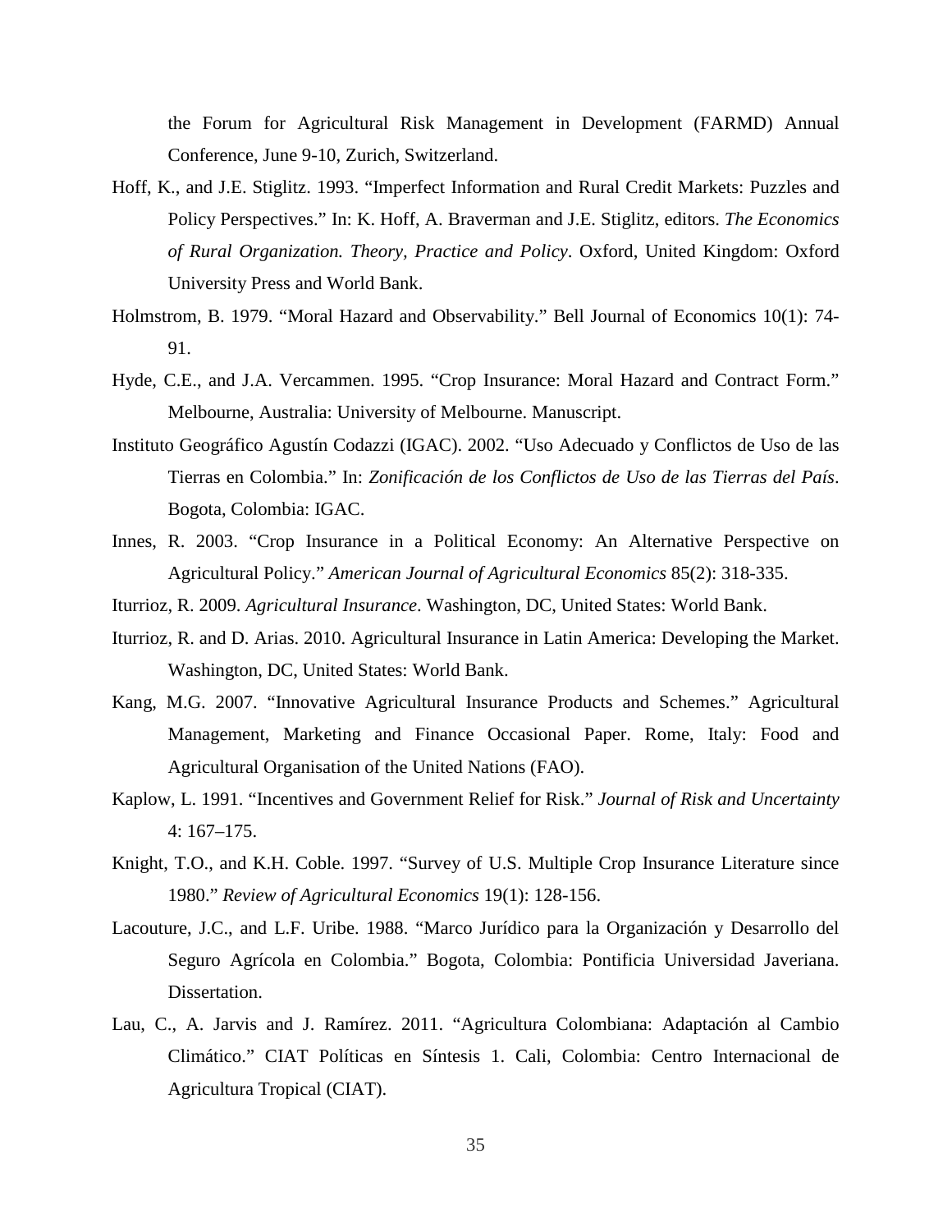the Forum for Agricultural Risk Management in Development (FARMD) Annual Conference, June 9-10, Zurich, Switzerland.

Hoff, K., and J.E. Stiglitz. 1993. "Imperfect Information and Rural Credit Markets: Puzzles and Policy Perspectives." In: K. Hoff, A. Braverman and J.E. Stiglitz, editors. *The Economics of Rural Organization. Theory, Practice and Policy*. Oxford, United Kingdom: Oxford University Press and World Bank.

Holmstrom, B. 1979. "Moral Hazard and Observability." Bell Journal of Economics 10(1): 74-91.

Hyde, C.E., and J.A. Vercammen. 1995. "Crop Insurance: Moral Hazard and Contract Form." Melbourne, Australia: University of Melbourne. Manuscript.

Instituto Geográfico Agustín Codazzi (IGAC). 2002. "Uso Adecuado y Conflictos de Uso de las Tierras en Colombia." In: *Zonificación de los Conflictos de Uso de las Tierras del País*. Bogota, Colombia: IGAC.

Innes, R. 2003. "Crop Insurance in a Political Economy: An Alternative Perspective on Agricultural Policy." *American Journal of Agricultural Economics* 85(2): 318-335.

Iturrioz, R. 2009. *Agricultural Insurance*. Washington, DC, United States: World Bank.

Iturrioz, R. and D. Arias. 2010. Agricultural Insurance in Latin America: Developing the Market. Washington, DC, United States: World Bank.

Kang, M.G. 2007. "Innovative Agricultural Insurance Products and Schemes." Agricultural Management, Marketing and Finance Occasional Paper. Rome, Italy: Food and Agricultural Organisation of the United Nations (FAO).

Kaplow, L. 1991. "Incentives and Government Relief for Risk." *Journal of Risk and Uncertainty* 4: 167–175.

Knight, T.O., and K.H. Coble. 1997. "Survey of U.S. Multiple Crop Insurance Literature since 1980." *Review of Agricultural Economics* 19(1): 128-156.

Lacouture, J.C., and L.F. Uribe. 1988. "Marco Jurídico para la Organización y Desarrollo del Seguro Agrícola en Colombia." Bogota, Colombia: Pontificia Universidad Javeriana. Dissertation.

Lau, C., A. Jarvis and J. Ramírez. 2011. "Agricultura Colombiana: Adaptación al Cambio Climático." CIAT Políticas en Síntesis 1. Cali, Colombia: Centro Internacional de Agricultura Tropical (CIAT).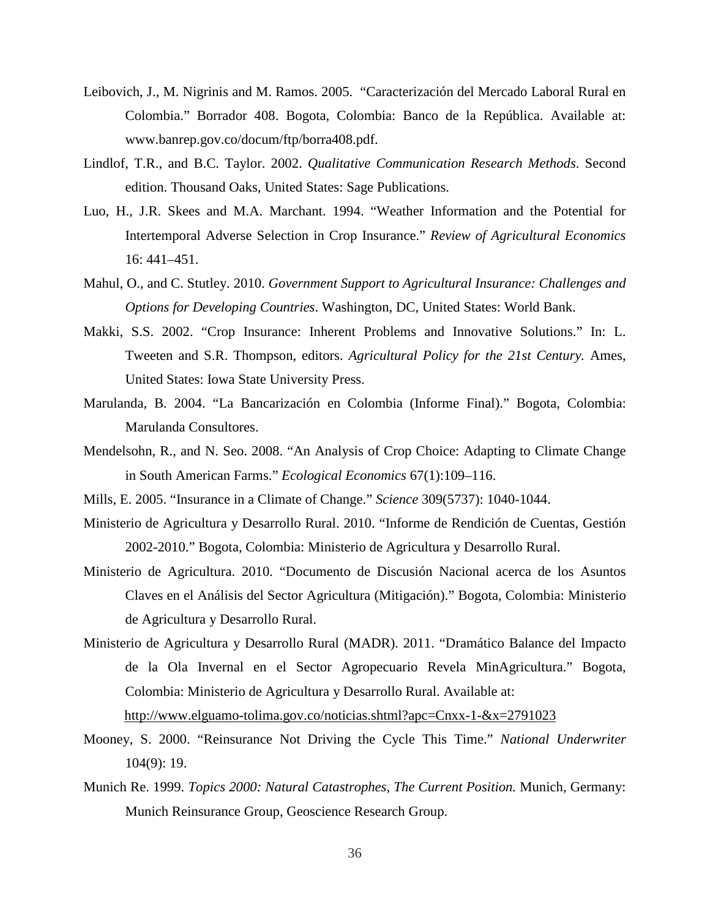Leibovich, J., M. Nigrinis and M. Ramos. 2005. "Caracterización del Mercado Laboral Rural en Colombia." Borrador 408. Bogota, Colombia: Banco de la República. Available at: www.banrep.gov.co/docum/ftp/borra408.pdf.

Lindlof, T.R., and B.C. Taylor. 2002. *Qualitative Communication Research Methods*. Second edition. Thousand Oaks, United States: Sage Publications.

Luo, H., J.R. Skees and M.A. Marchant. 1994. "Weather Information and the Potential for Intertemporal Adverse Selection in Crop Insurance." *Review of Agricultural Economics* 16: 441–451.

Mahul, O., and C. Stutley. 2010. *Government Support to Agricultural Insurance: Challenges and Options for Developing Countries*. Washington, DC, United States: World Bank.

Makki, S.S. 2002. "Crop Insurance: Inherent Problems and Innovative Solutions." In: L. Tweeten and S.R. Thompson, editors. *Agricultural Policy for the 21st Century*. Ames, United States: Iowa State University Press.

Marulanda, B. 2004. "La Bancarización en Colombia (Informe Final)." Bogota, Colombia: Marulanda Consultores.

Mendelsohn, R., and N. Seo. 2008. "An Analysis of Crop Choice: Adapting to Climate Change in South American Farms." *Ecological Economics* 67(1):109–116.

Mills, E. 2005. "Insurance in a Climate of Change." *Science* 309(5737): 1040-1044.

Ministerio de Agricultura y Desarrollo Rural. 2010. "Informe de Rendición de Cuentas, Gestión 2002-2010." Bogota, Colombia: Ministerio de Agricultura y Desarrollo Rural.

Ministerio de Agricultura. 2010. "Documento de Discusión Nacional acerca de los Asuntos Claves en el Análisis del Sector Agricultura (Mitigación)." Bogota, Colombia: Ministerio de Agricultura y Desarrollo Rural.

Ministerio de Agricultura y Desarrollo Rural (MADR). 2011. "Dramático Balance del Impacto de la Ola Invernal en el Sector Agropecuario Revela MinAgricultura." Bogota, Colombia: Ministerio de Agricultura y Desarrollo Rural. Available at: http://www.elguamo-tolima.gov.co/noticias.shtml?apc=Cnxx-1-&x=2791023

Mooney, S. 2000. "Reinsurance Not Driving the Cycle This Time." *National Underwriter* 104(9): 19.

Munich Re. 1999. *Topics 2000: Natural Catastrophes, The Current Position.* Munich, Germany: Munich Reinsurance Group, Geoscience Research Group.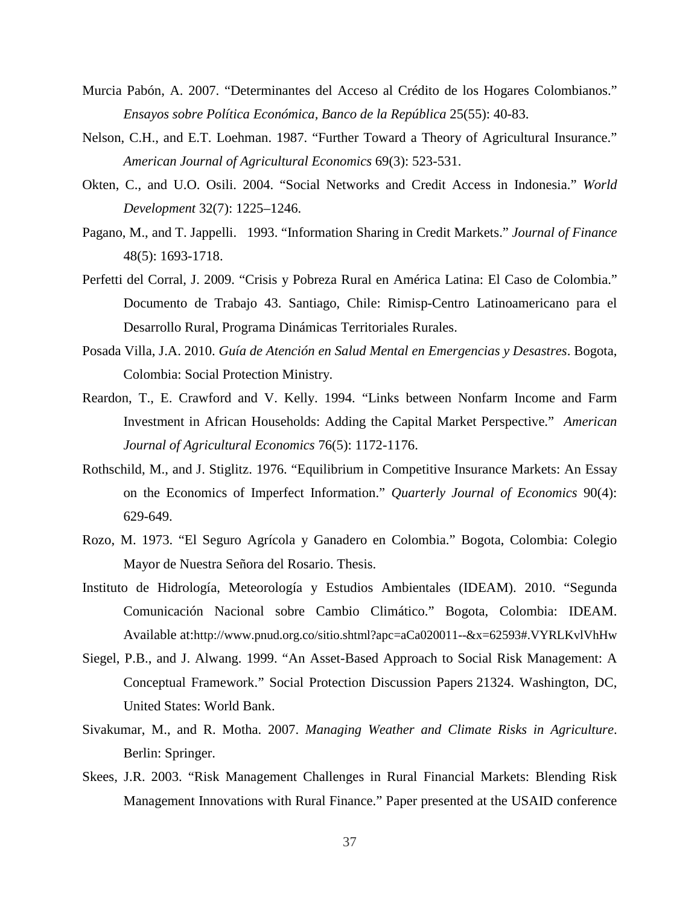Murcia Pabón, A. 2007. “Determinantes del Acceso al Crédito de los Hogares Colombianos.” *Ensayos sobre Política Económica, Banco de la República* 25(55): 40-83.

Nelson, C.H., and E.T. Loehman. 1987. “Further Toward a Theory of Agricultural Insurance.” *American Journal of Agricultural Economics* 69(3): 523-531.

Okten, C., and U.O. Osili. 2004. “Social Networks and Credit Access in Indonesia.” *World Development* 32(7): 1225–1246.

Pagano, M., and T. Jappelli. 1993. “Information Sharing in Credit Markets.” *Journal of Finance* 48(5): 1693-1718.

Perfetti del Corral, J. 2009. “Crisis y Pobreza Rural en América Latina: El Caso de Colombia.” Documento de Trabajo 43. Santiago, Chile: Rimisp-Centro Latinoamericano para el Desarrollo Rural, Programa Dinámicas Territoriales Rurales.

Posada Villa, J.A. 2010. *Guía de Atención en Salud Mental en Emergencias y Desastres*. Bogota, Colombia: Social Protection Ministry.

Reardon, T., E. Crawford and V. Kelly. 1994. “Links between Nonfarm Income and Farm Investment in African Households: Adding the Capital Market Perspective.” *American Journal of Agricultural Economics* 76(5): 1172-1176.

Rothschild, M., and J. Stiglitz. 1976. “Equilibrium in Competitive Insurance Markets: An Essay on the Economics of Imperfect Information.” *Quarterly Journal of Economics* 90(4): 629-649.

Rozo, M. 1973. “El Seguro Agrícola y Ganadero en Colombia.” Bogota, Colombia: Colegio Mayor de Nuestra Señora del Rosario. Thesis.

Instituto de Hidrología, Meteorología y Estudios Ambientales (IDEAM). 2010. “Segunda Comunicación Nacional sobre Cambio Climático.” Bogota, Colombia: IDEAM. Available at:http://www.pnud.org.co/sitio.shtml?apc=aCa020011--&x=62593#.VYRLKvlVhHw

Siegel, P.B., and J. Alwang. 1999. “An Asset-Based Approach to Social Risk Management: A Conceptual Framework.” Social Protection Discussion Papers 21324. Washington, DC, United States: World Bank.

Sivakumar, M., and R. Motha. 2007. *Managing Weather and Climate Risks in Agriculture*. Berlin: Springer.

Skees, J.R. 2003. “Risk Management Challenges in Rural Financial Markets: Blending Risk Management Innovations with Rural Finance.” Paper presented at the USAID conference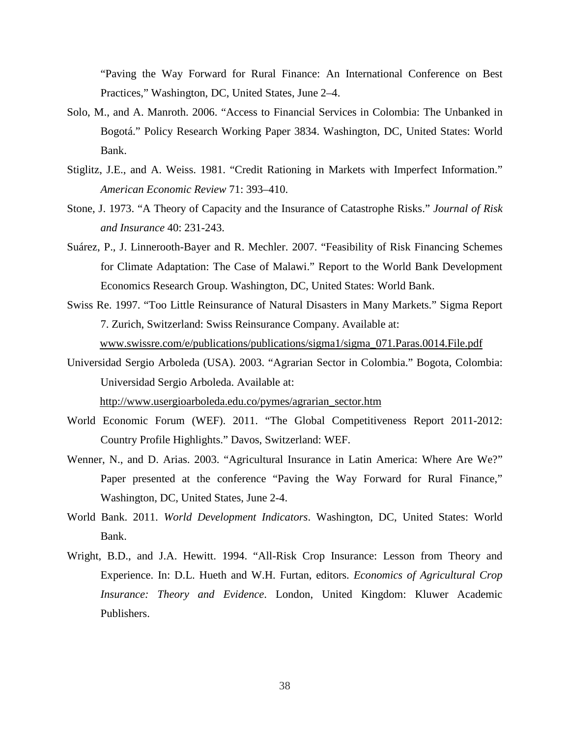"Paving the Way Forward for Rural Finance: An International Conference on Best Practices," Washington, DC, United States, June 2–4.

Solo, M., and A. Manroth. 2006. "Access to Financial Services in Colombia: The Unbanked in Bogotá." Policy Research Working Paper 3834. Washington, DC, United States: World Bank.

Stiglitz, J.E., and A. Weiss. 1981. "Credit Rationing in Markets with Imperfect Information." *American Economic Review* 71: 393–410.

Stone, J. 1973. "A Theory of Capacity and the Insurance of Catastrophe Risks." *Journal of Risk and Insurance* 40: 231-243.

Suárez, P., J. Linnerooth-Bayer and R. Mechler. 2007. "Feasibility of Risk Financing Schemes for Climate Adaptation: The Case of Malawi." Report to the World Bank Development Economics Research Group. Washington, DC, United States: World Bank.

Swiss Re. 1997. "Too Little Reinsurance of Natural Disasters in Many Markets." Sigma Report 7. Zurich, Switzerland: Swiss Reinsurance Company. Available at: www.swissre.com/e/publications/publications/sigma1/sigma_071.Paras.0014.File.pdf

Universidad Sergio Arboleda (USA). 2003. "Agrarian Sector in Colombia." Bogota, Colombia: Universidad Sergio Arboleda. Available at: http://www.usergioarboleda.edu.co/pymes/agrarian_sector.htm

World Economic Forum (WEF). 2011. "The Global Competitiveness Report 2011-2012: Country Profile Highlights." Davos, Switzerland: WEF.

Wenner, N., and D. Arias. 2003. "Agricultural Insurance in Latin America: Where Are We?" Paper presented at the conference "Paving the Way Forward for Rural Finance," Washington, DC, United States, June 2-4.

World Bank. 2011. *World Development Indicators*. Washington, DC, United States: World Bank.

Wright, B.D., and J.A. Hewitt. 1994. "All-Risk Crop Insurance: Lesson from Theory and Experience. In: D.L. Hueth and W.H. Furtan, editors. *Economics of Agricultural Crop Insurance: Theory and Evidence*. London, United Kingdom: Kluwer Academic Publishers.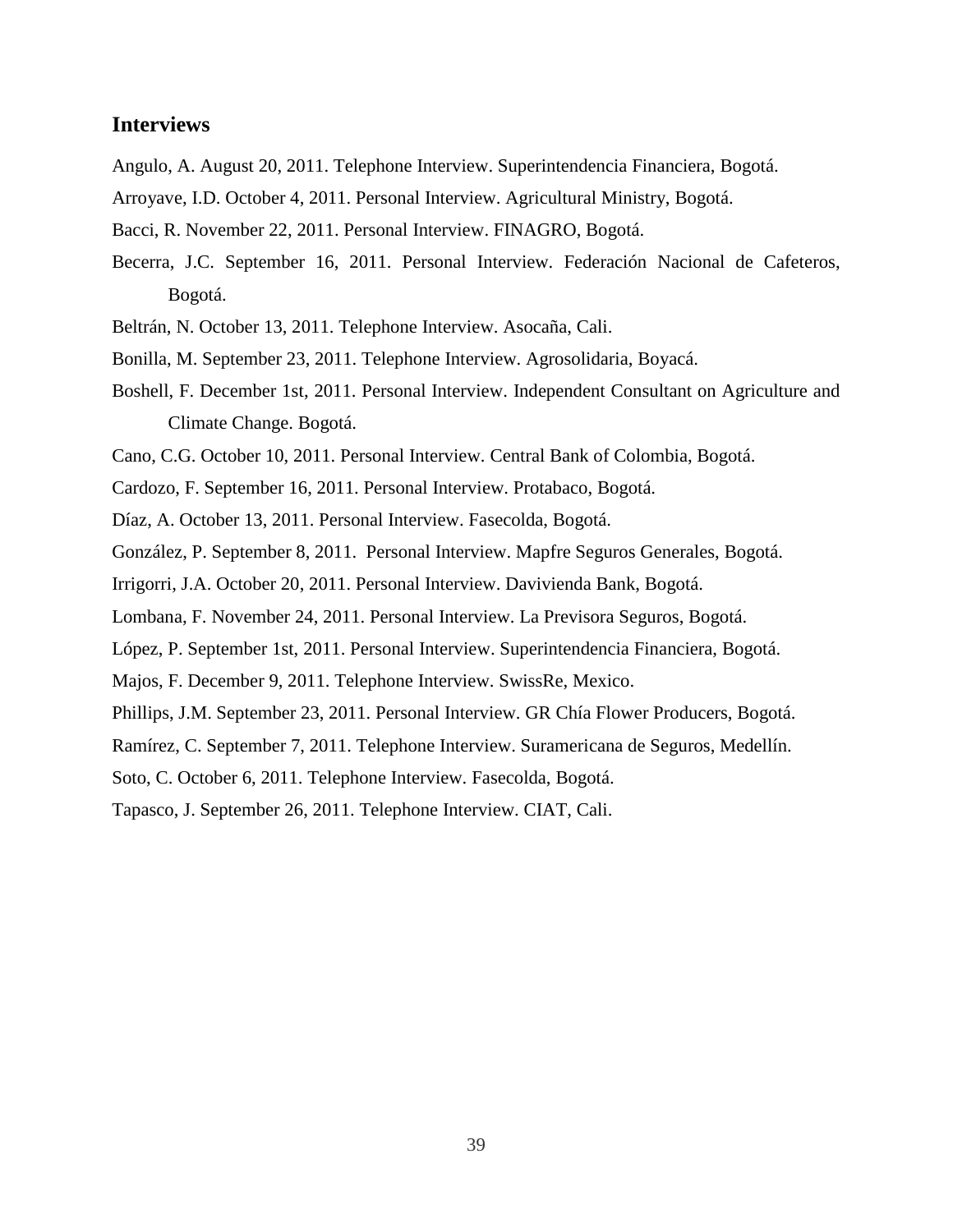## Interviews

Angulo, A. August 20, 2011. Telephone Interview. Superintendencia Financiera, Bogotá.

Arroyave, I.D. October 4, 2011. Personal Interview. Agricultural Ministry, Bogotá.

Bacci, R. November 22, 2011. Personal Interview. FINAGRO, Bogotá.

Becerra, J.C. September 16, 2011. Personal Interview. Federación Nacional de Cafeteros, Bogotá.

Beltrán, N. October 13, 2011. Telephone Interview. Asocaña, Cali.

Bonilla, M. September 23, 2011. Telephone Interview. Agrosolidaria, Boyacá.

Boshell, F. December 1st, 2011. Personal Interview. Independent Consultant on Agriculture and Climate Change. Bogotá.

Cano, C.G. October 10, 2011. Personal Interview. Central Bank of Colombia, Bogotá.

Cardozo, F. September 16, 2011. Personal Interview. Protabaco, Bogotá.

Díaz, A. October 13, 2011. Personal Interview. Fasecolda, Bogotá.

González, P. September 8, 2011. Personal Interview. Mapfre Seguros Generales, Bogotá.

Irrigorri, J.A. October 20, 2011. Personal Interview. Davivienda Bank, Bogotá.

Lombana, F. November 24, 2011. Personal Interview. La Previsora Seguros, Bogotá.

López, P. September 1st, 2011. Personal Interview. Superintendencia Financiera, Bogotá.

Majos, F. December 9, 2011. Telephone Interview. SwissRe, Mexico.

Phillips, J.M. September 23, 2011. Personal Interview. GR Chía Flower Producers, Bogotá.

Ramírez, C. September 7, 2011. Telephone Interview. Suramericana de Seguros, Medellín.

Soto, C. October 6, 2011. Telephone Interview. Fasecolda, Bogotá.

Tapasco, J. September 26, 2011. Telephone Interview. CIAT, Cali.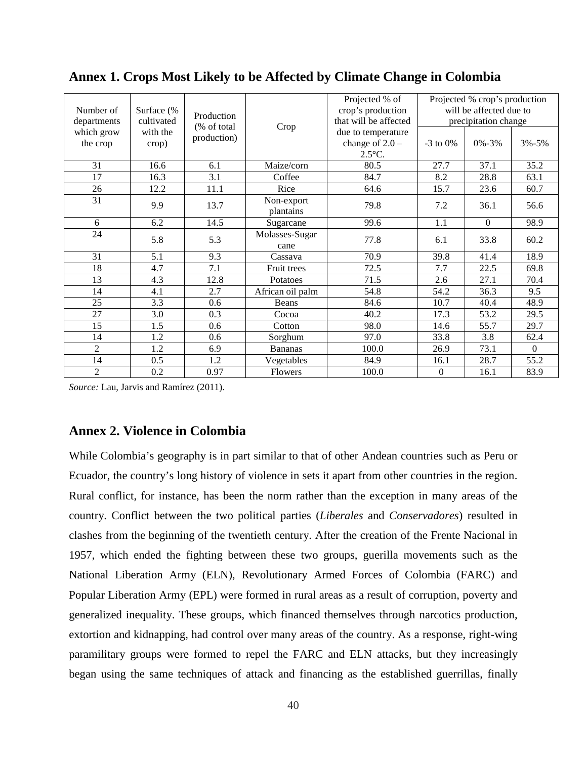## Annex 1. Crops Most Likely to be Affected by Climate Change in Colombia

| Number of departments which grow the crop | Surface (% cultivated with the crop) | Production (% of total production) | Crop | Projected % of crop's production that will be affected due to temperature change of 2.0 – 2.5°C. | Projected % crop's production will be affected due to precipitation change | | |
|---|---|---|---|---|---|---|---|
| | | | | | -3 to 0% | 0%-3% | 3%-5% |
| 31 | 16.6 | 6.1 | Maize/corn | 80.5 | 27.7 | 37.1 | 35.2 |
| 17 | 16.3 | 3.1 | Coffee | 84.7 | 8.2 | 28.8 | 63.1 |
| 26 | 12.2 | 11.1 | Rice | 64.6 | 15.7 | 23.6 | 60.7 |
| 31 | 9.9 | 13.7 | Non-export plantains | 79.8 | 7.2 | 36.1 | 56.6 |
| 6 | 6.2 | 14.5 | Sugarcane | 99.6 | 1.1 | 0 | 98.9 |
| 24 | 5.8 | 5.3 | Molasses-Sugar cane | 77.8 | 6.1 | 33.8 | 60.2 |
| 31 | 5.1 | 9.3 | Cassava | 70.9 | 39.8 | 41.4 | 18.9 |
| 18 | 4.7 | 7.1 | Fruit trees | 72.5 | 7.7 | 22.5 | 69.8 |
| 13 | 4.3 | 12.8 | Potatoes | 71.5 | 2.6 | 27.1 | 70.4 |
| 14 | 4.1 | 2.7 | African oil palm | 54.8 | 54.2 | 36.3 | 9.5 |
| 25 | 3.3 | 0.6 | Beans | 84.6 | 10.7 | 40.4 | 48.9 |
| 27 | 3.0 | 0.3 | Cocoa | 40.2 | 17.3 | 53.2 | 29.5 |
| 15 | 1.5 | 0.6 | Cotton | 98.0 | 14.6 | 55.7 | 29.7 |
| 14 | 1.2 | 0.6 | Sorghum | 97.0 | 33.8 | 3.8 | 62.4 |
| 2 | 1.2 | 6.9 | Bananas | 100.0 | 26.9 | 73.1 | 0 |
| 14 | 0.5 | 1.2 | Vegetables | 84.9 | 16.1 | 28.7 | 55.2 |
| 2 | 0.2 | 0.97 | Flowers | 100.0 | 0 | 16.1 | 83.9 |

*Source:* Lau, Jarvis and Ramírez (2011).

## Annex 2. Violence in Colombia

While Colombia's geography is in part similar to that of other Andean countries such as Peru or Ecuador, the country's long history of violence in sets it apart from other countries in the region. Rural conflict, for instance, has been the norm rather than the exception in many areas of the country. Conflict between the two political parties (*Liberales* and *Conservadores*) resulted in clashes from the beginning of the twentieth century. After the creation of the Frente Nacional in 1957, which ended the fighting between these two groups, guerilla movements such as the National Liberation Army (ELN), Revolutionary Armed Forces of Colombia (FARC) and Popular Liberation Army (EPL) were formed in rural areas as a result of corruption, poverty and generalized inequality. These groups, which financed themselves through narcotics production, extortion and kidnapping, had control over many areas of the country. As a response, right-wing paramilitary groups were formed to repel the FARC and ELN attacks, but they increasingly began using the same techniques of attack and financing as the established guerrillas, finally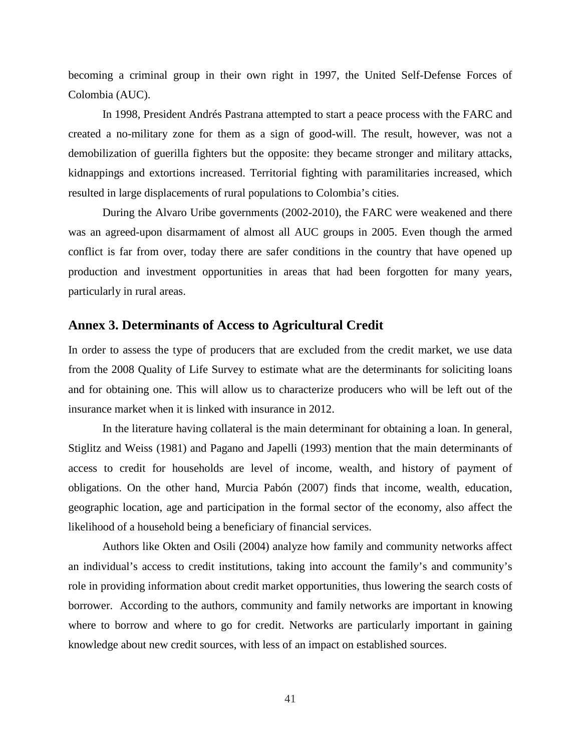becoming a criminal group in their own right in 1997, the United Self-Defense Forces of Colombia (AUC).

In 1998, President Andrés Pastrana attempted to start a peace process with the FARC and created a no-military zone for them as a sign of good-will. The result, however, was not a demobilization of guerilla fighters but the opposite: they became stronger and military attacks, kidnappings and extortions increased. Territorial fighting with paramilitaries increased, which resulted in large displacements of rural populations to Colombia's cities.

During the Alvaro Uribe governments (2002-2010), the FARC were weakened and there was an agreed-upon disarmament of almost all AUC groups in 2005. Even though the armed conflict is far from over, today there are safer conditions in the country that have opened up production and investment opportunities in areas that had been forgotten for many years, particularly in rural areas.

## Annex 3. Determinants of Access to Agricultural Credit

In order to assess the type of producers that are excluded from the credit market, we use data from the 2008 Quality of Life Survey to estimate what are the determinants for soliciting loans and for obtaining one. This will allow us to characterize producers who will be left out of the insurance market when it is linked with insurance in 2012.

In the literature having collateral is the main determinant for obtaining a loan. In general, Stiglitz and Weiss (1981) and Pagano and Japelli (1993) mention that the main determinants of access to credit for households are level of income, wealth, and history of payment of obligations. On the other hand, Murcia Pabón (2007) finds that income, wealth, education, geographic location, age and participation in the formal sector of the economy, also affect the likelihood of a household being a beneficiary of financial services.

Authors like Okten and Osili (2004) analyze how family and community networks affect an individual's access to credit institutions, taking into account the family's and community's role in providing information about credit market opportunities, thus lowering the search costs of borrower. According to the authors, community and family networks are important in knowing where to borrow and where to go for credit. Networks are particularly important in gaining knowledge about new credit sources, with less of an impact on established sources.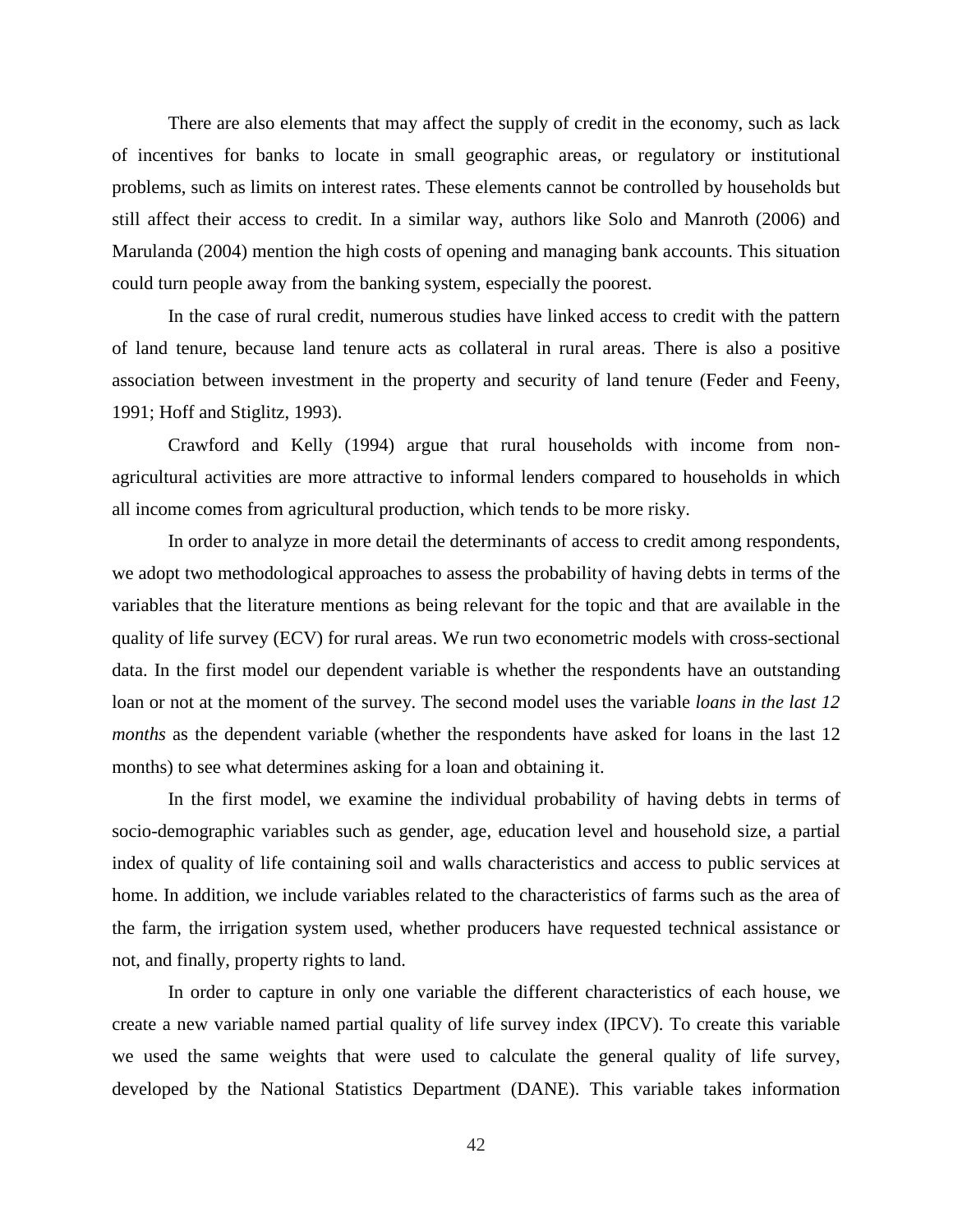There are also elements that may affect the supply of credit in the economy, such as lack of incentives for banks to locate in small geographic areas, or regulatory or institutional problems, such as limits on interest rates. These elements cannot be controlled by households but still affect their access to credit. In a similar way, authors like Solo and Manroth (2006) and Marulanda (2004) mention the high costs of opening and managing bank accounts. This situation could turn people away from the banking system, especially the poorest.

In the case of rural credit, numerous studies have linked access to credit with the pattern of land tenure, because land tenure acts as collateral in rural areas. There is also a positive association between investment in the property and security of land tenure (Feder and Feeny, 1991; Hoff and Stiglitz, 1993).

Crawford and Kelly (1994) argue that rural households with income from non-agricultural activities are more attractive to informal lenders compared to households in which all income comes from agricultural production, which tends to be more risky.

In order to analyze in more detail the determinants of access to credit among respondents, we adopt two methodological approaches to assess the probability of having debts in terms of the variables that the literature mentions as being relevant for the topic and that are available in the quality of life survey (ECV) for rural areas. We run two econometric models with cross-sectional data. In the first model our dependent variable is whether the respondents have an outstanding loan or not at the moment of the survey. The second model uses the variable *loans in the last 12 months* as the dependent variable (whether the respondents have asked for loans in the last 12 months) to see what determines asking for a loan and obtaining it.

In the first model, we examine the individual probability of having debts in terms of socio-demographic variables such as gender, age, education level and household size, a partial index of quality of life containing soil and walls characteristics and access to public services at home. In addition, we include variables related to the characteristics of farms such as the area of the farm, the irrigation system used, whether producers have requested technical assistance or not, and finally, property rights to land.

In order to capture in only one variable the different characteristics of each house, we create a new variable named partial quality of life survey index (IPCV). To create this variable we used the same weights that were used to calculate the general quality of life survey, developed by the National Statistics Department (DANE). This variable takes information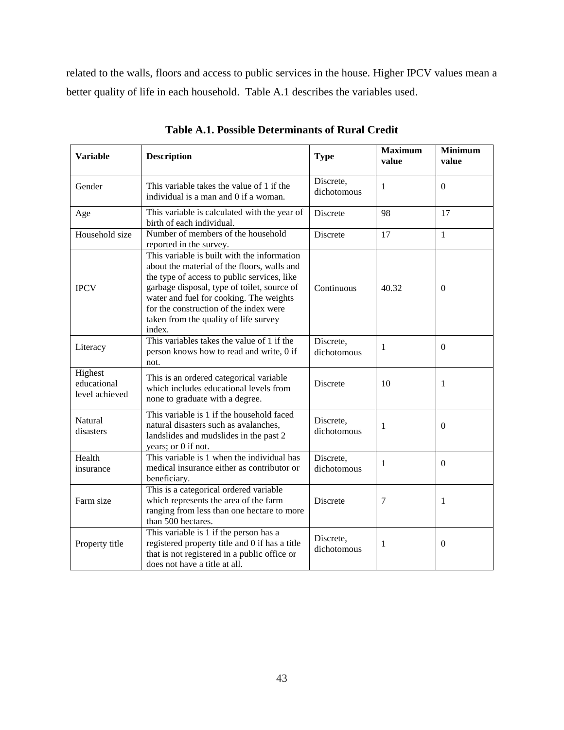related to the walls, floors and access to public services in the house. Higher IPCV values mean a better quality of life in each household. Table A.1 describes the variables used.

**Table A.1. Possible Determinants of Rural Credit**

| Variable | Description | Type | Maximum value | Minimum value |
|---|---|---|---|---|
| Gender | This variable takes the value of 1 if the individual is a man and 0 if a woman. | Discrete, dichotomous | 1 | 0 |
| Age | This variable is calculated with the year of birth of each individual. | Discrete | 98 | 17 |
| Household size | Number of members of the household reported in the survey. | Discrete | 17 | 1 |
| IPCV | This variable is built with the information about the material of the floors, walls and the type of access to public services, like garbage disposal, type of toilet, source of water and fuel for cooking. The weights for the construction of the index were taken from the quality of life survey index. | Continuous | 40.32 | 0 |
| Literacy | This variables takes the value of 1 if the person knows how to read and write, 0 if not. | Discrete, dichotomous | 1 | 0 |
| Highest educational level achieved | This is an ordered categorical variable which includes educational levels from none to graduate with a degree. | Discrete | 10 | 1 |
| Natural disasters | This variable is 1 if the household faced natural disasters such as avalanches, landslides and mudslides in the past 2 years; or 0 if not. | Discrete, dichotomous | 1 | 0 |
| Health insurance | This variable is 1 when the individual has medical insurance either as contributor or beneficiary. | Discrete, dichotomous | 1 | 0 |
| Farm size | This is a categorical ordered variable which represents the area of the farm ranging from less than one hectare to more than 500 hectares. | Discrete | 7 | 1 |
| Property title | This variable is 1 if the person has a registered property title and 0 if has a title that is not registered in a public office or does not have a title at all. | Discrete, dichotomous | 1 | 0 |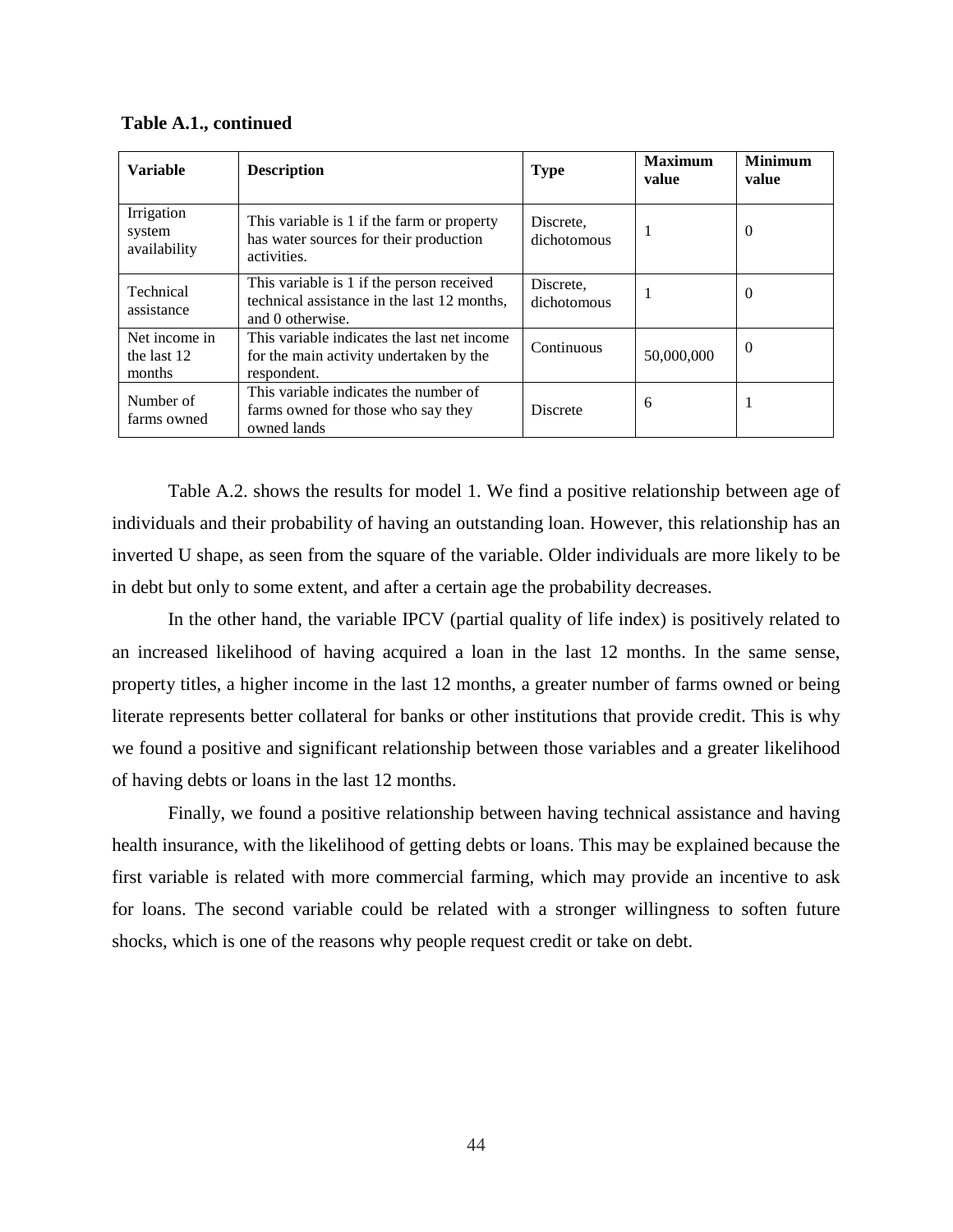**Table A.1., continued**

| Variable | Description | Type | Maximum value | Minimum value |
|---|---|---|---|---|
| Irrigation system availability | This variable is 1 if the farm or property has water sources for their production activities. | Discrete, dichotomous | 1 | 0 |
| Technical assistance | This variable is 1 if the person received technical assistance in the last 12 months, and 0 otherwise. | Discrete, dichotomous | 1 | 0 |
| Net income in the last 12 months | This variable indicates the last net income for the main activity undertaken by the respondent. | Continuous | 50,000,000 | 0 |
| Number of farms owned | This variable indicates the number of farms owned for those who say they owned lands | Discrete | 6 | 1 |

Table A.2. shows the results for model 1. We find a positive relationship between age of individuals and their probability of having an outstanding loan. However, this relationship has an inverted U shape, as seen from the square of the variable. Older individuals are more likely to be in debt but only to some extent, and after a certain age the probability decreases.

In the other hand, the variable IPCV (partial quality of life index) is positively related to an increased likelihood of having acquired a loan in the last 12 months. In the same sense, property titles, a higher income in the last 12 months, a greater number of farms owned or being literate represents better collateral for banks or other institutions that provide credit. This is why we found a positive and significant relationship between those variables and a greater likelihood of having debts or loans in the last 12 months.

Finally, we found a positive relationship between having technical assistance and having health insurance, with the likelihood of getting debts or loans. This may be explained because the first variable is related with more commercial farming, which may provide an incentive to ask for loans. The second variable could be related with a stronger willingness to soften future shocks, which is one of the reasons why people request credit or take on debt.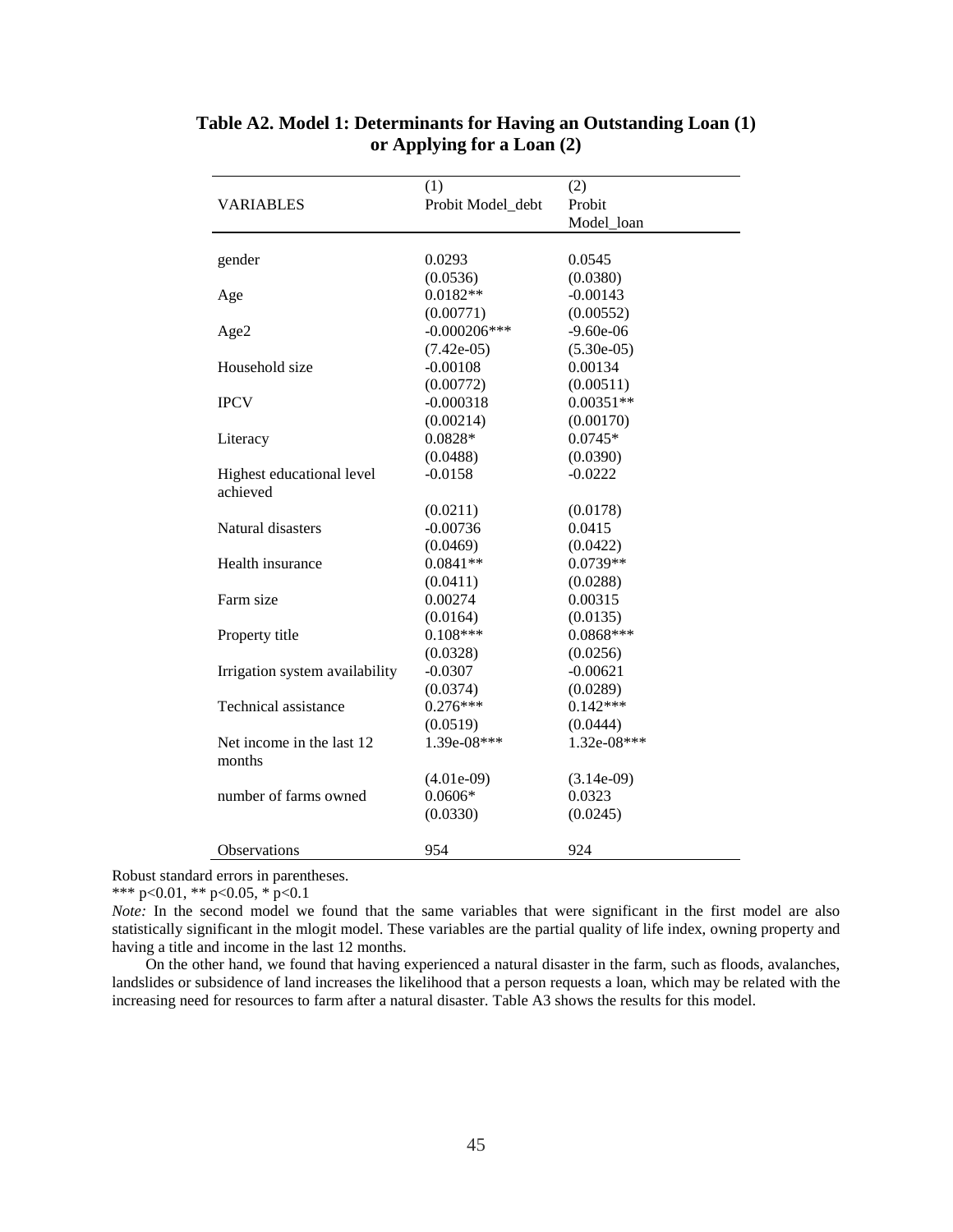**Table A2. Model 1: Determinants for Having an Outstanding Loan (1) or Applying for a Loan (2)**

| VARIABLES | (1)<br>Probit Model_debt | (2)<br>Probit Model_loan |
|---|---|---|
| gender | 0.0293 | 0.0545 |
| | (0.0536) | (0.0380) |
| Age | 0.0182** | -0.00143 |
| | (0.00771) | (0.00552) |
| Age2 | -0.000206*** | -9.60e-06 |
| | (7.42e-05) | (5.30e-05) |
| Household size | -0.00108 | 0.00134 |
| | (0.00772) | (0.00511) |
| IPCV | -0.000318 | 0.00351** |
| | (0.00214) | (0.00170) |
| Literacy | 0.0828* | 0.0745* |
| | (0.0488) | (0.0390) |
| Highest educational level achieved | -0.0158 | -0.0222 |
| | (0.0211) | (0.0178) |
| Natural disasters | -0.00736 | 0.0415 |
| | (0.0469) | (0.0422) |
| Health insurance | 0.0841** | 0.0739** |
| | (0.0411) | (0.0288) |
| Farm size | 0.00274 | 0.00315 |
| | (0.0164) | (0.0135) |
| Property title | 0.108*** | 0.0868*** |
| | (0.0328) | (0.0256) |
| Irrigation system availability | -0.0307 | -0.00621 |
| | (0.0374) | (0.0289) |
| Technical assistance | 0.276*** | 0.142*** |
| | (0.0519) | (0.0444) |
| Net income in the last 12 months | 1.39e-08*** | 1.32e-08*** |
| | (4.01e-09) | (3.14e-09) |
| number of farms owned | 0.0606* | 0.0323 |
| | (0.0330) | (0.0245) |
| Observations | 954 | 924 |

Robust standard errors in parentheses.

*** $p<0.01$, ** $p<0.05$, * $p<0.1$

*Note:* In the second model we found that the same variables that were significant in the first model are also statistically significant in the mlogit model. These variables are the partial quality of life index, owning property and having a title and income in the last 12 months.

On the other hand, we found that having experienced a natural disaster in the farm, such as floods, avalanches, landslides or subsidence of land increases the likelihood that a person requests a loan, which may be related with the increasing need for resources to farm after a natural disaster. Table A3 shows the results for this model.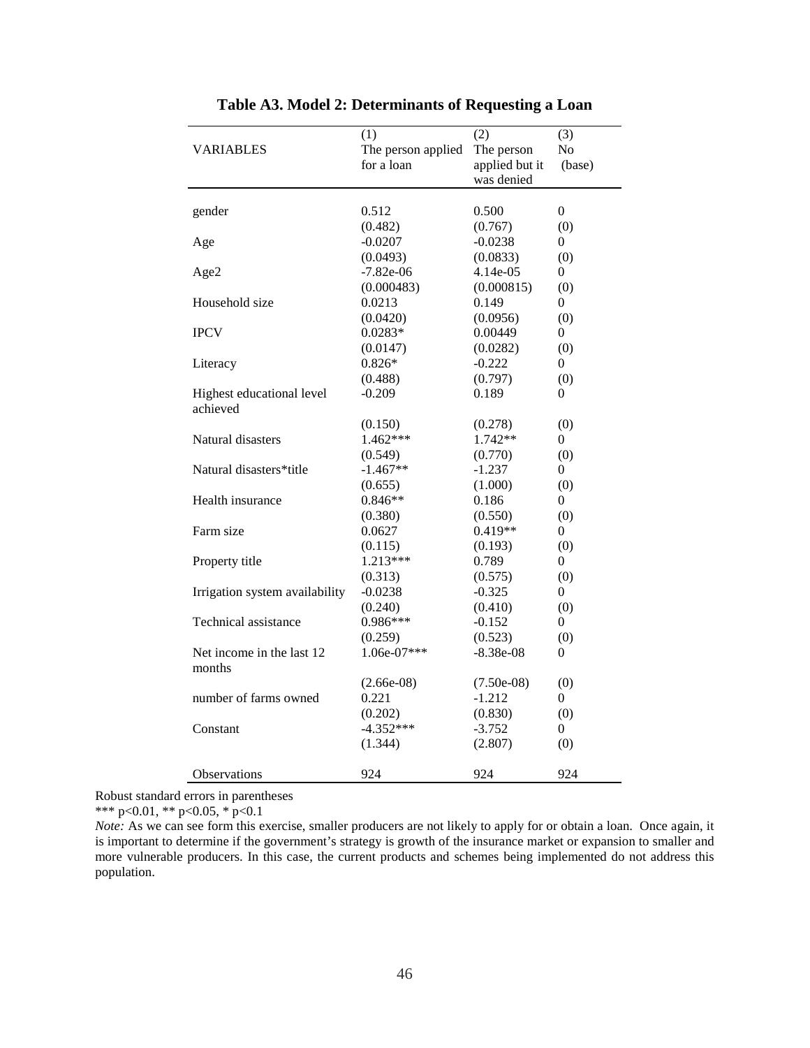**Table A3. Model 2: Determinants of Requesting a Loan**

| VARIABLES | (1)<br>The person applied for a loan | (2)<br>The person applied but it was denied | (3)<br>No<br>(base) |
|---|---|---|---|
| gender | 0.512 | 0.500 | 0 |
| | (0.482) | (0.767) | (0) |
| Age | -0.0207 | -0.0238 | 0 |
| | (0.0493) | (0.0833) | (0) |
| Age2 | -7.82e-06 | 4.14e-05 | 0 |
| | (0.000483) | (0.000815) | (0) |
| Household size | 0.0213 | 0.149 | 0 |
| | (0.0420) | (0.0956) | (0) |
| IPCV | 0.0283* | 0.00449 | 0 |
| | (0.0147) | (0.0282) | (0) |
| Literacy | 0.826* | -0.222 | 0 |
| | (0.488) | (0.797) | (0) |
| Highest educational level achieved | -0.209 | 0.189 | 0 |
| | (0.150) | (0.278) | (0) |
| Natural disasters | 1.462*** | 1.742** | 0 |
| | (0.549) | (0.770) | (0) |
| Natural disasters*title | -1.467** | -1.237 | 0 |
| | (0.655) | (1.000) | (0) |
| Health insurance | 0.846** | 0.186 | 0 |
| | (0.380) | (0.550) | (0) |
| Farm size | 0.0627 | 0.419** | 0 |
| | (0.115) | (0.193) | (0) |
| Property title | 1.213*** | 0.789 | 0 |
| | (0.313) | (0.575) | (0) |
| Irrigation system availability | -0.0238 | -0.325 | 0 |
| | (0.240) | (0.410) | (0) |
| Technical assistance | 0.986*** | -0.152 | 0 |
| | (0.259) | (0.523) | (0) |
| Net income in the last 12 months | 1.06e-07*** | -8.38e-08 | 0 |
| | (2.66e-08) | (7.50e-08) | (0) |
| number of farms owned | 0.221 | -1.212 | 0 |
| | (0.202) | (0.830) | (0) |
| Constant | -4.352*** | -3.752 | 0 |
| | (1.344) | (2.807) | (0) |
| Observations | 924 | 924 | 924 |

Robust standard errors in parentheses

*** p<0.01, ** p<0.05, * p<0.1

*Note:* As we can see form this exercise, smaller producers are not likely to apply for or obtain a loan. Once again, it is important to determine if the government's strategy is growth of the insurance market or expansion to smaller and more vulnerable producers. In this case, the current products and schemes being implemented do not address this population.